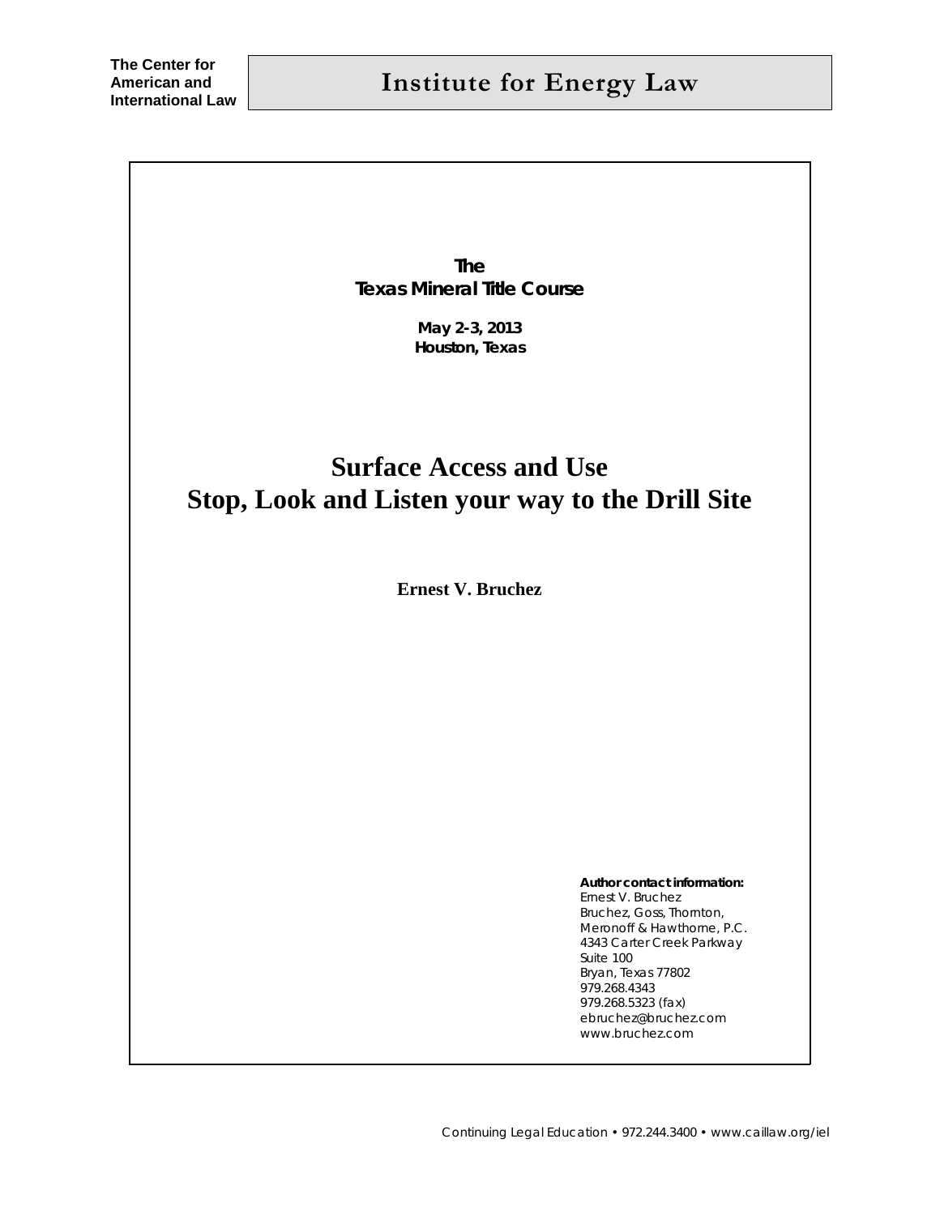The Center for American and International Law

# Institute for Energy Law

**The**
**Texas Mineral Title Course**

**May 2-3, 2013**
**Houston, Texas**

# Surface Access and Use
# Stop, Look and Listen your way to the Drill Site

**Ernest V. Bruchez**

**Author contact information:**
Ernest V. Bruchez
Bruchez, Goss, Thornton,
Meronoff & Hawthorne, P.C.
4343 Carter Creek Parkway
Suite 100
Bryan, Texas 77802
979.268.4343
979.268.5323 (fax)
ebruchez@bruchez.com
www.bruchez.com

Continuing Legal Education • 972.244.3400 • www.caillaw.org/iel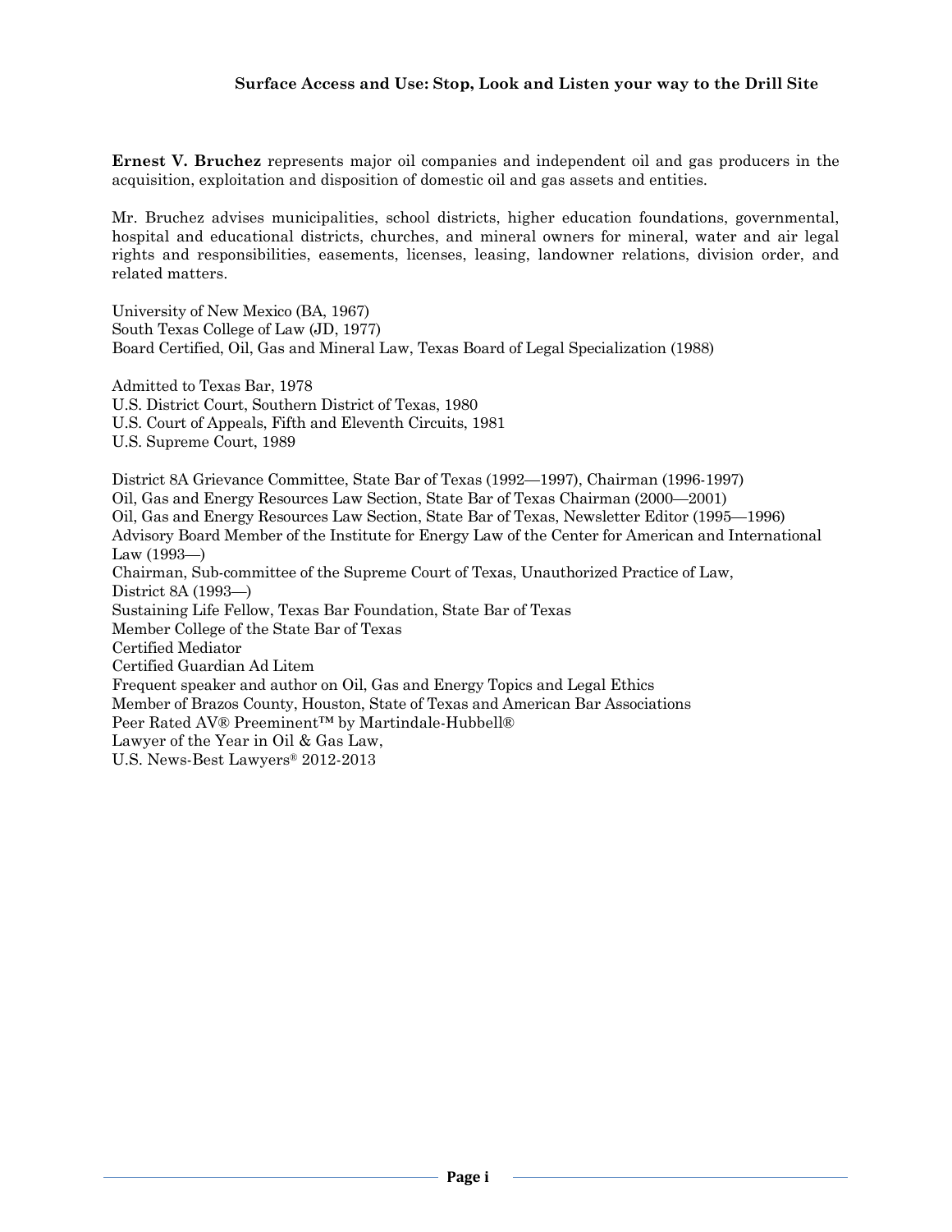**Ernest V. Bruchez** represents major oil companies and independent oil and gas producers in the acquisition, exploitation and disposition of domestic oil and gas assets and entities.

Mr. Bruchez advises municipalities, school districts, higher education foundations, governmental, hospital and educational districts, churches, and mineral owners for mineral, water and air legal rights and responsibilities, easements, licenses, leasing, landowner relations, division order, and related matters.

University of New Mexico (BA, 1967)
South Texas College of Law (JD, 1977)
Board Certified, Oil, Gas and Mineral Law, Texas Board of Legal Specialization (1988)

Admitted to Texas Bar, 1978
U.S. District Court, Southern District of Texas, 1980
U.S. Court of Appeals, Fifth and Eleventh Circuits, 1981
U.S. Supreme Court, 1989

District 8A Grievance Committee, State Bar of Texas (1992—1997), Chairman (1996-1997)
Oil, Gas and Energy Resources Law Section, State Bar of Texas Chairman (2000—2001)
Oil, Gas and Energy Resources Law Section, State Bar of Texas, Newsletter Editor (1995—1996)
Advisory Board Member of the Institute for Energy Law of the Center for American and International Law (1993—)
Chairman, Sub-committee of the Supreme Court of Texas, Unauthorized Practice of Law, District 8A (1993—)
Sustaining Life Fellow, Texas Bar Foundation, State Bar of Texas
Member College of the State Bar of Texas
Certified Mediator
Certified Guardian Ad Litem
Frequent speaker and author on Oil, Gas and Energy Topics and Legal Ethics
Member of Brazos County, Houston, State of Texas and American Bar Associations
Peer Rated AV® Preeminent™ by Martindale-Hubbell®
Lawyer of the Year in Oil & Gas Law,
U.S. News-Best Lawyers® 2012-2013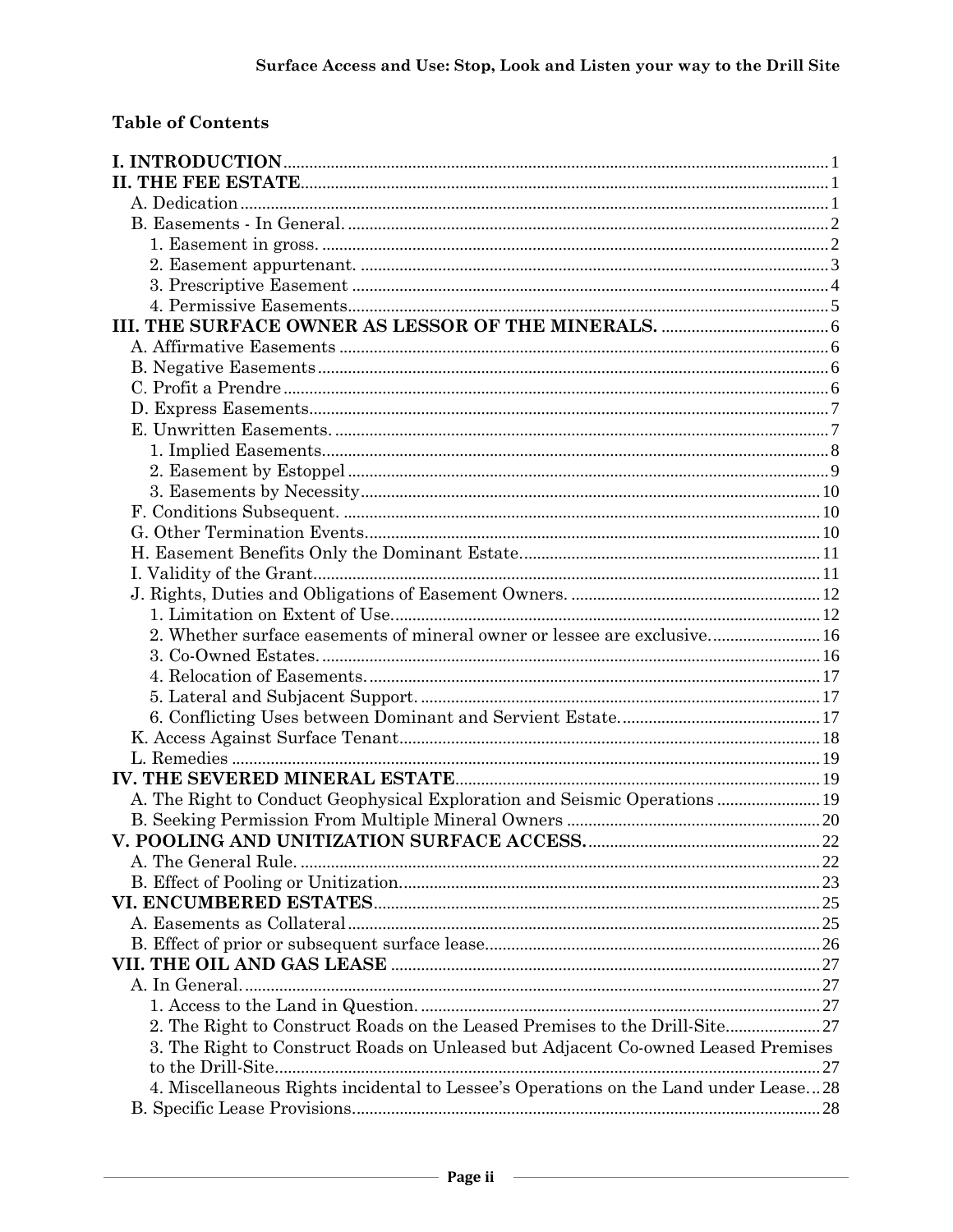## Table of Contents

**I. INTRODUCTION** .......... 1
**II. THE FEE ESTATE** .......... 1
- A. Dedication .......... 1
- B. Easements - In General. .......... 2
  - 1. Easement in gross. .......... 2
  - 2. Easement appurtenant. .......... 3
  - 3. Prescriptive Easement .......... 4
  - 4. Permissive Easements .......... 5

**III. THE SURFACE OWNER AS LESSOR OF THE MINERALS.** .......... 6
- A. Affirmative Easements .......... 6
- B. Negative Easements .......... 6
- C. Profit a Prendre .......... 6
- D. Express Easements .......... 7
- E. Unwritten Easements. .......... 7
  - 1. Implied Easements .......... 8
  - 2. Easement by Estoppel .......... 9
  - 3. Easements by Necessity .......... 10
- F. Conditions Subsequent. .......... 10
- G. Other Termination Events .......... 10
- H. Easement Benefits Only the Dominant Estate .......... 11
- I. Validity of the Grant .......... 11
- J. Rights, Duties and Obligations of Easement Owners. .......... 12
  - 1. Limitation on Extent of Use .......... 12
  - 2. Whether surface easements of mineral owner or lessee are exclusive .......... 16
  - 3. Co-Owned Estates. .......... 16
  - 4. Relocation of Easements. .......... 17
  - 5. Lateral and Subjacent Support. .......... 17
  - 6. Conflicting Uses between Dominant and Servient Estate .......... 17
- K. Access Against Surface Tenant .......... 18
- L. Remedies .......... 19

**IV. THE SEVERED MINERAL ESTATE** .......... 19
- A. The Right to Conduct Geophysical Exploration and Seismic Operations .......... 19
- B. Seeking Permission From Multiple Mineral Owners .......... 20

**V. POOLING AND UNITIZATION SURFACE ACCESS.** .......... 22
- A. The General Rule. .......... 22
- B. Effect of Pooling or Unitization .......... 23

**VI. ENCUMBERED ESTATES** .......... 25
- A. Easements as Collateral .......... 25
- B. Effect of prior or subsequent surface lease .......... 26

**VII. THE OIL AND GAS LEASE** .......... 27
- A. In General. .......... 27
  - 1. Access to the Land in Question. .......... 27
  - 2. The Right to Construct Roads on the Leased Premises to the Drill-Site .......... 27
  - 3. The Right to Construct Roads on Unleased but Adjacent Co-owned Leased Premises to the Drill-Site .......... 27
  - 4. Miscellaneous Rights incidental to Lessee's Operations on the Land under Lease ... 28
- B. Specific Lease Provisions .......... 28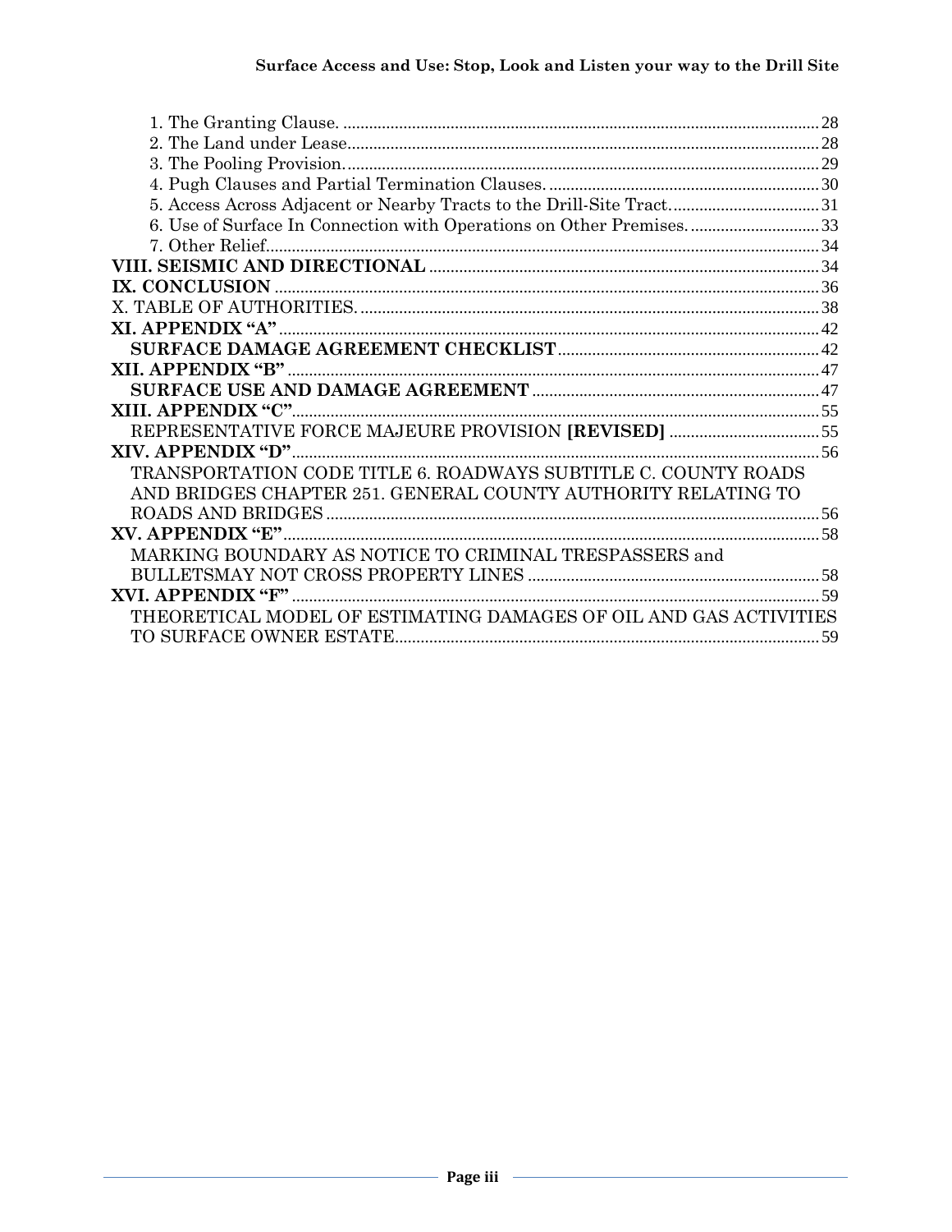1. The Granting Clause. .............................................................................................................. 28
2. The Land under Lease............................................................................................................. 28
3. The Pooling Provision.............................................................................................................. 29
4. Pugh Clauses and Partial Termination Clauses. .............................................................. 30
5. Access Across Adjacent or Nearby Tracts to the Drill-Site Tract. ................................. 31
6. Use of Surface In Connection with Operations on Other Premises. .............................. 33
7. Other Relief................................................................................................................................. 34

**VIII. SEISMIC AND DIRECTIONAL** ......................................................................................... 34

**IX. CONCLUSION** ............................................................................................................................. 36

X. TABLE OF AUTHORITIES. ......................................................................................................... 38

**XI. APPENDIX "A"** ............................................................................................................................ 42

**SURFACE DAMAGE AGREEMENT CHECKLIST** ........................................................... 42

**XII. APPENDIX "B"** .......................................................................................................................... 47

**SURFACE USE AND DAMAGE AGREEMENT** ................................................................. 47

**XIII. APPENDIX "C"**......................................................................................................................... 55

REPRESENTATIVE FORCE MAJEURE PROVISION **[REVISED]** .................................. 55

**XIV. APPENDIX "D"**......................................................................................................................... 56

TRANSPORTATION CODE TITLE 6. ROADWAYS SUBTITLE C. COUNTY ROADS AND BRIDGES CHAPTER 251. GENERAL COUNTY AUTHORITY RELATING TO ROADS AND BRIDGES .................................................................................................................. 56

**XV. APPENDIX "E"**............................................................................................................................ 58

MARKING BOUNDARY AS NOTICE TO CRIMINAL TRESPASSERS and BULLETSMAY NOT CROSS PROPERTY LINES .................................................................. 58

**XVI. APPENDIX "F"** .......................................................................................................................... 59

THEORETICAL MODEL OF ESTIMATING DAMAGES OF OIL AND GAS ACTIVITIES TO SURFACE OWNER ESTATE.................................................................................................. 59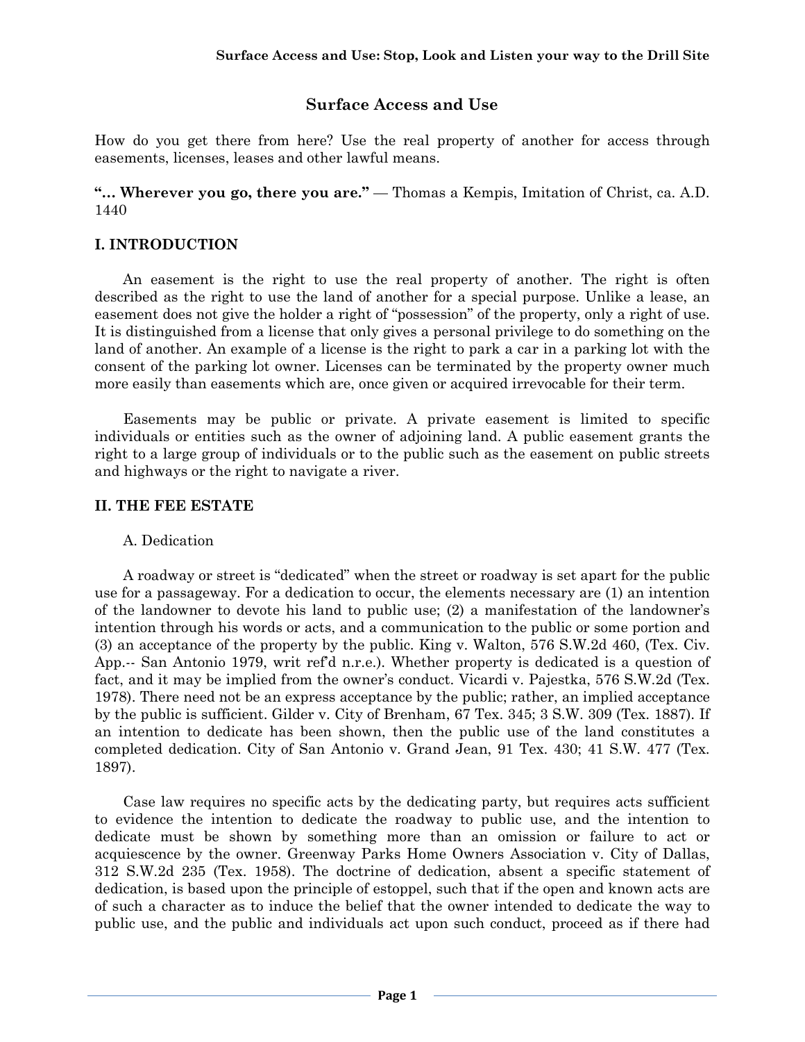## Surface Access and Use

How do you get there from here? Use the real property of another for access through easements, licenses, leases and other lawful means.

**"… Wherever you go, there you are."** — Thomas a Kempis, Imitation of Christ, ca. A.D. 1440

### I. INTRODUCTION

An easement is the right to use the real property of another. The right is often described as the right to use the land of another for a special purpose. Unlike a lease, an easement does not give the holder a right of "possession" of the property, only a right of use. It is distinguished from a license that only gives a personal privilege to do something on the land of another. An example of a license is the right to park a car in a parking lot with the consent of the parking lot owner. Licenses can be terminated by the property owner much more easily than easements which are, once given or acquired irrevocable for their term.

Easements may be public or private. A private easement is limited to specific individuals or entities such as the owner of adjoining land. A public easement grants the right to a large group of individuals or to the public such as the easement on public streets and highways or the right to navigate a river.

### II. THE FEE ESTATE

A. Dedication

A roadway or street is "dedicated" when the street or roadway is set apart for the public use for a passageway. For a dedication to occur, the elements necessary are (1) an intention of the landowner to devote his land to public use; (2) a manifestation of the landowner's intention through his words or acts, and a communication to the public or some portion and (3) an acceptance of the property by the public. King v. Walton, 576 S.W.2d 460, (Tex. Civ. App.-- San Antonio 1979, writ ref'd n.r.e.). Whether property is dedicated is a question of fact, and it may be implied from the owner's conduct. Vicardi v. Pajestka, 576 S.W.2d (Tex. 1978). There need not be an express acceptance by the public; rather, an implied acceptance by the public is sufficient. Gilder v. City of Brenham, 67 Tex. 345; 3 S.W. 309 (Tex. 1887). If an intention to dedicate has been shown, then the public use of the land constitutes a completed dedication. City of San Antonio v. Grand Jean, 91 Tex. 430; 41 S.W. 477 (Tex. 1897).

Case law requires no specific acts by the dedicating party, but requires acts sufficient to evidence the intention to dedicate the roadway to public use, and the intention to dedicate must be shown by something more than an omission or failure to act or acquiescence by the owner. Greenway Parks Home Owners Association v. City of Dallas, 312 S.W.2d 235 (Tex. 1958). The doctrine of dedication, absent a specific statement of dedication, is based upon the principle of estoppel, such that if the open and known acts are of such a character as to induce the belief that the owner intended to dedicate the way to public use, and the public and individuals act upon such conduct, proceed as if there had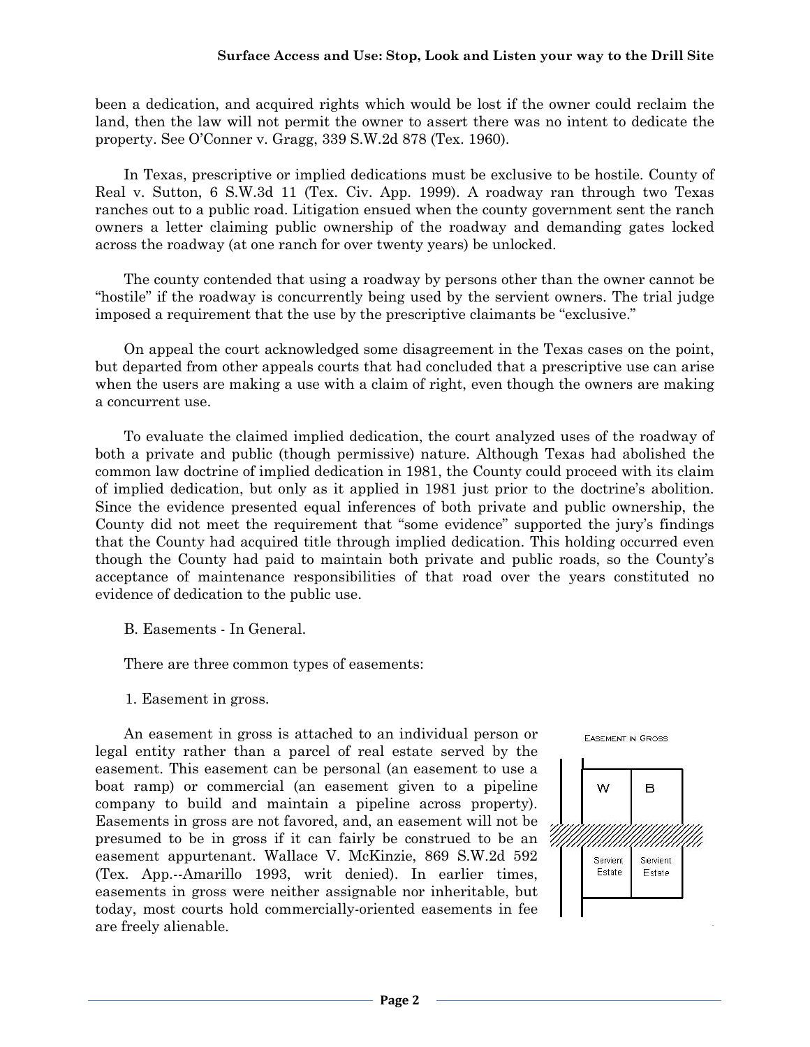been a dedication, and acquired rights which would be lost if the owner could reclaim the land, then the law will not permit the owner to assert there was no intent to dedicate the property. See O'Conner v. Gragg, 339 S.W.2d 878 (Tex. 1960).

In Texas, prescriptive or implied dedications must be exclusive to be hostile. County of Real v. Sutton, 6 S.W.3d 11 (Tex. Civ. App. 1999). A roadway ran through two Texas ranches out to a public road. Litigation ensued when the county government sent the ranch owners a letter claiming public ownership of the roadway and demanding gates locked across the roadway (at one ranch for over twenty years) be unlocked.

The county contended that using a roadway by persons other than the owner cannot be "hostile" if the roadway is concurrently being used by the servient owners. The trial judge imposed a requirement that the use by the prescriptive claimants be "exclusive."

On appeal the court acknowledged some disagreement in the Texas cases on the point, but departed from other appeals courts that had concluded that a prescriptive use can arise when the users are making a use with a claim of right, even though the owners are making a concurrent use.

To evaluate the claimed implied dedication, the court analyzed uses of the roadway of both a private and public (though permissive) nature. Although Texas had abolished the common law doctrine of implied dedication in 1981, the County could proceed with its claim of implied dedication, but only as it applied in 1981 just prior to the doctrine's abolition. Since the evidence presented equal inferences of both private and public ownership, the County did not meet the requirement that "some evidence" supported the jury's findings that the County had acquired title through implied dedication. This holding occurred even though the County had paid to maintain both private and public roads, so the County's acceptance of maintenance responsibilities of that road over the years constituted no evidence of dedication to the public use.

B. Easements - In General.

There are three common types of easements:

1. Easement in gross.

An easement in gross is attached to an individual person or legal entity rather than a parcel of real estate served by the easement. This easement can be personal (an easement to use a boat ramp) or commercial (an easement given to a pipeline company to build and maintain a pipeline across property). Easements in gross are not favored, and, an easement will not be presumed to be in gross if it can fairly be construed to be an easement appurtenant. Wallace V. McKinzie, 869 S.W.2d 592 (Tex. App.--Amarillo 1993, writ denied). In earlier times, easements in gross were neither assignable nor inheritable, but today, most courts hold commercially-oriented easements in fee are freely alienable.

EASEMENT IN GROSS

W | B

Servient Estate | Servient Estate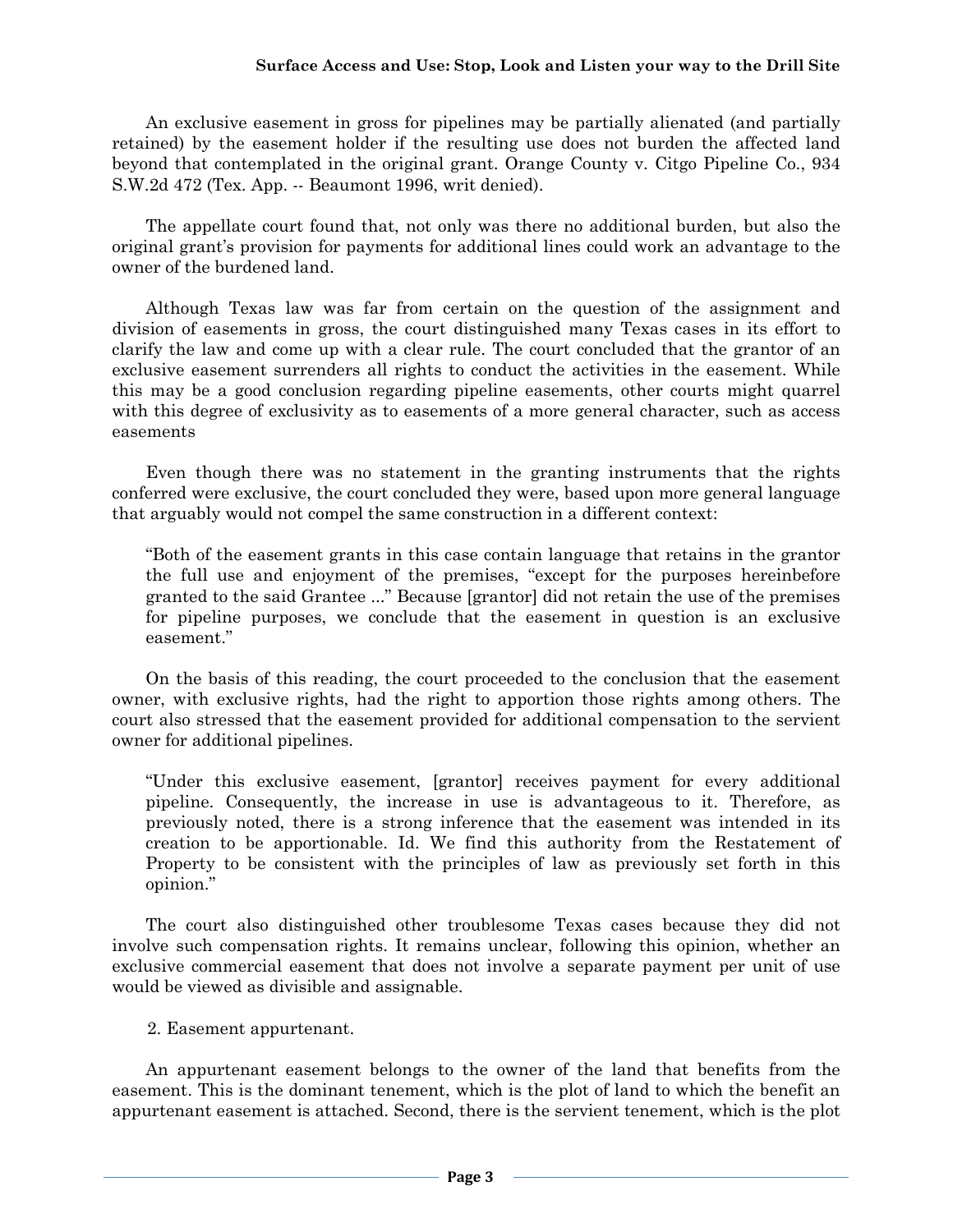An exclusive easement in gross for pipelines may be partially alienated (and partially retained) by the easement holder if the resulting use does not burden the affected land beyond that contemplated in the original grant. Orange County v. Citgo Pipeline Co., 934 S.W.2d 472 (Tex. App. -- Beaumont 1996, writ denied).

The appellate court found that, not only was there no additional burden, but also the original grant's provision for payments for additional lines could work an advantage to the owner of the burdened land.

Although Texas law was far from certain on the question of the assignment and division of easements in gross, the court distinguished many Texas cases in its effort to clarify the law and come up with a clear rule. The court concluded that the grantor of an exclusive easement surrenders all rights to conduct the activities in the easement. While this may be a good conclusion regarding pipeline easements, other courts might quarrel with this degree of exclusivity as to easements of a more general character, such as access easements

Even though there was no statement in the granting instruments that the rights conferred were exclusive, the court concluded they were, based upon more general language that arguably would not compel the same construction in a different context:

> "Both of the easement grants in this case contain language that retains in the grantor the full use and enjoyment of the premises, "except for the purposes hereinbefore granted to the said Grantee ..." Because [grantor] did not retain the use of the premises for pipeline purposes, we conclude that the easement in question is an exclusive easement."

On the basis of this reading, the court proceeded to the conclusion that the easement owner, with exclusive rights, had the right to apportion those rights among others. The court also stressed that the easement provided for additional compensation to the servient owner for additional pipelines.

> "Under this exclusive easement, [grantor] receives payment for every additional pipeline. Consequently, the increase in use is advantageous to it. Therefore, as previously noted, there is a strong inference that the easement was intended in its creation to be apportionable. Id. We find this authority from the Restatement of Property to be consistent with the principles of law as previously set forth in this opinion."

The court also distinguished other troublesome Texas cases because they did not involve such compensation rights. It remains unclear, following this opinion, whether an exclusive commercial easement that does not involve a separate payment per unit of use would be viewed as divisible and assignable.

2. Easement appurtenant.

An appurtenant easement belongs to the owner of the land that benefits from the easement. This is the dominant tenement, which is the plot of land to which the benefit an appurtenant easement is attached. Second, there is the servient tenement, which is the plot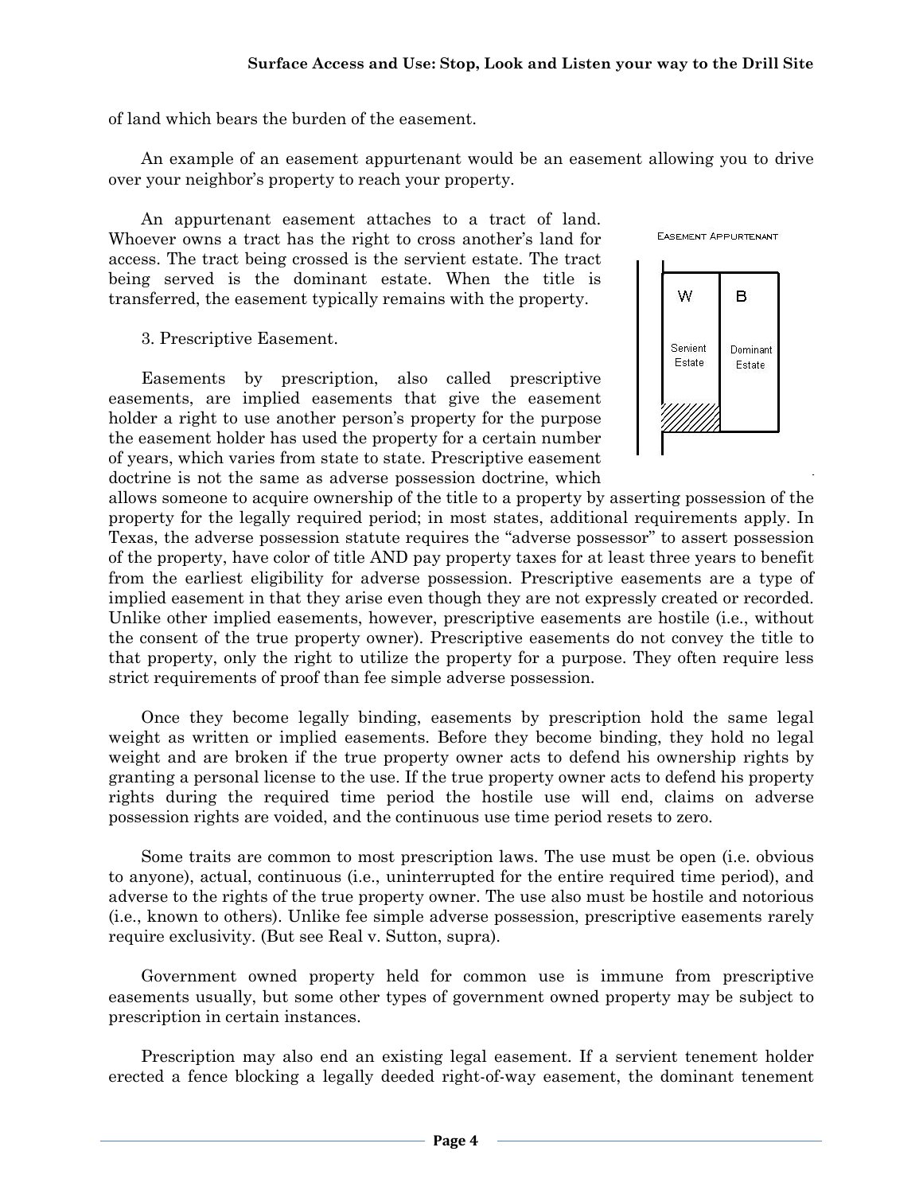of land which bears the burden of the easement.

An example of an easement appurtenant would be an easement allowing you to drive over your neighbor's property to reach your property.

An appurtenant easement attaches to a tract of land. Whoever owns a tract has the right to cross another's land for access. The tract being crossed is the servient estate. The tract being served is the dominant estate. When the title is transferred, the easement typically remains with the property.

3. Prescriptive Easement.

Easements by prescription, also called prescriptive easements, are implied easements that give the easement holder a right to use another person's property for the purpose the easement holder has used the property for a certain number of years, which varies from state to state. Prescriptive easement doctrine is not the same as adverse possession doctrine, which allows someone to acquire ownership of the title to a property by asserting possession of the property for the legally required period; in most states, additional requirements apply. In Texas, the adverse possession statute requires the "adverse possessor" to assert possession of the property, have color of title AND pay property taxes for at least three years to benefit from the earliest eligibility for adverse possession. Prescriptive easements are a type of implied easement in that they arise even though they are not expressly created or recorded. Unlike other implied easements, however, prescriptive easements are hostile (i.e., without the consent of the true property owner). Prescriptive easements do not convey the title to that property, only the right to utilize the property for a purpose. They often require less strict requirements of proof than fee simple adverse possession.

Once they become legally binding, easements by prescription hold the same legal weight as written or implied easements. Before they become binding, they hold no legal weight and are broken if the true property owner acts to defend his ownership rights by granting a personal license to the use. If the true property owner acts to defend his property rights during the required time period the hostile use will end, claims on adverse possession rights are voided, and the continuous use time period resets to zero.

Some traits are common to most prescription laws. The use must be open (i.e. obvious to anyone), actual, continuous (i.e., uninterrupted for the entire required time period), and adverse to the rights of the true property owner. The use also must be hostile and notorious (i.e., known to others). Unlike fee simple adverse possession, prescriptive easements rarely require exclusivity. (But see Real v. Sutton, supra).

Government owned property held for common use is immune from prescriptive easements usually, but some other types of government owned property may be subject to prescription in certain instances.

Prescription may also end an existing legal easement. If a servient tenement holder erected a fence blocking a legally deeded right-of-way easement, the dominant tenement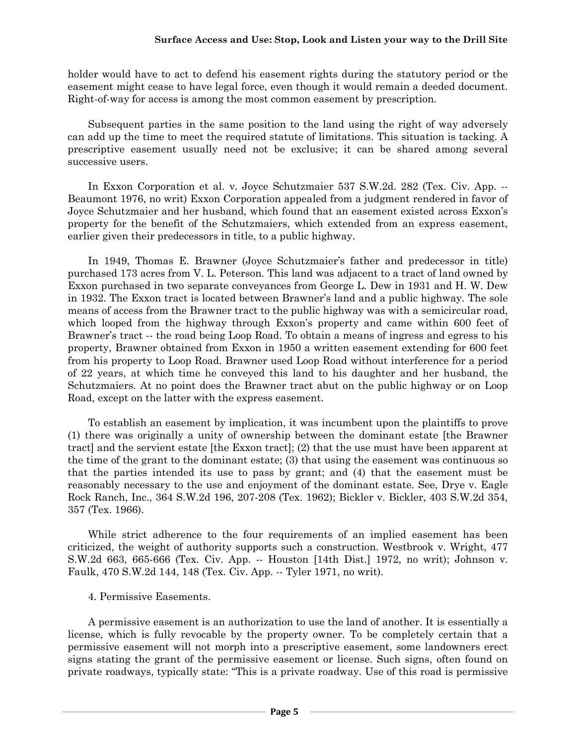holder would have to act to defend his easement rights during the statutory period or the easement might cease to have legal force, even though it would remain a deeded document. Right-of-way for access is among the most common easement by prescription.

Subsequent parties in the same position to the land using the right of way adversely can add up the time to meet the required statute of limitations. This situation is tacking. A prescriptive easement usually need not be exclusive; it can be shared among several successive users.

In Exxon Corporation et al. v. Joyce Schutzmaier 537 S.W.2d. 282 (Tex. Civ. App. -- Beaumont 1976, no writ) Exxon Corporation appealed from a judgment rendered in favor of Joyce Schutzmaier and her husband, which found that an easement existed across Exxon's property for the benefit of the Schutzmaiers, which extended from an express easement, earlier given their predecessors in title, to a public highway.

In 1949, Thomas E. Brawner (Joyce Schutzmaier's father and predecessor in title) purchased 173 acres from V. L. Peterson. This land was adjacent to a tract of land owned by Exxon purchased in two separate conveyances from George L. Dew in 1931 and H. W. Dew in 1932. The Exxon tract is located between Brawner's land and a public highway. The sole means of access from the Brawner tract to the public highway was with a semicircular road, which looped from the highway through Exxon's property and came within 600 feet of Brawner's tract -- the road being Loop Road. To obtain a means of ingress and egress to his property, Brawner obtained from Exxon in 1950 a written easement extending for 600 feet from his property to Loop Road. Brawner used Loop Road without interference for a period of 22 years, at which time he conveyed this land to his daughter and her husband, the Schutzmaiers. At no point does the Brawner tract abut on the public highway or on Loop Road, except on the latter with the express easement.

To establish an easement by implication, it was incumbent upon the plaintiffs to prove (1) there was originally a unity of ownership between the dominant estate [the Brawner tract] and the servient estate [the Exxon tract]; (2) that the use must have been apparent at the time of the grant to the dominant estate; (3) that using the easement was continuous so that the parties intended its use to pass by grant; and (4) that the easement must be reasonably necessary to the use and enjoyment of the dominant estate. See, Drye v. Eagle Rock Ranch, Inc., 364 S.W.2d 196, 207-208 (Tex. 1962); Bickler v. Bickler, 403 S.W.2d 354, 357 (Tex. 1966).

While strict adherence to the four requirements of an implied easement has been criticized, the weight of authority supports such a construction. Westbrook v. Wright, 477 S.W.2d 663, 665-666 (Tex. Civ. App. -- Houston [14th Dist.] 1972, no writ); Johnson v. Faulk, 470 S.W.2d 144, 148 (Tex. Civ. App. -- Tyler 1971, no writ).

4. Permissive Easements.

A permissive easement is an authorization to use the land of another. It is essentially a license, which is fully revocable by the property owner. To be completely certain that a permissive easement will not morph into a prescriptive easement, some landowners erect signs stating the grant of the permissive easement or license. Such signs, often found on private roadways, typically state: "This is a private roadway. Use of this road is permissive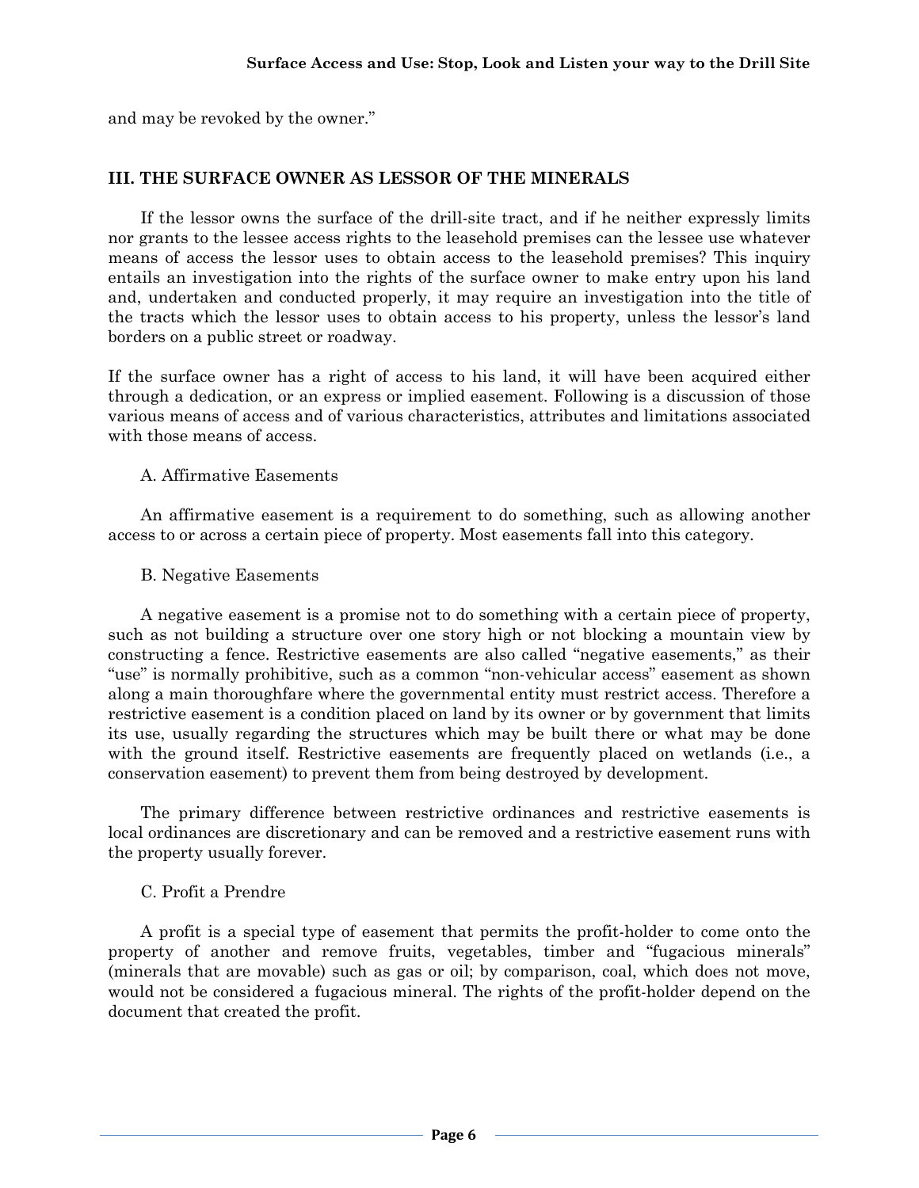and may be revoked by the owner."

## III. THE SURFACE OWNER AS LESSOR OF THE MINERALS

If the lessor owns the surface of the drill-site tract, and if he neither expressly limits nor grants to the lessee access rights to the leasehold premises can the lessee use whatever means of access the lessor uses to obtain access to the leasehold premises? This inquiry entails an investigation into the rights of the surface owner to make entry upon his land and, undertaken and conducted properly, it may require an investigation into the title of the tracts which the lessor uses to obtain access to his property, unless the lessor's land borders on a public street or roadway.

If the surface owner has a right of access to his land, it will have been acquired either through a dedication, or an express or implied easement. Following is a discussion of those various means of access and of various characteristics, attributes and limitations associated with those means of access.

### A. Affirmative Easements

An affirmative easement is a requirement to do something, such as allowing another access to or across a certain piece of property. Most easements fall into this category.

### B. Negative Easements

A negative easement is a promise not to do something with a certain piece of property, such as not building a structure over one story high or not blocking a mountain view by constructing a fence. Restrictive easements are also called "negative easements," as their "use" is normally prohibitive, such as a common "non-vehicular access" easement as shown along a main thoroughfare where the governmental entity must restrict access. Therefore a restrictive easement is a condition placed on land by its owner or by government that limits its use, usually regarding the structures which may be built there or what may be done with the ground itself. Restrictive easements are frequently placed on wetlands (i.e., a conservation easement) to prevent them from being destroyed by development.

The primary difference between restrictive ordinances and restrictive easements is local ordinances are discretionary and can be removed and a restrictive easement runs with the property usually forever.

### C. Profit a Prendre

A profit is a special type of easement that permits the profit-holder to come onto the property of another and remove fruits, vegetables, timber and "fugacious minerals" (minerals that are movable) such as gas or oil; by comparison, coal, which does not move, would not be considered a fugacious mineral. The rights of the profit-holder depend on the document that created the profit.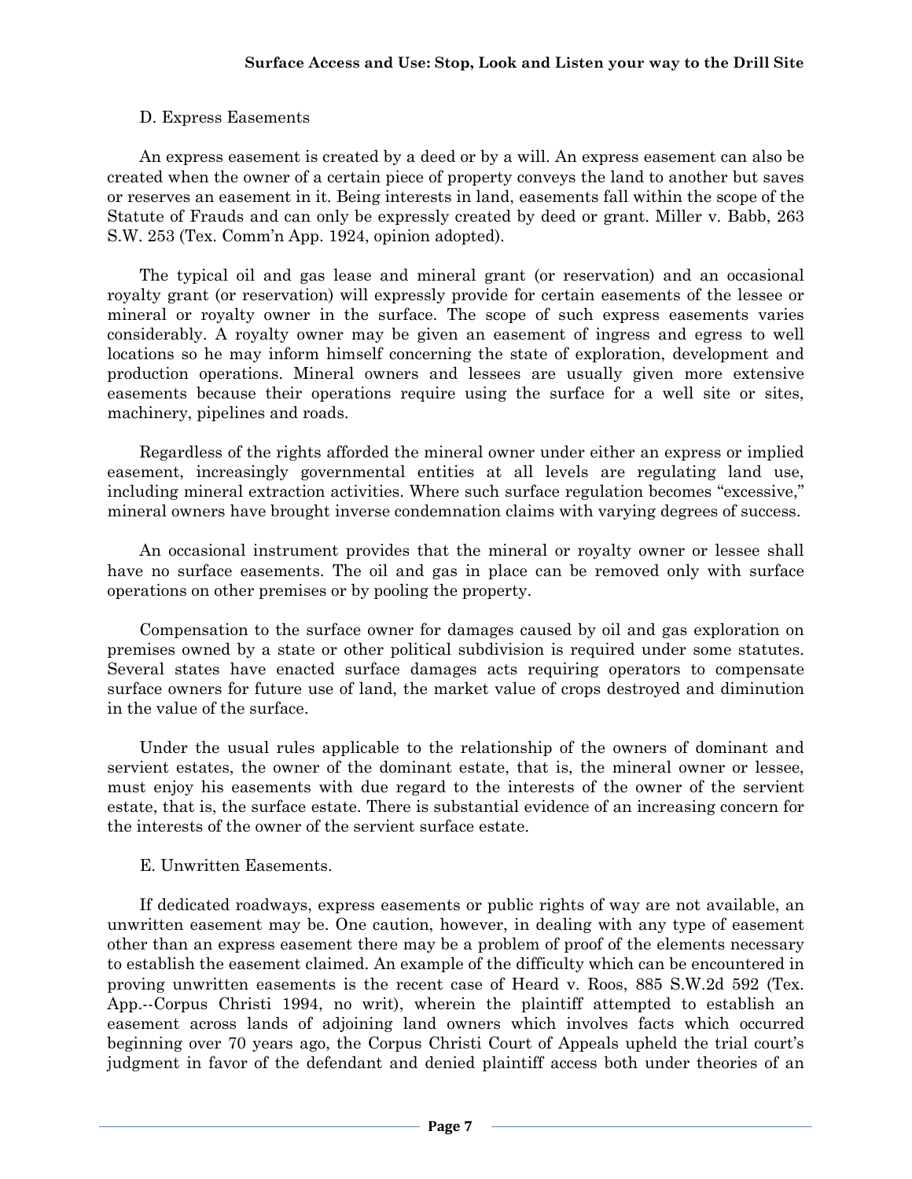### D. Express Easements

An express easement is created by a deed or by a will. An express easement can also be created when the owner of a certain piece of property conveys the land to another but saves or reserves an easement in it. Being interests in land, easements fall within the scope of the Statute of Frauds and can only be expressly created by deed or grant. Miller v. Babb, 263 S.W. 253 (Tex. Comm'n App. 1924, opinion adopted).

The typical oil and gas lease and mineral grant (or reservation) and an occasional royalty grant (or reservation) will expressly provide for certain easements of the lessee or mineral or royalty owner in the surface. The scope of such express easements varies considerably. A royalty owner may be given an easement of ingress and egress to well locations so he may inform himself concerning the state of exploration, development and production operations. Mineral owners and lessees are usually given more extensive easements because their operations require using the surface for a well site or sites, machinery, pipelines and roads.

Regardless of the rights afforded the mineral owner under either an express or implied easement, increasingly governmental entities at all levels are regulating land use, including mineral extraction activities. Where such surface regulation becomes "excessive," mineral owners have brought inverse condemnation claims with varying degrees of success.

An occasional instrument provides that the mineral or royalty owner or lessee shall have no surface easements. The oil and gas in place can be removed only with surface operations on other premises or by pooling the property.

Compensation to the surface owner for damages caused by oil and gas exploration on premises owned by a state or other political subdivision is required under some statutes. Several states have enacted surface damages acts requiring operators to compensate surface owners for future use of land, the market value of crops destroyed and diminution in the value of the surface.

Under the usual rules applicable to the relationship of the owners of dominant and servient estates, the owner of the dominant estate, that is, the mineral owner or lessee, must enjoy his easements with due regard to the interests of the owner of the servient estate, that is, the surface estate. There is substantial evidence of an increasing concern for the interests of the owner of the servient surface estate.

### E. Unwritten Easements.

If dedicated roadways, express easements or public rights of way are not available, an unwritten easement may be. One caution, however, in dealing with any type of easement other than an express easement there may be a problem of proof of the elements necessary to establish the easement claimed. An example of the difficulty which can be encountered in proving unwritten easements is the recent case of Heard v. Roos, 885 S.W.2d 592 (Tex. App.--Corpus Christi 1994, no writ), wherein the plaintiff attempted to establish an easement across lands of adjoining land owners which involves facts which occurred beginning over 70 years ago, the Corpus Christi Court of Appeals upheld the trial court's judgment in favor of the defendant and denied plaintiff access both under theories of an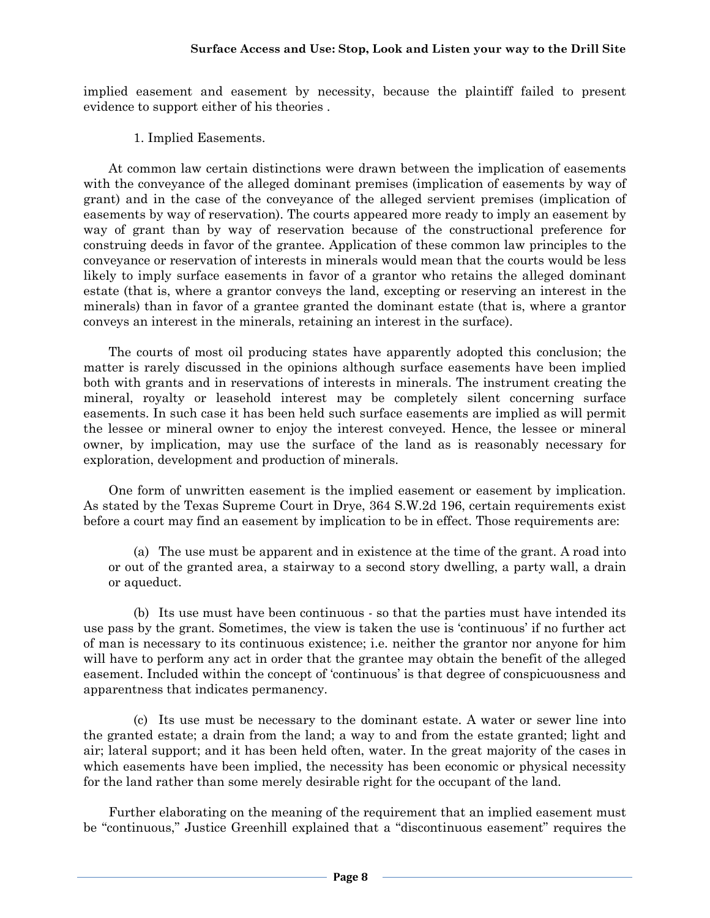implied easement and easement by necessity, because the plaintiff failed to present evidence to support either of his theories .

1. Implied Easements.

At common law certain distinctions were drawn between the implication of easements with the conveyance of the alleged dominant premises (implication of easements by way of grant) and in the case of the conveyance of the alleged servient premises (implication of easements by way of reservation). The courts appeared more ready to imply an easement by way of grant than by way of reservation because of the constructional preference for construing deeds in favor of the grantee. Application of these common law principles to the conveyance or reservation of interests in minerals would mean that the courts would be less likely to imply surface easements in favor of a grantor who retains the alleged dominant estate (that is, where a grantor conveys the land, excepting or reserving an interest in the minerals) than in favor of a grantee granted the dominant estate (that is, where a grantor conveys an interest in the minerals, retaining an interest in the surface).

The courts of most oil producing states have apparently adopted this conclusion; the matter is rarely discussed in the opinions although surface easements have been implied both with grants and in reservations of interests in minerals. The instrument creating the mineral, royalty or leasehold interest may be completely silent concerning surface easements. In such case it has been held such surface easements are implied as will permit the lessee or mineral owner to enjoy the interest conveyed. Hence, the lessee or mineral owner, by implication, may use the surface of the land as is reasonably necessary for exploration, development and production of minerals.

One form of unwritten easement is the implied easement or easement by implication. As stated by the Texas Supreme Court in Drye, 364 S.W.2d 196, certain requirements exist before a court may find an easement by implication to be in effect. Those requirements are:

(a) The use must be apparent and in existence at the time of the grant. A road into or out of the granted area, a stairway to a second story dwelling, a party wall, a drain or aqueduct.

(b) Its use must have been continuous - so that the parties must have intended its use pass by the grant. Sometimes, the view is taken the use is 'continuous' if no further act of man is necessary to its continuous existence; i.e. neither the grantor nor anyone for him will have to perform any act in order that the grantee may obtain the benefit of the alleged easement. Included within the concept of 'continuous' is that degree of conspicuousness and apparentness that indicates permanency.

(c) Its use must be necessary to the dominant estate. A water or sewer line into the granted estate; a drain from the land; a way to and from the estate granted; light and air; lateral support; and it has been held often, water. In the great majority of the cases in which easements have been implied, the necessity has been economic or physical necessity for the land rather than some merely desirable right for the occupant of the land.

Further elaborating on the meaning of the requirement that an implied easement must be "continuous," Justice Greenhill explained that a "discontinuous easement" requires the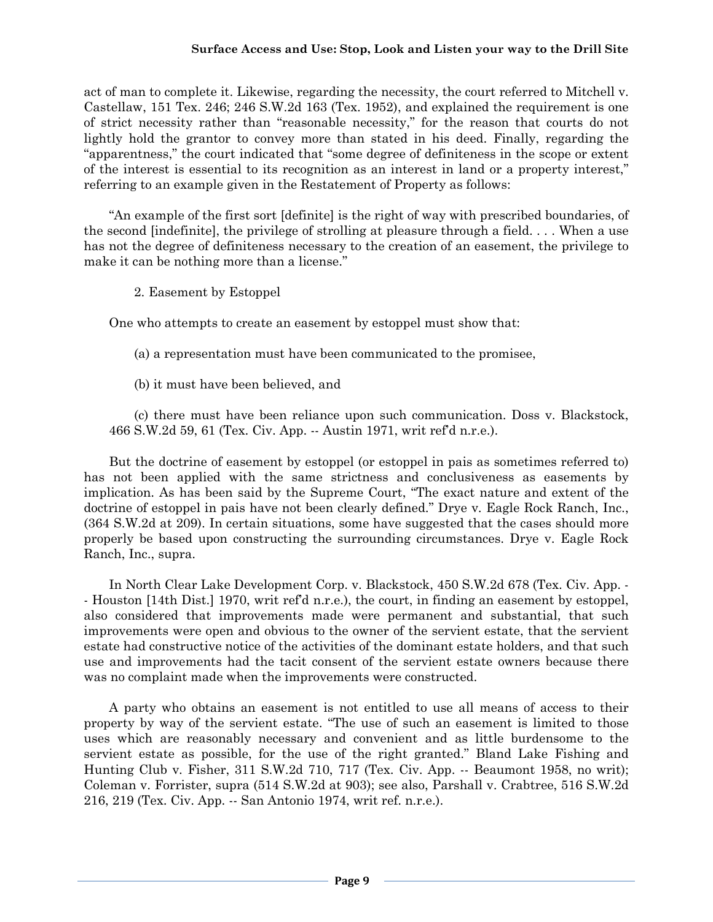act of man to complete it. Likewise, regarding the necessity, the court referred to Mitchell v. Castellaw, 151 Tex. 246; 246 S.W.2d 163 (Tex. 1952), and explained the requirement is one of strict necessity rather than "reasonable necessity," for the reason that courts do not lightly hold the grantor to convey more than stated in his deed. Finally, regarding the "apparentness," the court indicated that "some degree of definiteness in the scope or extent of the interest is essential to its recognition as an interest in land or a property interest," referring to an example given in the Restatement of Property as follows:

"An example of the first sort [definite] is the right of way with prescribed boundaries, of the second [indefinite], the privilege of strolling at pleasure through a field. . . . When a use has not the degree of definiteness necessary to the creation of an easement, the privilege to make it can be nothing more than a license."

2. Easement by Estoppel

One who attempts to create an easement by estoppel must show that:

(a) a representation must have been communicated to the promisee,

(b) it must have been believed, and

(c) there must have been reliance upon such communication. Doss v. Blackstock, 466 S.W.2d 59, 61 (Tex. Civ. App. -- Austin 1971, writ ref'd n.r.e.).

But the doctrine of easement by estoppel (or estoppel in pais as sometimes referred to) has not been applied with the same strictness and conclusiveness as easements by implication. As has been said by the Supreme Court, "The exact nature and extent of the doctrine of estoppel in pais have not been clearly defined." Drye v. Eagle Rock Ranch, Inc., (364 S.W.2d at 209). In certain situations, some have suggested that the cases should more properly be based upon constructing the surrounding circumstances. Drye v. Eagle Rock Ranch, Inc., supra.

In North Clear Lake Development Corp. v. Blackstock, 450 S.W.2d 678 (Tex. Civ. App. -- Houston [14th Dist.] 1970, writ ref'd n.r.e.), the court, in finding an easement by estoppel, also considered that improvements made were permanent and substantial, that such improvements were open and obvious to the owner of the servient estate, that the servient estate had constructive notice of the activities of the dominant estate holders, and that such use and improvements had the tacit consent of the servient estate owners because there was no complaint made when the improvements were constructed.

A party who obtains an easement is not entitled to use all means of access to their property by way of the servient estate. "The use of such an easement is limited to those uses which are reasonably necessary and convenient and as little burdensome to the servient estate as possible, for the use of the right granted." Bland Lake Fishing and Hunting Club v. Fisher, 311 S.W.2d 710, 717 (Tex. Civ. App. -- Beaumont 1958, no writ); Coleman v. Forrister, supra (514 S.W.2d at 903); see also, Parshall v. Crabtree, 516 S.W.2d 216, 219 (Tex. Civ. App. -- San Antonio 1974, writ ref. n.r.e.).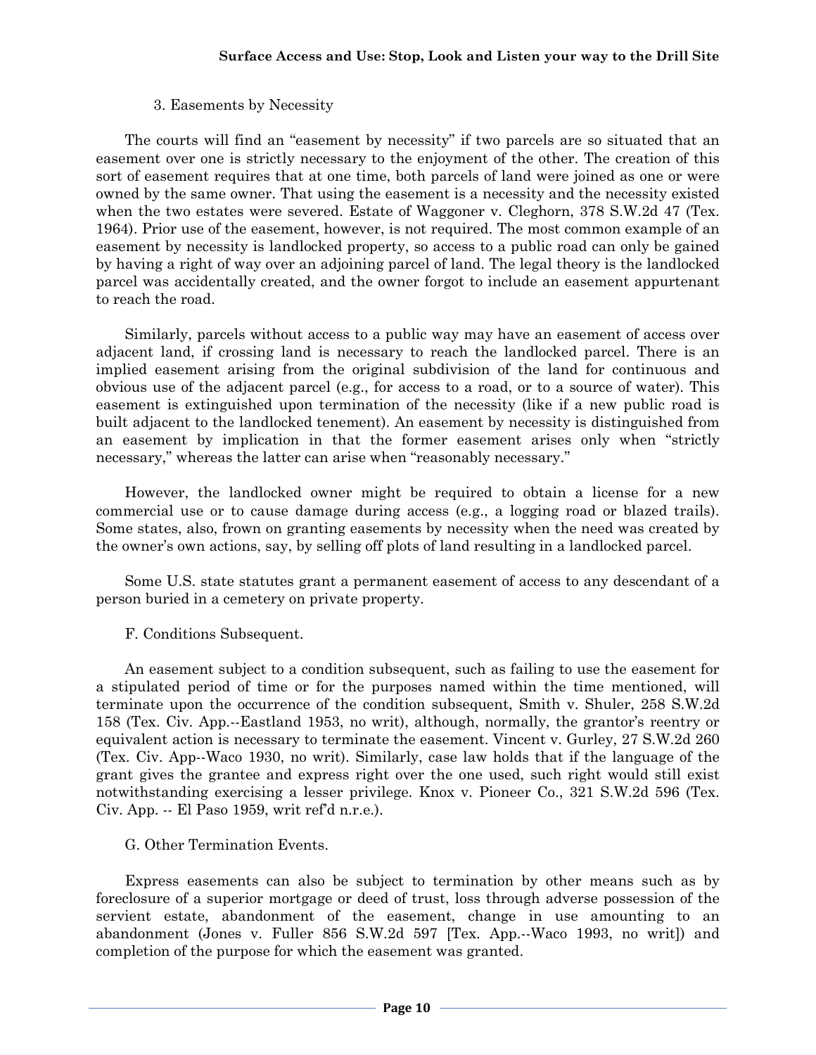### 3. Easements by Necessity

The courts will find an "easement by necessity" if two parcels are so situated that an easement over one is strictly necessary to the enjoyment of the other. The creation of this sort of easement requires that at one time, both parcels of land were joined as one or were owned by the same owner. That using the easement is a necessity and the necessity existed when the two estates were severed. Estate of Waggoner v. Cleghorn, 378 S.W.2d 47 (Tex. 1964). Prior use of the easement, however, is not required. The most common example of an easement by necessity is landlocked property, so access to a public road can only be gained by having a right of way over an adjoining parcel of land. The legal theory is the landlocked parcel was accidentally created, and the owner forgot to include an easement appurtenant to reach the road.

Similarly, parcels without access to a public way may have an easement of access over adjacent land, if crossing land is necessary to reach the landlocked parcel. There is an implied easement arising from the original subdivision of the land for continuous and obvious use of the adjacent parcel (e.g., for access to a road, or to a source of water). This easement is extinguished upon termination of the necessity (like if a new public road is built adjacent to the landlocked tenement). An easement by necessity is distinguished from an easement by implication in that the former easement arises only when "strictly necessary," whereas the latter can arise when "reasonably necessary."

However, the landlocked owner might be required to obtain a license for a new commercial use or to cause damage during access (e.g., a logging road or blazed trails). Some states, also, frown on granting easements by necessity when the need was created by the owner's own actions, say, by selling off plots of land resulting in a landlocked parcel.

Some U.S. state statutes grant a permanent easement of access to any descendant of a person buried in a cemetery on private property.

## F. Conditions Subsequent.

An easement subject to a condition subsequent, such as failing to use the easement for a stipulated period of time or for the purposes named within the time mentioned, will terminate upon the occurrence of the condition subsequent, Smith v. Shuler, 258 S.W.2d 158 (Tex. Civ. App.--Eastland 1953, no writ), although, normally, the grantor's reentry or equivalent action is necessary to terminate the easement. Vincent v. Gurley, 27 S.W.2d 260 (Tex. Civ. App--Waco 1930, no writ). Similarly, case law holds that if the language of the grant gives the grantee and express right over the one used, such right would still exist notwithstanding exercising a lesser privilege. Knox v. Pioneer Co., 321 S.W.2d 596 (Tex. Civ. App. -- El Paso 1959, writ ref'd n.r.e.).

## G. Other Termination Events.

Express easements can also be subject to termination by other means such as by foreclosure of a superior mortgage or deed of trust, loss through adverse possession of the servient estate, abandonment of the easement, change in use amounting to an abandonment (Jones v. Fuller 856 S.W.2d 597 [Tex. App.--Waco 1993, no writ]) and completion of the purpose for which the easement was granted.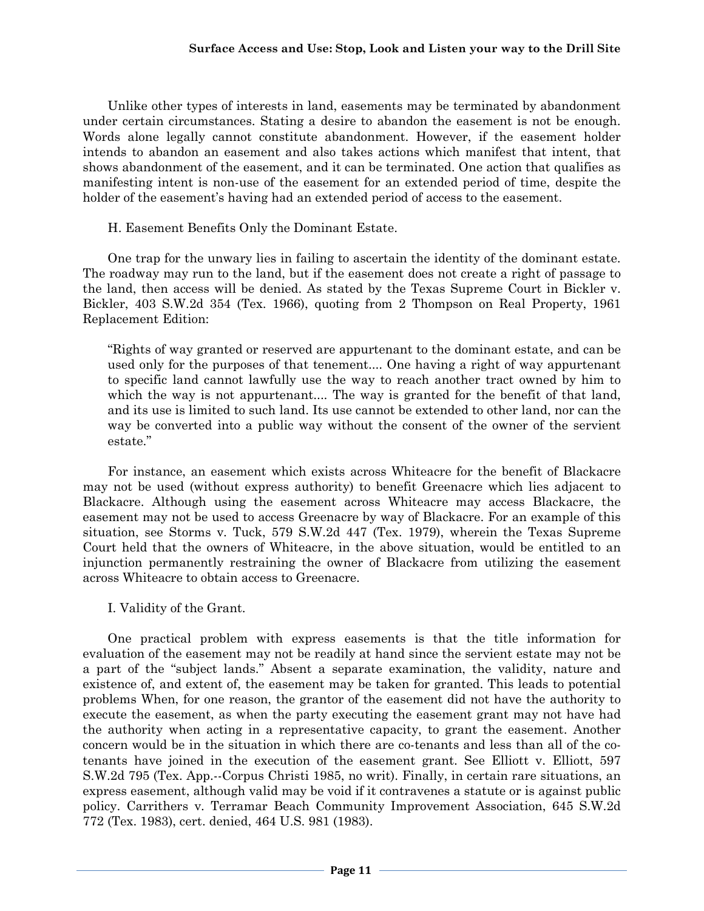Unlike other types of interests in land, easements may be terminated by abandonment under certain circumstances. Stating a desire to abandon the easement is not be enough. Words alone legally cannot constitute abandonment. However, if the easement holder intends to abandon an easement and also takes actions which manifest that intent, that shows abandonment of the easement, and it can be terminated. One action that qualifies as manifesting intent is non-use of the easement for an extended period of time, despite the holder of the easement's having had an extended period of access to the easement.

H. Easement Benefits Only the Dominant Estate.

One trap for the unwary lies in failing to ascertain the identity of the dominant estate. The roadway may run to the land, but if the easement does not create a right of passage to the land, then access will be denied. As stated by the Texas Supreme Court in Bickler v. Bickler, 403 S.W.2d 354 (Tex. 1966), quoting from 2 Thompson on Real Property, 1961 Replacement Edition:

> "Rights of way granted or reserved are appurtenant to the dominant estate, and can be used only for the purposes of that tenement.... One having a right of way appurtenant to specific land cannot lawfully use the way to reach another tract owned by him to which the way is not appurtenant.... The way is granted for the benefit of that land, and its use is limited to such land. Its use cannot be extended to other land, nor can the way be converted into a public way without the consent of the owner of the servient estate."

For instance, an easement which exists across Whiteacre for the benefit of Blackacre may not be used (without express authority) to benefit Greenacre which lies adjacent to Blackacre. Although using the easement across Whiteacre may access Blackacre, the easement may not be used to access Greenacre by way of Blackacre. For an example of this situation, see Storms v. Tuck, 579 S.W.2d 447 (Tex. 1979), wherein the Texas Supreme Court held that the owners of Whiteacre, in the above situation, would be entitled to an injunction permanently restraining the owner of Blackacre from utilizing the easement across Whiteacre to obtain access to Greenacre.

I. Validity of the Grant.

One practical problem with express easements is that the title information for evaluation of the easement may not be readily at hand since the servient estate may not be a part of the "subject lands." Absent a separate examination, the validity, nature and existence of, and extent of, the easement may be taken for granted. This leads to potential problems When, for one reason, the grantor of the easement did not have the authority to execute the easement, as when the party executing the easement grant may not have had the authority when acting in a representative capacity, to grant the easement. Another concern would be in the situation in which there are co-tenants and less than all of the co-tenants have joined in the execution of the easement grant. See Elliott v. Elliott, 597 S.W.2d 795 (Tex. App.--Corpus Christi 1985, no writ). Finally, in certain rare situations, an express easement, although valid may be void if it contravenes a statute or is against public policy. Carrithers v. Terramar Beach Community Improvement Association, 645 S.W.2d 772 (Tex. 1983), cert. denied, 464 U.S. 981 (1983).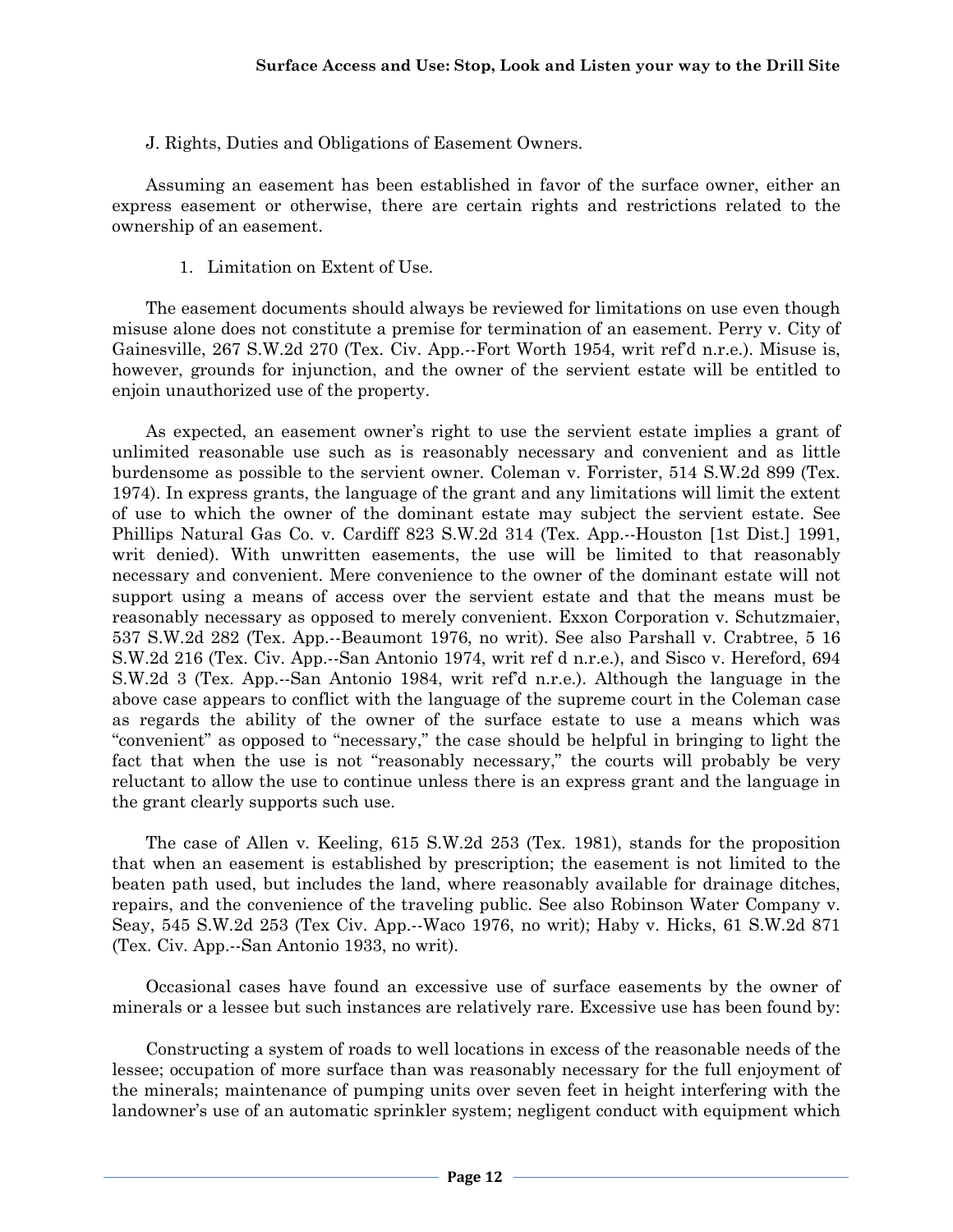J. Rights, Duties and Obligations of Easement Owners.

Assuming an easement has been established in favor of the surface owner, either an express easement or otherwise, there are certain rights and restrictions related to the ownership of an easement.

1. Limitation on Extent of Use.

The easement documents should always be reviewed for limitations on use even though misuse alone does not constitute a premise for termination of an easement. Perry v. City of Gainesville, 267 S.W.2d 270 (Tex. Civ. App.--Fort Worth 1954, writ ref'd n.r.e.). Misuse is, however, grounds for injunction, and the owner of the servient estate will be entitled to enjoin unauthorized use of the property.

As expected, an easement owner's right to use the servient estate implies a grant of unlimited reasonable use such as is reasonably necessary and convenient and as little burdensome as possible to the servient owner. Coleman v. Forrister, 514 S.W.2d 899 (Tex. 1974). In express grants, the language of the grant and any limitations will limit the extent of use to which the owner of the dominant estate may subject the servient estate. See Phillips Natural Gas Co. v. Cardiff 823 S.W.2d 314 (Tex. App.--Houston [1st Dist.] 1991, writ denied). With unwritten easements, the use will be limited to that reasonably necessary and convenient. Mere convenience to the owner of the dominant estate will not support using a means of access over the servient estate and that the means must be reasonably necessary as opposed to merely convenient. Exxon Corporation v. Schutzmaier, 537 S.W.2d 282 (Tex. App.--Beaumont 1976, no writ). See also Parshall v. Crabtree, 5 16 S.W.2d 216 (Tex. Civ. App.--San Antonio 1974, writ ref d n.r.e.), and Sisco v. Hereford, 694 S.W.2d 3 (Tex. App.--San Antonio 1984, writ ref'd n.r.e.). Although the language in the above case appears to conflict with the language of the supreme court in the Coleman case as regards the ability of the owner of the surface estate to use a means which was "convenient" as opposed to "necessary," the case should be helpful in bringing to light the fact that when the use is not "reasonably necessary," the courts will probably be very reluctant to allow the use to continue unless there is an express grant and the language in the grant clearly supports such use.

The case of Allen v. Keeling, 615 S.W.2d 253 (Tex. 1981), stands for the proposition that when an easement is established by prescription; the easement is not limited to the beaten path used, but includes the land, where reasonably available for drainage ditches, repairs, and the convenience of the traveling public. See also Robinson Water Company v. Seay, 545 S.W.2d 253 (Tex Civ. App.--Waco 1976, no writ); Haby v. Hicks, 61 S.W.2d 871 (Tex. Civ. App.--San Antonio 1933, no writ).

Occasional cases have found an excessive use of surface easements by the owner of minerals or a lessee but such instances are relatively rare. Excessive use has been found by:

Constructing a system of roads to well locations in excess of the reasonable needs of the lessee; occupation of more surface than was reasonably necessary for the full enjoyment of the minerals; maintenance of pumping units over seven feet in height interfering with the landowner's use of an automatic sprinkler system; negligent conduct with equipment which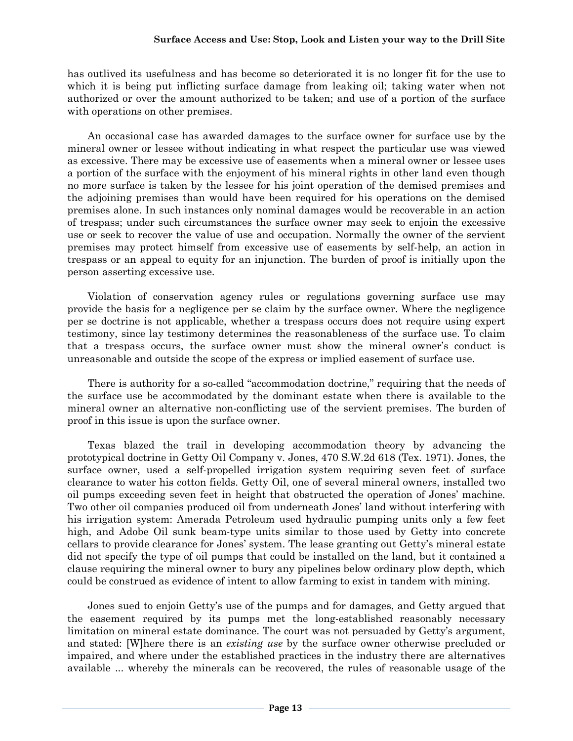has outlived its usefulness and has become so deteriorated it is no longer fit for the use to which it is being put inflicting surface damage from leaking oil; taking water when not authorized or over the amount authorized to be taken; and use of a portion of the surface with operations on other premises.

An occasional case has awarded damages to the surface owner for surface use by the mineral owner or lessee without indicating in what respect the particular use was viewed as excessive. There may be excessive use of easements when a mineral owner or lessee uses a portion of the surface with the enjoyment of his mineral rights in other land even though no more surface is taken by the lessee for his joint operation of the demised premises and the adjoining premises than would have been required for his operations on the demised premises alone. In such instances only nominal damages would be recoverable in an action of trespass; under such circumstances the surface owner may seek to enjoin the excessive use or seek to recover the value of use and occupation. Normally the owner of the servient premises may protect himself from excessive use of easements by self-help, an action in trespass or an appeal to equity for an injunction. The burden of proof is initially upon the person asserting excessive use.

Violation of conservation agency rules or regulations governing surface use may provide the basis for a negligence per se claim by the surface owner. Where the negligence per se doctrine is not applicable, whether a trespass occurs does not require using expert testimony, since lay testimony determines the reasonableness of the surface use. To claim that a trespass occurs, the surface owner must show the mineral owner's conduct is unreasonable and outside the scope of the express or implied easement of surface use.

There is authority for a so-called "accommodation doctrine," requiring that the needs of the surface use be accommodated by the dominant estate when there is available to the mineral owner an alternative non-conflicting use of the servient premises. The burden of proof in this issue is upon the surface owner.

Texas blazed the trail in developing accommodation theory by advancing the prototypical doctrine in Getty Oil Company v. Jones, 470 S.W.2d 618 (Tex. 1971). Jones, the surface owner, used a self-propelled irrigation system requiring seven feet of surface clearance to water his cotton fields. Getty Oil, one of several mineral owners, installed two oil pumps exceeding seven feet in height that obstructed the operation of Jones' machine. Two other oil companies produced oil from underneath Jones' land without interfering with his irrigation system: Amerada Petroleum used hydraulic pumping units only a few feet high, and Adobe Oil sunk beam-type units similar to those used by Getty into concrete cellars to provide clearance for Jones' system. The lease granting out Getty's mineral estate did not specify the type of oil pumps that could be installed on the land, but it contained a clause requiring the mineral owner to bury any pipelines below ordinary plow depth, which could be construed as evidence of intent to allow farming to exist in tandem with mining.

Jones sued to enjoin Getty's use of the pumps and for damages, and Getty argued that the easement required by its pumps met the long-established reasonably necessary limitation on mineral estate dominance. The court was not persuaded by Getty's argument, and stated: [W]here there is an *existing use* by the surface owner otherwise precluded or impaired, and where under the established practices in the industry there are alternatives available ... whereby the minerals can be recovered, the rules of reasonable usage of the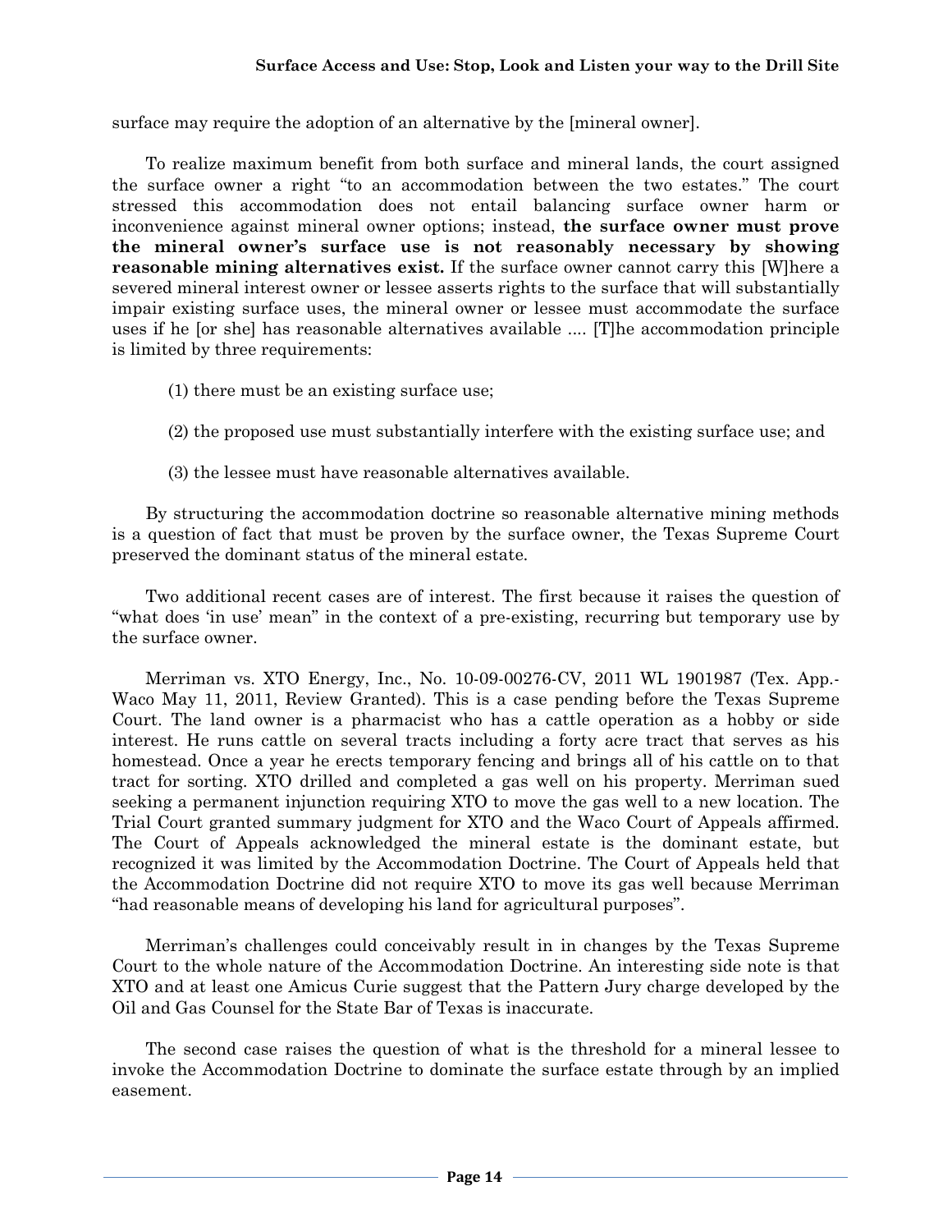surface may require the adoption of an alternative by the [mineral owner].

To realize maximum benefit from both surface and mineral lands, the court assigned the surface owner a right "to an accommodation between the two estates." The court stressed this accommodation does not entail balancing surface owner harm or inconvenience against mineral owner options; instead, **the surface owner must prove the mineral owner's surface use is not reasonably necessary by showing reasonable mining alternatives exist.** If the surface owner cannot carry this [W]here a severed mineral interest owner or lessee asserts rights to the surface that will substantially impair existing surface uses, the mineral owner or lessee must accommodate the surface uses if he [or she] has reasonable alternatives available .... [T]he accommodation principle is limited by three requirements:

(1) there must be an existing surface use;

(2) the proposed use must substantially interfere with the existing surface use; and

(3) the lessee must have reasonable alternatives available.

By structuring the accommodation doctrine so reasonable alternative mining methods is a question of fact that must be proven by the surface owner, the Texas Supreme Court preserved the dominant status of the mineral estate.

Two additional recent cases are of interest. The first because it raises the question of "what does 'in use' mean" in the context of a pre-existing, recurring but temporary use by the surface owner.

Merriman vs. XTO Energy, Inc., No. 10-09-00276-CV, 2011 WL 1901987 (Tex. App.-Waco May 11, 2011, Review Granted). This is a case pending before the Texas Supreme Court. The land owner is a pharmacist who has a cattle operation as a hobby or side interest. He runs cattle on several tracts including a forty acre tract that serves as his homestead. Once a year he erects temporary fencing and brings all of his cattle on to that tract for sorting. XTO drilled and completed a gas well on his property. Merriman sued seeking a permanent injunction requiring XTO to move the gas well to a new location. The Trial Court granted summary judgment for XTO and the Waco Court of Appeals affirmed. The Court of Appeals acknowledged the mineral estate is the dominant estate, but recognized it was limited by the Accommodation Doctrine. The Court of Appeals held that the Accommodation Doctrine did not require XTO to move its gas well because Merriman "had reasonable means of developing his land for agricultural purposes".

Merriman's challenges could conceivably result in in changes by the Texas Supreme Court to the whole nature of the Accommodation Doctrine. An interesting side note is that XTO and at least one Amicus Curie suggest that the Pattern Jury charge developed by the Oil and Gas Counsel for the State Bar of Texas is inaccurate.

The second case raises the question of what is the threshold for a mineral lessee to invoke the Accommodation Doctrine to dominate the surface estate through by an implied easement.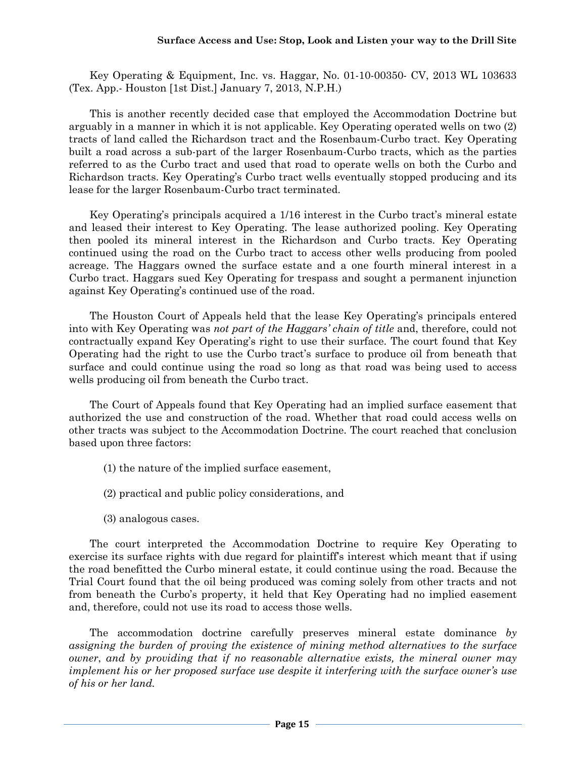Key Operating & Equipment, Inc. vs. Haggar, No. 01-10-00350- CV, 2013 WL 103633 (Tex. App.- Houston [1st Dist.] January 7, 2013, N.P.H.)

This is another recently decided case that employed the Accommodation Doctrine but arguably in a manner in which it is not applicable. Key Operating operated wells on two (2) tracts of land called the Richardson tract and the Rosenbaum-Curbo tract. Key Operating built a road across a sub-part of the larger Rosenbaum-Curbo tracts, which as the parties referred to as the Curbo tract and used that road to operate wells on both the Curbo and Richardson tracts. Key Operating's Curbo tract wells eventually stopped producing and its lease for the larger Rosenbaum-Curbo tract terminated.

Key Operating's principals acquired a 1/16 interest in the Curbo tract's mineral estate and leased their interest to Key Operating. The lease authorized pooling. Key Operating then pooled its mineral interest in the Richardson and Curbo tracts. Key Operating continued using the road on the Curbo tract to access other wells producing from pooled acreage. The Haggars owned the surface estate and a one fourth mineral interest in a Curbo tract. Haggars sued Key Operating for trespass and sought a permanent injunction against Key Operating's continued use of the road.

The Houston Court of Appeals held that the lease Key Operating's principals entered into with Key Operating was *not part of the Haggars' chain of title* and, therefore, could not contractually expand Key Operating's right to use their surface. The court found that Key Operating had the right to use the Curbo tract's surface to produce oil from beneath that surface and could continue using the road so long as that road was being used to access wells producing oil from beneath the Curbo tract.

The Court of Appeals found that Key Operating had an implied surface easement that authorized the use and construction of the road. Whether that road could access wells on other tracts was subject to the Accommodation Doctrine. The court reached that conclusion based upon three factors:

(1) the nature of the implied surface easement,

(2) practical and public policy considerations, and

(3) analogous cases.

The court interpreted the Accommodation Doctrine to require Key Operating to exercise its surface rights with due regard for plaintiff's interest which meant that if using the road benefitted the Curbo mineral estate, it could continue using the road. Because the Trial Court found that the oil being produced was coming solely from other tracts and not from beneath the Curbo's property, it held that Key Operating had no implied easement and, therefore, could not use its road to access those wells.

The accommodation doctrine carefully preserves mineral estate dominance *by assigning the burden of proving the existence of mining method alternatives to the surface owner, and by providing that if no reasonable alternative exists, the mineral owner may implement his or her proposed surface use despite it interfering with the surface owner's use of his or her land.*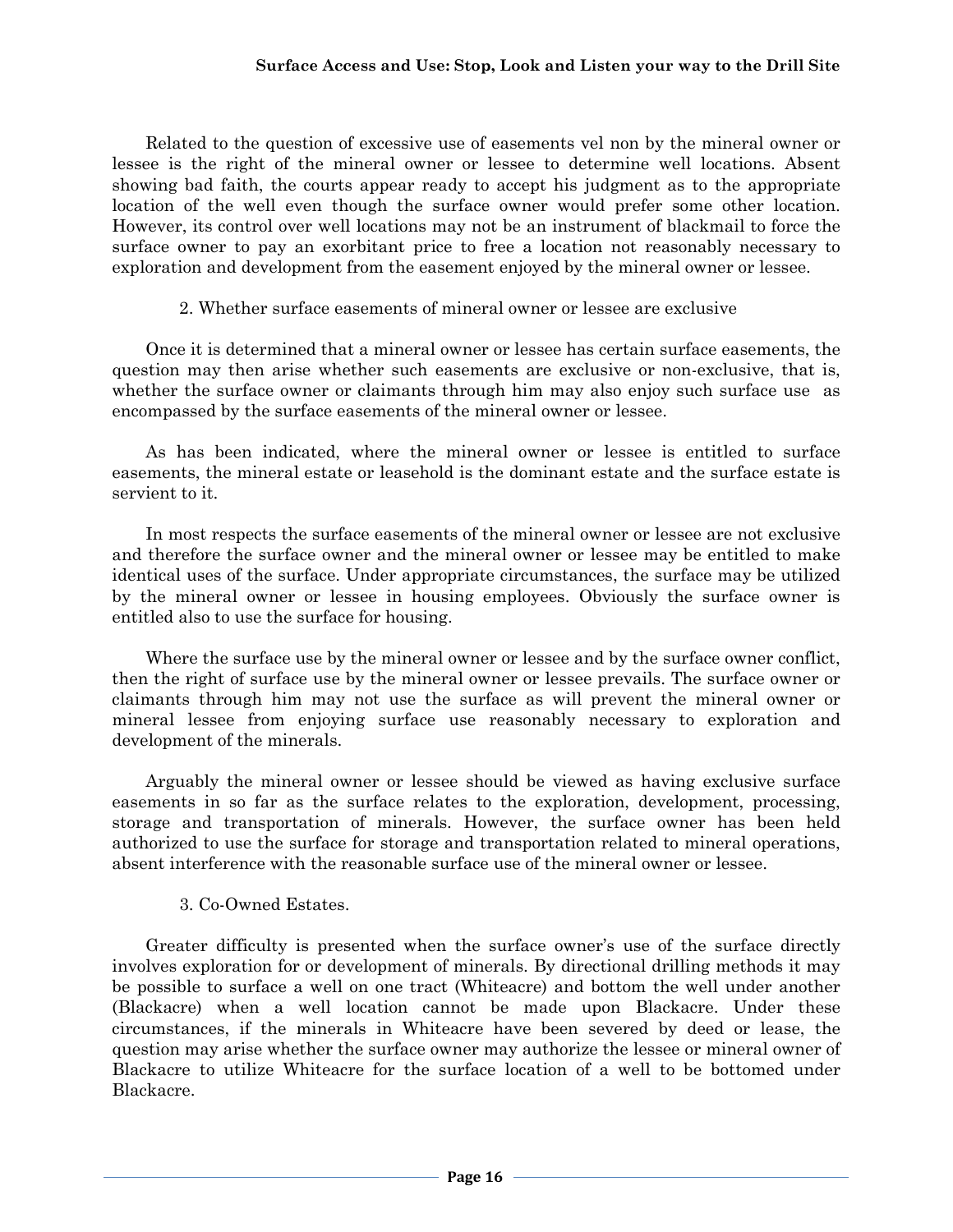Related to the question of excessive use of easements vel non by the mineral owner or lessee is the right of the mineral owner or lessee to determine well locations. Absent showing bad faith, the courts appear ready to accept his judgment as to the appropriate location of the well even though the surface owner would prefer some other location. However, its control over well locations may not be an instrument of blackmail to force the surface owner to pay an exorbitant price to free a location not reasonably necessary to exploration and development from the easement enjoyed by the mineral owner or lessee.

2. Whether surface easements of mineral owner or lessee are exclusive

Once it is determined that a mineral owner or lessee has certain surface easements, the question may then arise whether such easements are exclusive or non-exclusive, that is, whether the surface owner or claimants through him may also enjoy such surface use as encompassed by the surface easements of the mineral owner or lessee.

As has been indicated, where the mineral owner or lessee is entitled to surface easements, the mineral estate or leasehold is the dominant estate and the surface estate is servient to it.

In most respects the surface easements of the mineral owner or lessee are not exclusive and therefore the surface owner and the mineral owner or lessee may be entitled to make identical uses of the surface. Under appropriate circumstances, the surface may be utilized by the mineral owner or lessee in housing employees. Obviously the surface owner is entitled also to use the surface for housing.

Where the surface use by the mineral owner or lessee and by the surface owner conflict, then the right of surface use by the mineral owner or lessee prevails. The surface owner or claimants through him may not use the surface as will prevent the mineral owner or mineral lessee from enjoying surface use reasonably necessary to exploration and development of the minerals.

Arguably the mineral owner or lessee should be viewed as having exclusive surface easements in so far as the surface relates to the exploration, development, processing, storage and transportation of minerals. However, the surface owner has been held authorized to use the surface for storage and transportation related to mineral operations, absent interference with the reasonable surface use of the mineral owner or lessee.

3. Co-Owned Estates.

Greater difficulty is presented when the surface owner's use of the surface directly involves exploration for or development of minerals. By directional drilling methods it may be possible to surface a well on one tract (Whiteacre) and bottom the well under another (Blackacre) when a well location cannot be made upon Blackacre. Under these circumstances, if the minerals in Whiteacre have been severed by deed or lease, the question may arise whether the surface owner may authorize the lessee or mineral owner of Blackacre to utilize Whiteacre for the surface location of a well to be bottomed under Blackacre.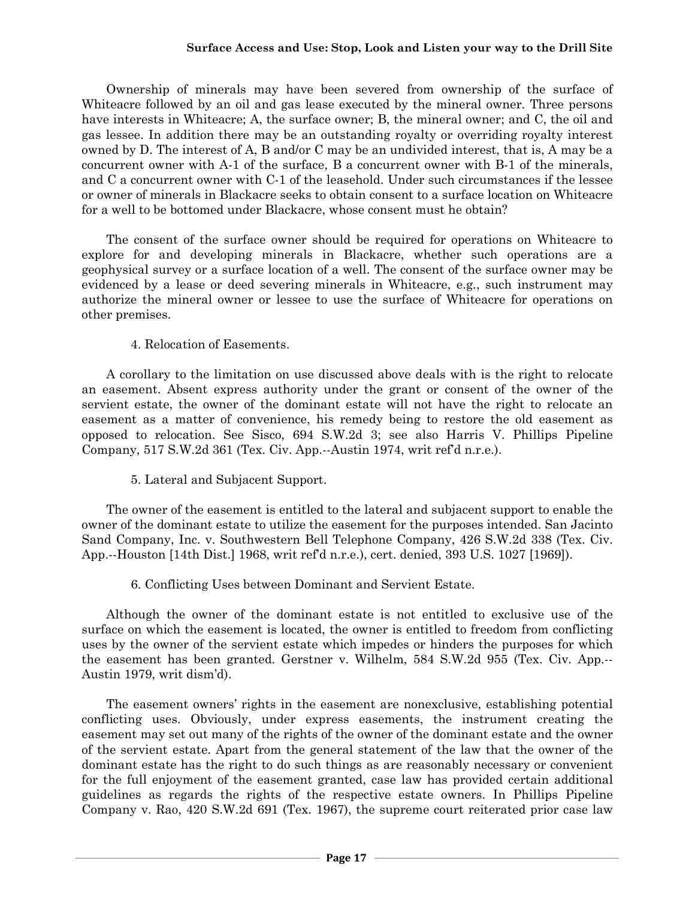Ownership of minerals may have been severed from ownership of the surface of Whiteacre followed by an oil and gas lease executed by the mineral owner. Three persons have interests in Whiteacre; A, the surface owner; B, the mineral owner; and C, the oil and gas lessee. In addition there may be an outstanding royalty or overriding royalty interest owned by D. The interest of A, B and/or C may be an undivided interest, that is, A may be a concurrent owner with A-1 of the surface, B a concurrent owner with B-1 of the minerals, and C a concurrent owner with C-1 of the leasehold. Under such circumstances if the lessee or owner of minerals in Blackacre seeks to obtain consent to a surface location on Whiteacre for a well to be bottomed under Blackacre, whose consent must he obtain?

The consent of the surface owner should be required for operations on Whiteacre to explore for and developing minerals in Blackacre, whether such operations are a geophysical survey or a surface location of a well. The consent of the surface owner may be evidenced by a lease or deed severing minerals in Whiteacre, e.g., such instrument may authorize the mineral owner or lessee to use the surface of Whiteacre for operations on other premises.

4. Relocation of Easements.

A corollary to the limitation on use discussed above deals with is the right to relocate an easement. Absent express authority under the grant or consent of the owner of the servient estate, the owner of the dominant estate will not have the right to relocate an easement as a matter of convenience, his remedy being to restore the old easement as opposed to relocation. See Sisco, 694 S.W.2d 3; see also Harris V. Phillips Pipeline Company, 517 S.W.2d 361 (Tex. Civ. App.--Austin 1974, writ ref'd n.r.e.).

5. Lateral and Subjacent Support.

The owner of the easement is entitled to the lateral and subjacent support to enable the owner of the dominant estate to utilize the easement for the purposes intended. San Jacinto Sand Company, Inc. v. Southwestern Bell Telephone Company, 426 S.W.2d 338 (Tex. Civ. App.--Houston [14th Dist.] 1968, writ ref'd n.r.e.), cert. denied, 393 U.S. 1027 [1969]).

6. Conflicting Uses between Dominant and Servient Estate.

Although the owner of the dominant estate is not entitled to exclusive use of the surface on which the easement is located, the owner is entitled to freedom from conflicting uses by the owner of the servient estate which impedes or hinders the purposes for which the easement has been granted. Gerstner v. Wilhelm, 584 S.W.2d 955 (Tex. Civ. App.--Austin 1979, writ dism'd).

The easement owners' rights in the easement are nonexclusive, establishing potential conflicting uses. Obviously, under express easements, the instrument creating the easement may set out many of the rights of the owner of the dominant estate and the owner of the servient estate. Apart from the general statement of the law that the owner of the dominant estate has the right to do such things as are reasonably necessary or convenient for the full enjoyment of the easement granted, case law has provided certain additional guidelines as regards the rights of the respective estate owners. In Phillips Pipeline Company v. Rao, 420 S.W.2d 691 (Tex. 1967), the supreme court reiterated prior case law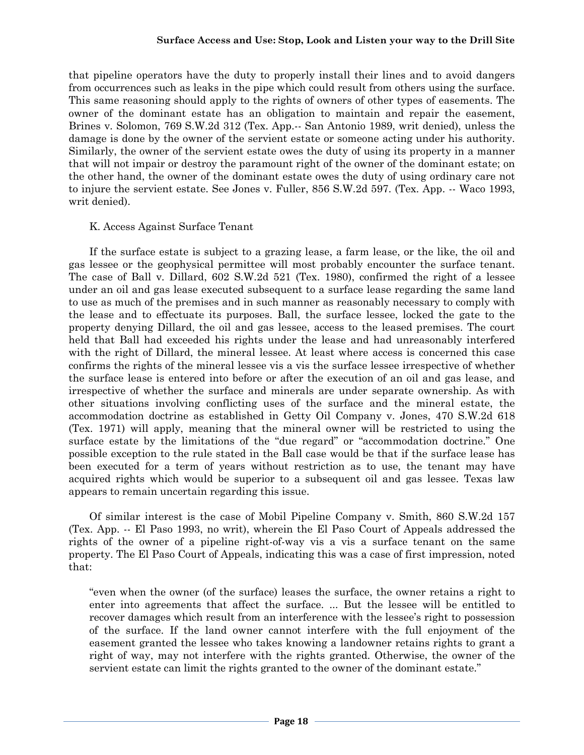that pipeline operators have the duty to properly install their lines and to avoid dangers from occurrences such as leaks in the pipe which could result from others using the surface. This same reasoning should apply to the rights of owners of other types of easements. The owner of the dominant estate has an obligation to maintain and repair the easement, Brines v. Solomon, 769 S.W.2d 312 (Tex. App.-- San Antonio 1989, writ denied), unless the damage is done by the owner of the servient estate or someone acting under his authority. Similarly, the owner of the servient estate owes the duty of using its property in a manner that will not impair or destroy the paramount right of the owner of the dominant estate; on the other hand, the owner of the dominant estate owes the duty of using ordinary care not to injure the servient estate. See Jones v. Fuller, 856 S.W.2d 597. (Tex. App. -- Waco 1993, writ denied).

K. Access Against Surface Tenant

If the surface estate is subject to a grazing lease, a farm lease, or the like, the oil and gas lessee or the geophysical permittee will most probably encounter the surface tenant. The case of Ball v. Dillard, 602 S.W.2d 521 (Tex. 1980), confirmed the right of a lessee under an oil and gas lease executed subsequent to a surface lease regarding the same land to use as much of the premises and in such manner as reasonably necessary to comply with the lease and to effectuate its purposes. Ball, the surface lessee, locked the gate to the property denying Dillard, the oil and gas lessee, access to the leased premises. The court held that Ball had exceeded his rights under the lease and had unreasonably interfered with the right of Dillard, the mineral lessee. At least where access is concerned this case confirms the rights of the mineral lessee vis a vis the surface lessee irrespective of whether the surface lease is entered into before or after the execution of an oil and gas lease, and irrespective of whether the surface and minerals are under separate ownership. As with other situations involving conflicting uses of the surface and the mineral estate, the accommodation doctrine as established in Getty Oil Company v. Jones, 470 S.W.2d 618 (Tex. 1971) will apply, meaning that the mineral owner will be restricted to using the surface estate by the limitations of the "due regard" or "accommodation doctrine." One possible exception to the rule stated in the Ball case would be that if the surface lease has been executed for a term of years without restriction as to use, the tenant may have acquired rights which would be superior to a subsequent oil and gas lessee. Texas law appears to remain uncertain regarding this issue.

Of similar interest is the case of Mobil Pipeline Company v. Smith, 860 S.W.2d 157 (Tex. App. -- El Paso 1993, no writ), wherein the El Paso Court of Appeals addressed the rights of the owner of a pipeline right-of-way vis a vis a surface tenant on the same property. The El Paso Court of Appeals, indicating this was a case of first impression, noted that:

> "even when the owner (of the surface) leases the surface, the owner retains a right to enter into agreements that affect the surface. ... But the lessee will be entitled to recover damages which result from an interference with the lessee's right to possession of the surface. If the land owner cannot interfere with the full enjoyment of the easement granted the lessee who takes knowing a landowner retains rights to grant a right of way, may not interfere with the rights granted. Otherwise, the owner of the servient estate can limit the rights granted to the owner of the dominant estate."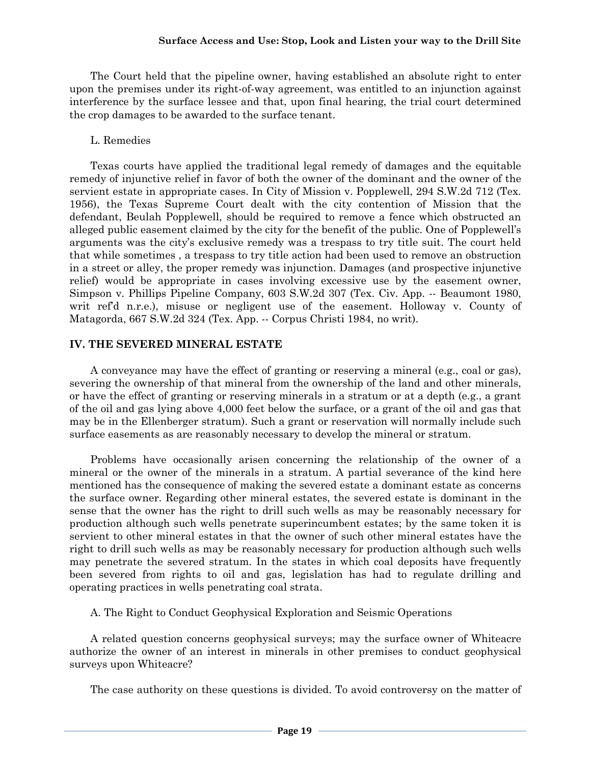The Court held that the pipeline owner, having established an absolute right to enter upon the premises under its right-of-way agreement, was entitled to an injunction against interference by the surface lessee and that, upon final hearing, the trial court determined the crop damages to be awarded to the surface tenant.

L. Remedies

Texas courts have applied the traditional legal remedy of damages and the equitable remedy of injunctive relief in favor of both the owner of the dominant and the owner of the servient estate in appropriate cases. In City of Mission v. Popplewell, 294 S.W.2d 712 (Tex. 1956), the Texas Supreme Court dealt with the city contention of Mission that the defendant, Beulah Popplewell, should be required to remove a fence which obstructed an alleged public easement claimed by the city for the benefit of the public. One of Popplewell's arguments was the city's exclusive remedy was a trespass to try title suit. The court held that while sometimes , a trespass to try title action had been used to remove an obstruction in a street or alley, the proper remedy was injunction. Damages (and prospective injunctive relief) would be appropriate in cases involving excessive use by the easement owner, Simpson v. Phillips Pipeline Company, 603 S.W.2d 307 (Tex. Civ. App. -- Beaumont 1980, writ ref'd n.r.e.), misuse or negligent use of the easement. Holloway v. County of Matagorda, 667 S.W.2d 324 (Tex. App. -- Corpus Christi 1984, no writ).

## IV. THE SEVERED MINERAL ESTATE

A conveyance may have the effect of granting or reserving a mineral (e.g., coal or gas), severing the ownership of that mineral from the ownership of the land and other minerals, or have the effect of granting or reserving minerals in a stratum or at a depth (e.g., a grant of the oil and gas lying above 4,000 feet below the surface, or a grant of the oil and gas that may be in the Ellenberger stratum). Such a grant or reservation will normally include such surface easements as are reasonably necessary to develop the mineral or stratum.

Problems have occasionally arisen concerning the relationship of the owner of a mineral or the owner of the minerals in a stratum. A partial severance of the kind here mentioned has the consequence of making the severed estate a dominant estate as concerns the surface owner. Regarding other mineral estates, the severed estate is dominant in the sense that the owner has the right to drill such wells as may be reasonably necessary for production although such wells penetrate superincumbent estates; by the same token it is servient to other mineral estates in that the owner of such other mineral estates have the right to drill such wells as may be reasonably necessary for production although such wells may penetrate the severed stratum. In the states in which coal deposits have frequently been severed from rights to oil and gas, legislation has had to regulate drilling and operating practices in wells penetrating coal strata.

A. The Right to Conduct Geophysical Exploration and Seismic Operations

A related question concerns geophysical surveys; may the surface owner of Whiteacre authorize the owner of an interest in minerals in other premises to conduct geophysical surveys upon Whiteacre?

The case authority on these questions is divided. To avoid controversy on the matter of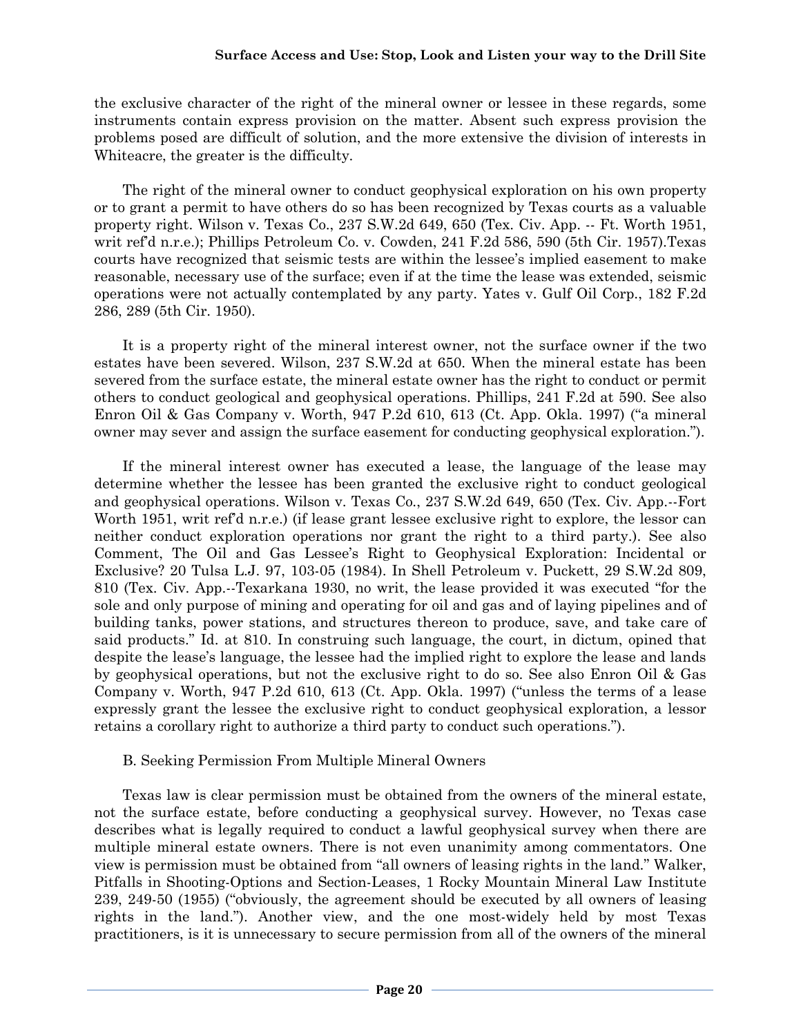the exclusive character of the right of the mineral owner or lessee in these regards, some instruments contain express provision on the matter. Absent such express provision the problems posed are difficult of solution, and the more extensive the division of interests in Whiteacre, the greater is the difficulty.

The right of the mineral owner to conduct geophysical exploration on his own property or to grant a permit to have others do so has been recognized by Texas courts as a valuable property right. Wilson v. Texas Co., 237 S.W.2d 649, 650 (Tex. Civ. App. -- Ft. Worth 1951, writ ref'd n.r.e.); Phillips Petroleum Co. v. Cowden, 241 F.2d 586, 590 (5th Cir. 1957).Texas courts have recognized that seismic tests are within the lessee's implied easement to make reasonable, necessary use of the surface; even if at the time the lease was extended, seismic operations were not actually contemplated by any party. Yates v. Gulf Oil Corp., 182 F.2d 286, 289 (5th Cir. 1950).

It is a property right of the mineral interest owner, not the surface owner if the two estates have been severed. Wilson, 237 S.W.2d at 650. When the mineral estate has been severed from the surface estate, the mineral estate owner has the right to conduct or permit others to conduct geological and geophysical operations. Phillips, 241 F.2d at 590. See also Enron Oil & Gas Company v. Worth, 947 P.2d 610, 613 (Ct. App. Okla. 1997) ("a mineral owner may sever and assign the surface easement for conducting geophysical exploration.").

If the mineral interest owner has executed a lease, the language of the lease may determine whether the lessee has been granted the exclusive right to conduct geological and geophysical operations. Wilson v. Texas Co., 237 S.W.2d 649, 650 (Tex. Civ. App.--Fort Worth 1951, writ ref'd n.r.e.) (if lease grant lessee exclusive right to explore, the lessor can neither conduct exploration operations nor grant the right to a third party.). See also Comment, The Oil and Gas Lessee's Right to Geophysical Exploration: Incidental or Exclusive? 20 Tulsa L.J. 97, 103-05 (1984). In Shell Petroleum v. Puckett, 29 S.W.2d 809, 810 (Tex. Civ. App.--Texarkana 1930, no writ, the lease provided it was executed "for the sole and only purpose of mining and operating for oil and gas and of laying pipelines and of building tanks, power stations, and structures thereon to produce, save, and take care of said products." Id. at 810. In construing such language, the court, in dictum, opined that despite the lease's language, the lessee had the implied right to explore the lease and lands by geophysical operations, but not the exclusive right to do so. See also Enron Oil & Gas Company v. Worth, 947 P.2d 610, 613 (Ct. App. Okla. 1997) ("unless the terms of a lease expressly grant the lessee the exclusive right to conduct geophysical exploration, a lessor retains a corollary right to authorize a third party to conduct such operations.").

B. Seeking Permission From Multiple Mineral Owners

Texas law is clear permission must be obtained from the owners of the mineral estate, not the surface estate, before conducting a geophysical survey. However, no Texas case describes what is legally required to conduct a lawful geophysical survey when there are multiple mineral estate owners. There is not even unanimity among commentators. One view is permission must be obtained from "all owners of leasing rights in the land." Walker, Pitfalls in Shooting-Options and Section-Leases, 1 Rocky Mountain Mineral Law Institute 239, 249-50 (1955) ("obviously, the agreement should be executed by all owners of leasing rights in the land."). Another view, and the one most-widely held by most Texas practitioners, is it is unnecessary to secure permission from all of the owners of the mineral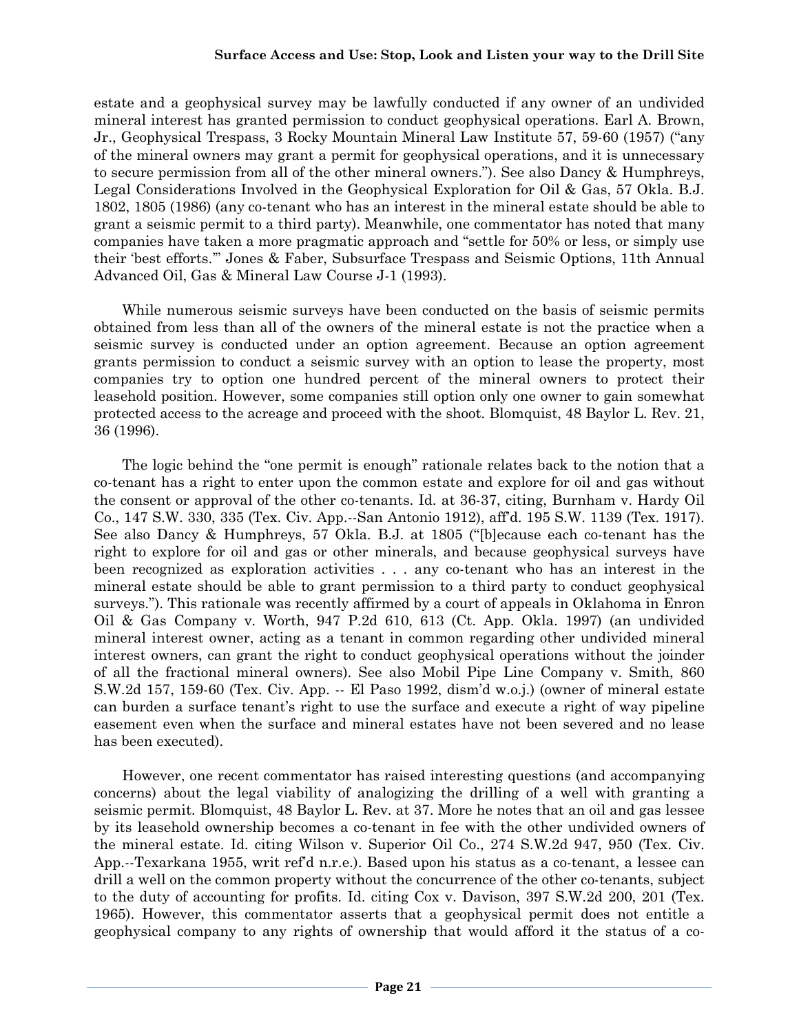estate and a geophysical survey may be lawfully conducted if any owner of an undivided mineral interest has granted permission to conduct geophysical operations. Earl A. Brown, Jr., Geophysical Trespass, 3 Rocky Mountain Mineral Law Institute 57, 59-60 (1957) ("any of the mineral owners may grant a permit for geophysical operations, and it is unnecessary to secure permission from all of the other mineral owners."). See also Dancy & Humphreys, Legal Considerations Involved in the Geophysical Exploration for Oil & Gas, 57 Okla. B.J. 1802, 1805 (1986) (any co-tenant who has an interest in the mineral estate should be able to grant a seismic permit to a third party). Meanwhile, one commentator has noted that many companies have taken a more pragmatic approach and "settle for 50% or less, or simply use their 'best efforts.'" Jones & Faber, Subsurface Trespass and Seismic Options, 11th Annual Advanced Oil, Gas & Mineral Law Course J-1 (1993).

While numerous seismic surveys have been conducted on the basis of seismic permits obtained from less than all of the owners of the mineral estate is not the practice when a seismic survey is conducted under an option agreement. Because an option agreement grants permission to conduct a seismic survey with an option to lease the property, most companies try to option one hundred percent of the mineral owners to protect their leasehold position. However, some companies still option only one owner to gain somewhat protected access to the acreage and proceed with the shoot. Blomquist, 48 Baylor L. Rev. 21, 36 (1996).

The logic behind the "one permit is enough" rationale relates back to the notion that a co-tenant has a right to enter upon the common estate and explore for oil and gas without the consent or approval of the other co-tenants. Id. at 36-37, citing, Burnham v. Hardy Oil Co., 147 S.W. 330, 335 (Tex. Civ. App.--San Antonio 1912), aff'd. 195 S.W. 1139 (Tex. 1917). See also Dancy & Humphreys, 57 Okla. B.J. at 1805 ("[b]ecause each co-tenant has the right to explore for oil and gas or other minerals, and because geophysical surveys have been recognized as exploration activities . . . any co-tenant who has an interest in the mineral estate should be able to grant permission to a third party to conduct geophysical surveys."). This rationale was recently affirmed by a court of appeals in Oklahoma in Enron Oil & Gas Company v. Worth, 947 P.2d 610, 613 (Ct. App. Okla. 1997) (an undivided mineral interest owner, acting as a tenant in common regarding other undivided mineral interest owners, can grant the right to conduct geophysical operations without the joinder of all the fractional mineral owners). See also Mobil Pipe Line Company v. Smith, 860 S.W.2d 157, 159-60 (Tex. Civ. App. -- El Paso 1992, dism'd w.o.j.) (owner of mineral estate can burden a surface tenant's right to use the surface and execute a right of way pipeline easement even when the surface and mineral estates have not been severed and no lease has been executed).

However, one recent commentator has raised interesting questions (and accompanying concerns) about the legal viability of analogizing the drilling of a well with granting a seismic permit. Blomquist, 48 Baylor L. Rev. at 37. More he notes that an oil and gas lessee by its leasehold ownership becomes a co-tenant in fee with the other undivided owners of the mineral estate. Id. citing Wilson v. Superior Oil Co., 274 S.W.2d 947, 950 (Tex. Civ. App.--Texarkana 1955, writ ref'd n.r.e.). Based upon his status as a co-tenant, a lessee can drill a well on the common property without the concurrence of the other co-tenants, subject to the duty of accounting for profits. Id. citing Cox v. Davison, 397 S.W.2d 200, 201 (Tex. 1965). However, this commentator asserts that a geophysical permit does not entitle a geophysical company to any rights of ownership that would afford it the status of a co-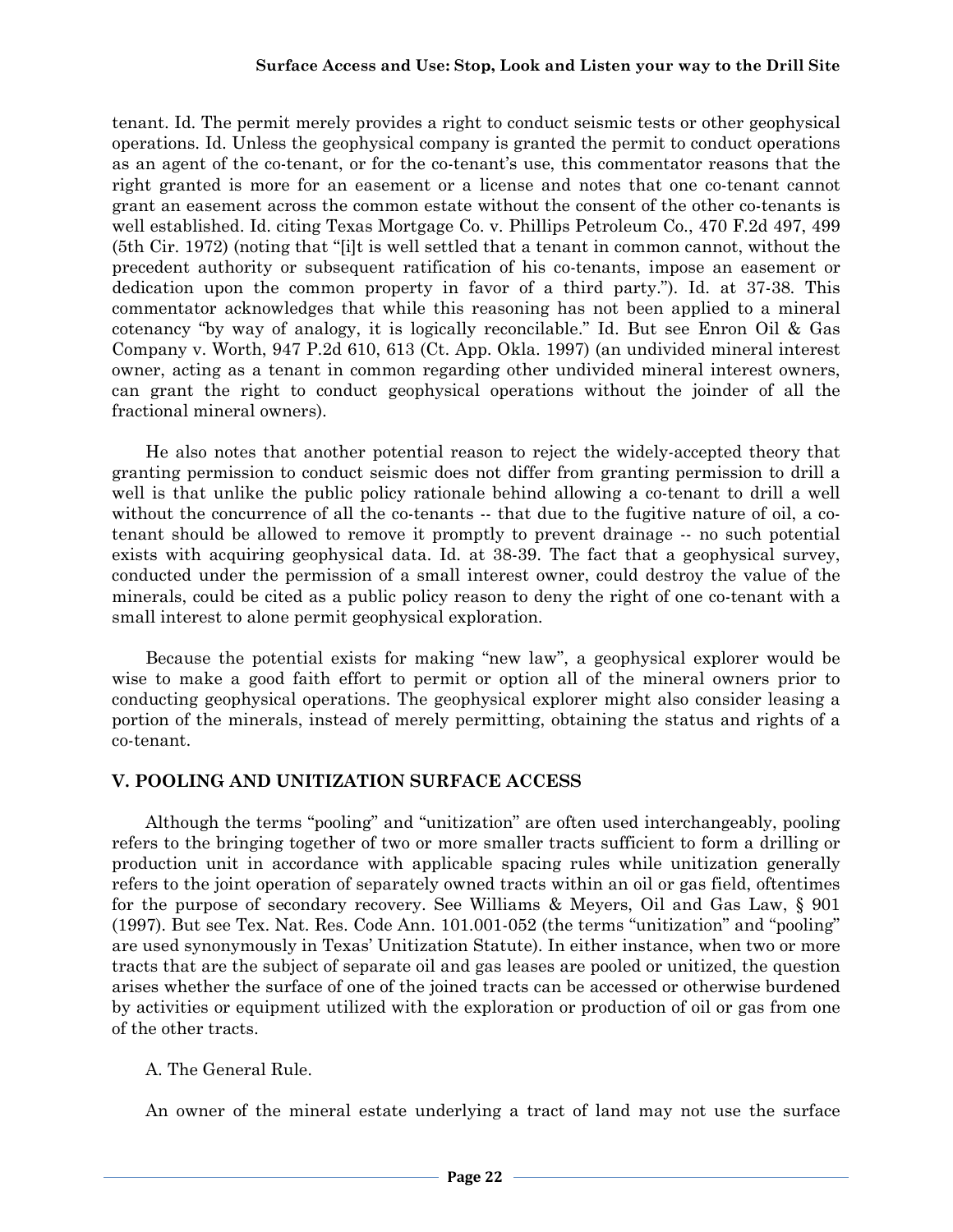tenant. Id. The permit merely provides a right to conduct seismic tests or other geophysical operations. Id. Unless the geophysical company is granted the permit to conduct operations as an agent of the co-tenant, or for the co-tenant's use, this commentator reasons that the right granted is more for an easement or a license and notes that one co-tenant cannot grant an easement across the common estate without the consent of the other co-tenants is well established. Id. citing Texas Mortgage Co. v. Phillips Petroleum Co., 470 F.2d 497, 499 (5th Cir. 1972) (noting that "[i]t is well settled that a tenant in common cannot, without the precedent authority or subsequent ratification of his co-tenants, impose an easement or dedication upon the common property in favor of a third party."). Id. at 37-38. This commentator acknowledges that while this reasoning has not been applied to a mineral cotenancy "by way of analogy, it is logically reconcilable." Id. But see Enron Oil & Gas Company v. Worth, 947 P.2d 610, 613 (Ct. App. Okla. 1997) (an undivided mineral interest owner, acting as a tenant in common regarding other undivided mineral interest owners, can grant the right to conduct geophysical operations without the joinder of all the fractional mineral owners).

He also notes that another potential reason to reject the widely-accepted theory that granting permission to conduct seismic does not differ from granting permission to drill a well is that unlike the public policy rationale behind allowing a co-tenant to drill a well without the concurrence of all the co-tenants -- that due to the fugitive nature of oil, a co-tenant should be allowed to remove it promptly to prevent drainage -- no such potential exists with acquiring geophysical data. Id. at 38-39. The fact that a geophysical survey, conducted under the permission of a small interest owner, could destroy the value of the minerals, could be cited as a public policy reason to deny the right of one co-tenant with a small interest to alone permit geophysical exploration.

Because the potential exists for making "new law", a geophysical explorer would be wise to make a good faith effort to permit or option all of the mineral owners prior to conducting geophysical operations. The geophysical explorer might also consider leasing a portion of the minerals, instead of merely permitting, obtaining the status and rights of a co-tenant.

## V. POOLING AND UNITIZATION SURFACE ACCESS

Although the terms "pooling" and "unitization" are often used interchangeably, pooling refers to the bringing together of two or more smaller tracts sufficient to form a drilling or production unit in accordance with applicable spacing rules while unitization generally refers to the joint operation of separately owned tracts within an oil or gas field, oftentimes for the purpose of secondary recovery. See Williams & Meyers, Oil and Gas Law, § 901 (1997). But see Tex. Nat. Res. Code Ann. 101.001-052 (the terms "unitization" and "pooling" are used synonymously in Texas' Unitization Statute). In either instance, when two or more tracts that are the subject of separate oil and gas leases are pooled or unitized, the question arises whether the surface of one of the joined tracts can be accessed or otherwise burdened by activities or equipment utilized with the exploration or production of oil or gas from one of the other tracts.

### A. The General Rule.

An owner of the mineral estate underlying a tract of land may not use the surface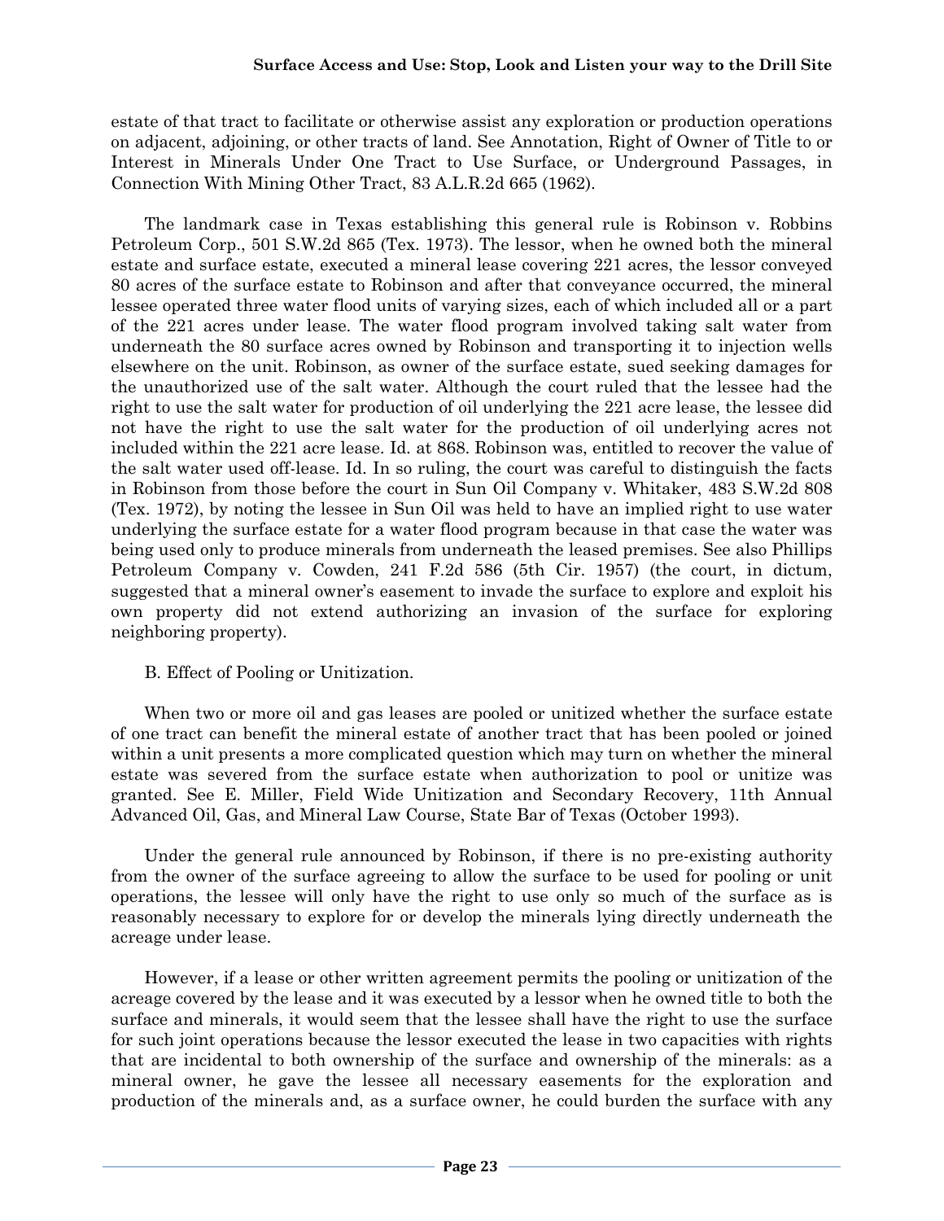estate of that tract to facilitate or otherwise assist any exploration or production operations on adjacent, adjoining, or other tracts of land. See Annotation, Right of Owner of Title to or Interest in Minerals Under One Tract to Use Surface, or Underground Passages, in Connection With Mining Other Tract, 83 A.L.R.2d 665 (1962).

The landmark case in Texas establishing this general rule is Robinson v. Robbins Petroleum Corp., 501 S.W.2d 865 (Tex. 1973). The lessor, when he owned both the mineral estate and surface estate, executed a mineral lease covering 221 acres, the lessor conveyed 80 acres of the surface estate to Robinson and after that conveyance occurred, the mineral lessee operated three water flood units of varying sizes, each of which included all or a part of the 221 acres under lease. The water flood program involved taking salt water from underneath the 80 surface acres owned by Robinson and transporting it to injection wells elsewhere on the unit. Robinson, as owner of the surface estate, sued seeking damages for the unauthorized use of the salt water. Although the court ruled that the lessee had the right to use the salt water for production of oil underlying the 221 acre lease, the lessee did not have the right to use the salt water for the production of oil underlying acres not included within the 221 acre lease. Id. at 868. Robinson, was entitled to recover the value of the salt water used off-lease. Id. In so ruling, the court was careful to distinguish the facts in Robinson from those before the court in Sun Oil Company v. Whitaker, 483 S.W.2d 808 (Tex. 1972), by noting the lessee in Sun Oil was held to have an implied right to use water underlying the surface estate for a water flood program because in that case the water was being used only to produce minerals from underneath the leased premises. See also Phillips Petroleum Company v. Cowden, 241 F.2d 586 (5th Cir. 1957) (the court, in dictum, suggested that a mineral owner's easement to invade the surface to explore and exploit his own property did not extend authorizing an invasion of the surface for exploring neighboring property).

B. Effect of Pooling or Unitization.

When two or more oil and gas leases are pooled or unitized whether the surface estate of one tract can benefit the mineral estate of another tract that has been pooled or joined within a unit presents a more complicated question which may turn on whether the mineral estate was severed from the surface estate when authorization to pool or unitize was granted. See E. Miller, Field Wide Unitization and Secondary Recovery, 11th Annual Advanced Oil, Gas, and Mineral Law Course, State Bar of Texas (October 1993).

Under the general rule announced by Robinson, if there is no pre-existing authority from the owner of the surface agreeing to allow the surface to be used for pooling or unit operations, the lessee will only have the right to use only so much of the surface as is reasonably necessary to explore for or develop the minerals lying directly underneath the acreage under lease.

However, if a lease or other written agreement permits the pooling or unitization of the acreage covered by the lease and it was executed by a lessor when he owned title to both the surface and minerals, it would seem that the lessee shall have the right to use the surface for such joint operations because the lessor executed the lease in two capacities with rights that are incidental to both ownership of the surface and ownership of the minerals: as a mineral owner, he gave the lessee all necessary easements for the exploration and production of the minerals and, as a surface owner, he could burden the surface with any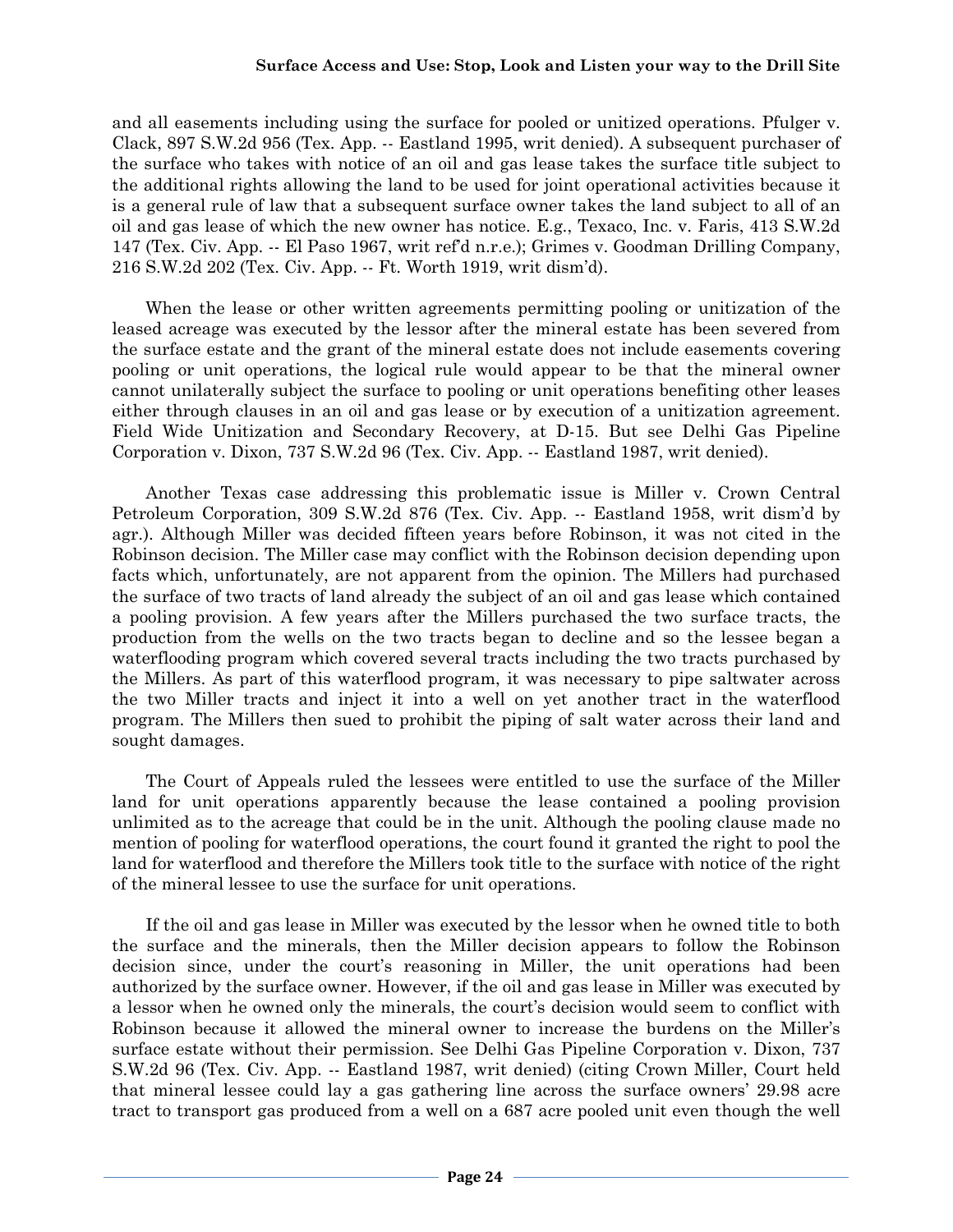and all easements including using the surface for pooled or unitized operations. Pfulger v. Clack, 897 S.W.2d 956 (Tex. App. -- Eastland 1995, writ denied). A subsequent purchaser of the surface who takes with notice of an oil and gas lease takes the surface title subject to the additional rights allowing the land to be used for joint operational activities because it is a general rule of law that a subsequent surface owner takes the land subject to all of an oil and gas lease of which the new owner has notice. E.g., Texaco, Inc. v. Faris, 413 S.W.2d 147 (Tex. Civ. App. -- El Paso 1967, writ ref'd n.r.e.); Grimes v. Goodman Drilling Company, 216 S.W.2d 202 (Tex. Civ. App. -- Ft. Worth 1919, writ dism'd).

When the lease or other written agreements permitting pooling or unitization of the leased acreage was executed by the lessor after the mineral estate has been severed from the surface estate and the grant of the mineral estate does not include easements covering pooling or unit operations, the logical rule would appear to be that the mineral owner cannot unilaterally subject the surface to pooling or unit operations benefiting other leases either through clauses in an oil and gas lease or by execution of a unitization agreement. Field Wide Unitization and Secondary Recovery, at D-15. But see Delhi Gas Pipeline Corporation v. Dixon, 737 S.W.2d 96 (Tex. Civ. App. -- Eastland 1987, writ denied).

Another Texas case addressing this problematic issue is Miller v. Crown Central Petroleum Corporation, 309 S.W.2d 876 (Tex. Civ. App. -- Eastland 1958, writ dism'd by agr.). Although Miller was decided fifteen years before Robinson, it was not cited in the Robinson decision. The Miller case may conflict with the Robinson decision depending upon facts which, unfortunately, are not apparent from the opinion. The Millers had purchased the surface of two tracts of land already the subject of an oil and gas lease which contained a pooling provision. A few years after the Millers purchased the two surface tracts, the production from the wells on the two tracts began to decline and so the lessee began a waterflooding program which covered several tracts including the two tracts purchased by the Millers. As part of this waterflood program, it was necessary to pipe saltwater across the two Miller tracts and inject it into a well on yet another tract in the waterflood program. The Millers then sued to prohibit the piping of salt water across their land and sought damages.

The Court of Appeals ruled the lessees were entitled to use the surface of the Miller land for unit operations apparently because the lease contained a pooling provision unlimited as to the acreage that could be in the unit. Although the pooling clause made no mention of pooling for waterflood operations, the court found it granted the right to pool the land for waterflood and therefore the Millers took title to the surface with notice of the right of the mineral lessee to use the surface for unit operations.

If the oil and gas lease in Miller was executed by the lessor when he owned title to both the surface and the minerals, then the Miller decision appears to follow the Robinson decision since, under the court's reasoning in Miller, the unit operations had been authorized by the surface owner. However, if the oil and gas lease in Miller was executed by a lessor when he owned only the minerals, the court's decision would seem to conflict with Robinson because it allowed the mineral owner to increase the burdens on the Miller's surface estate without their permission. See Delhi Gas Pipeline Corporation v. Dixon, 737 S.W.2d 96 (Tex. Civ. App. -- Eastland 1987, writ denied) (citing Crown Miller, Court held that mineral lessee could lay a gas gathering line across the surface owners' 29.98 acre tract to transport gas produced from a well on a 687 acre pooled unit even though the well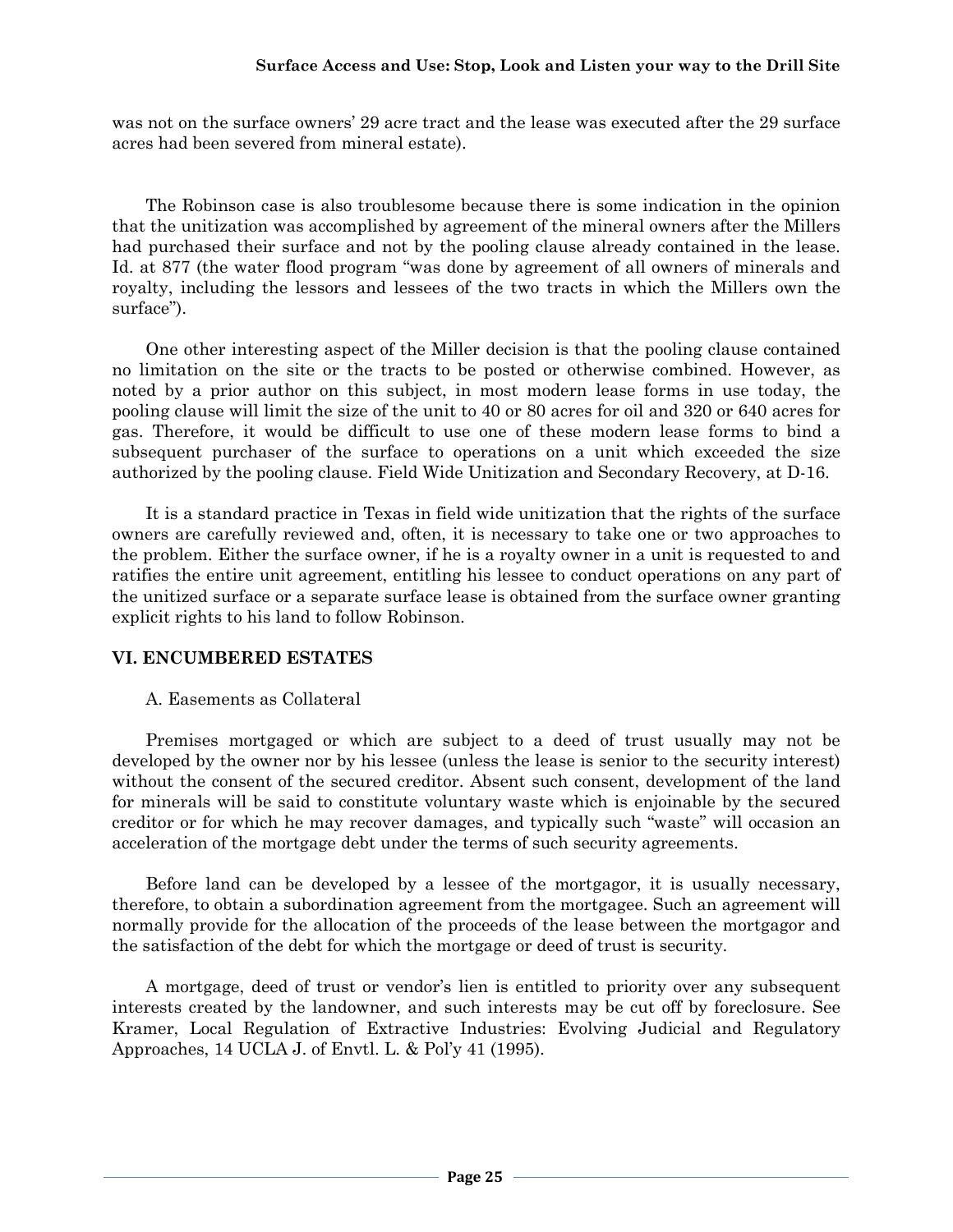was not on the surface owners' 29 acre tract and the lease was executed after the 29 surface acres had been severed from mineral estate).

The Robinson case is also troublesome because there is some indication in the opinion that the unitization was accomplished by agreement of the mineral owners after the Millers had purchased their surface and not by the pooling clause already contained in the lease. Id. at 877 (the water flood program "was done by agreement of all owners of minerals and royalty, including the lessors and lessees of the two tracts in which the Millers own the surface").

One other interesting aspect of the Miller decision is that the pooling clause contained no limitation on the site or the tracts to be posted or otherwise combined. However, as noted by a prior author on this subject, in most modern lease forms in use today, the pooling clause will limit the size of the unit to 40 or 80 acres for oil and 320 or 640 acres for gas. Therefore, it would be difficult to use one of these modern lease forms to bind a subsequent purchaser of the surface to operations on a unit which exceeded the size authorized by the pooling clause. Field Wide Unitization and Secondary Recovery, at D-16.

It is a standard practice in Texas in field wide unitization that the rights of the surface owners are carefully reviewed and, often, it is necessary to take one or two approaches to the problem. Either the surface owner, if he is a royalty owner in a unit is requested to and ratifies the entire unit agreement, entitling his lessee to conduct operations on any part of the unitized surface or a separate surface lease is obtained from the surface owner granting explicit rights to his land to follow Robinson.

## VI. ENCUMBERED ESTATES

### A. Easements as Collateral

Premises mortgaged or which are subject to a deed of trust usually may not be developed by the owner nor by his lessee (unless the lease is senior to the security interest) without the consent of the secured creditor. Absent such consent, development of the land for minerals will be said to constitute voluntary waste which is enjoinable by the secured creditor or for which he may recover damages, and typically such "waste" will occasion an acceleration of the mortgage debt under the terms of such security agreements.

Before land can be developed by a lessee of the mortgagor, it is usually necessary, therefore, to obtain a subordination agreement from the mortgagee. Such an agreement will normally provide for the allocation of the proceeds of the lease between the mortgagor and the satisfaction of the debt for which the mortgage or deed of trust is security.

A mortgage, deed of trust or vendor's lien is entitled to priority over any subsequent interests created by the landowner, and such interests may be cut off by foreclosure. See Kramer, Local Regulation of Extractive Industries: Evolving Judicial and Regulatory Approaches, 14 UCLA J. of Envtl. L. & Pol'y 41 (1995).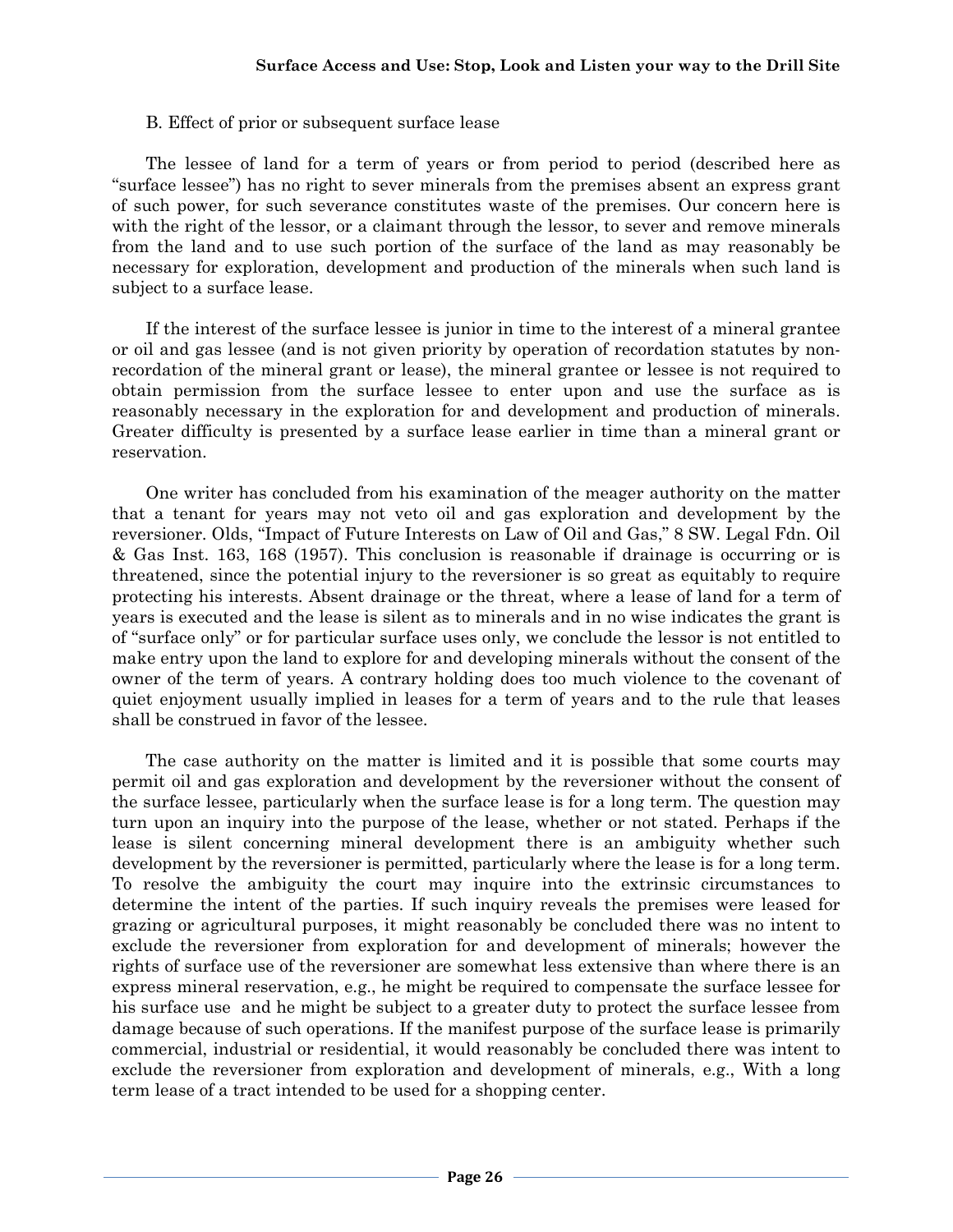B. Effect of prior or subsequent surface lease

The lessee of land for a term of years or from period to period (described here as "surface lessee") has no right to sever minerals from the premises absent an express grant of such power, for such severance constitutes waste of the premises. Our concern here is with the right of the lessor, or a claimant through the lessor, to sever and remove minerals from the land and to use such portion of the surface of the land as may reasonably be necessary for exploration, development and production of the minerals when such land is subject to a surface lease.

If the interest of the surface lessee is junior in time to the interest of a mineral grantee or oil and gas lessee (and is not given priority by operation of recordation statutes by non-recordation of the mineral grant or lease), the mineral grantee or lessee is not required to obtain permission from the surface lessee to enter upon and use the surface as is reasonably necessary in the exploration for and development and production of minerals. Greater difficulty is presented by a surface lease earlier in time than a mineral grant or reservation.

One writer has concluded from his examination of the meager authority on the matter that a tenant for years may not veto oil and gas exploration and development by the reversioner. Olds, "Impact of Future Interests on Law of Oil and Gas," 8 SW. Legal Fdn. Oil & Gas Inst. 163, 168 (1957). This conclusion is reasonable if drainage is occurring or is threatened, since the potential injury to the reversioner is so great as equitably to require protecting his interests. Absent drainage or the threat, where a lease of land for a term of years is executed and the lease is silent as to minerals and in no wise indicates the grant is of "surface only" or for particular surface uses only, we conclude the lessor is not entitled to make entry upon the land to explore for and developing minerals without the consent of the owner of the term of years. A contrary holding does too much violence to the covenant of quiet enjoyment usually implied in leases for a term of years and to the rule that leases shall be construed in favor of the lessee.

The case authority on the matter is limited and it is possible that some courts may permit oil and gas exploration and development by the reversioner without the consent of the surface lessee, particularly when the surface lease is for a long term. The question may turn upon an inquiry into the purpose of the lease, whether or not stated. Perhaps if the lease is silent concerning mineral development there is an ambiguity whether such development by the reversioner is permitted, particularly where the lease is for a long term. To resolve the ambiguity the court may inquire into the extrinsic circumstances to determine the intent of the parties. If such inquiry reveals the premises were leased for grazing or agricultural purposes, it might reasonably be concluded there was no intent to exclude the reversioner from exploration for and development of minerals; however the rights of surface use of the reversioner are somewhat less extensive than where there is an express mineral reservation, e.g., he might be required to compensate the surface lessee for his surface use and he might be subject to a greater duty to protect the surface lessee from damage because of such operations. If the manifest purpose of the surface lease is primarily commercial, industrial or residential, it would reasonably be concluded there was intent to exclude the reversioner from exploration and development of minerals, e.g., With a long term lease of a tract intended to be used for a shopping center.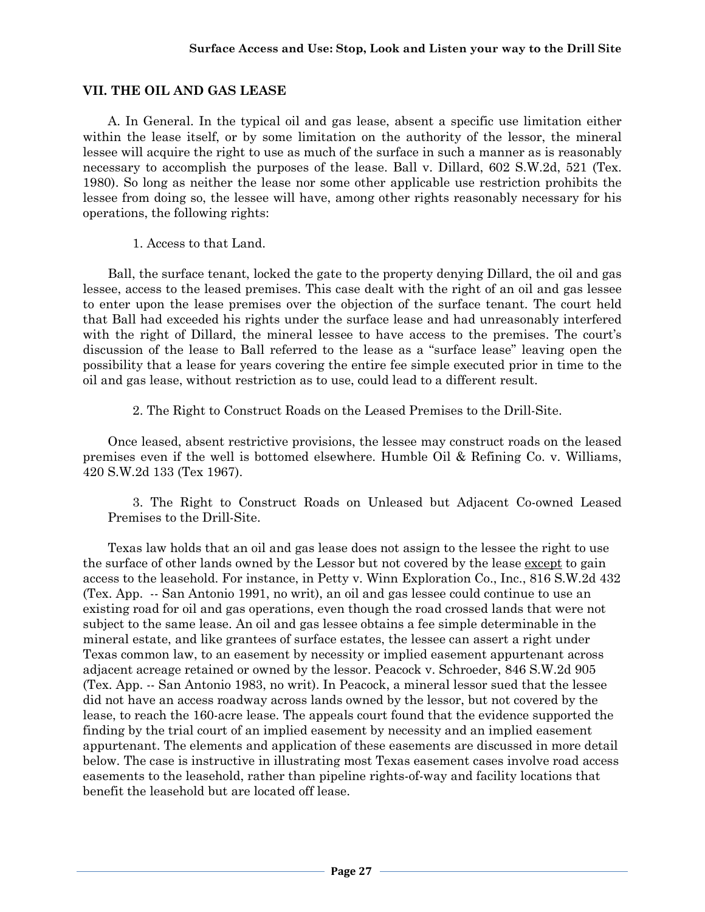## VII. THE OIL AND GAS LEASE

A. In General. In the typical oil and gas lease, absent a specific use limitation either within the lease itself, or by some limitation on the authority of the lessor, the mineral lessee will acquire the right to use as much of the surface in such a manner as is reasonably necessary to accomplish the purposes of the lease. Ball v. Dillard, 602 S.W.2d, 521 (Tex. 1980). So long as neither the lease nor some other applicable use restriction prohibits the lessee from doing so, the lessee will have, among other rights reasonably necessary for his operations, the following rights:

1. Access to that Land.

Ball, the surface tenant, locked the gate to the property denying Dillard, the oil and gas lessee, access to the leased premises. This case dealt with the right of an oil and gas lessee to enter upon the lease premises over the objection of the surface tenant. The court held that Ball had exceeded his rights under the surface lease and had unreasonably interfered with the right of Dillard, the mineral lessee to have access to the premises. The court's discussion of the lease to Ball referred to the lease as a "surface lease" leaving open the possibility that a lease for years covering the entire fee simple executed prior in time to the oil and gas lease, without restriction as to use, could lead to a different result.

2. The Right to Construct Roads on the Leased Premises to the Drill-Site.

Once leased, absent restrictive provisions, the lessee may construct roads on the leased premises even if the well is bottomed elsewhere. Humble Oil & Refining Co. v. Williams, 420 S.W.2d 133 (Tex 1967).

3. The Right to Construct Roads on Unleased but Adjacent Co-owned Leased Premises to the Drill-Site.

Texas law holds that an oil and gas lease does not assign to the lessee the right to use the surface of other lands owned by the Lessor but not covered by the lease <u>except</u> to gain access to the leasehold. For instance, in Petty v. Winn Exploration Co., Inc., 816 S.W.2d 432 (Tex. App. -- San Antonio 1991, no writ), an oil and gas lessee could continue to use an existing road for oil and gas operations, even though the road crossed lands that were not subject to the same lease. An oil and gas lessee obtains a fee simple determinable in the mineral estate, and like grantees of surface estates, the lessee can assert a right under Texas common law, to an easement by necessity or implied easement appurtenant across adjacent acreage retained or owned by the lessor. Peacock v. Schroeder, 846 S.W.2d 905 (Tex. App. -- San Antonio 1983, no writ). In Peacock, a mineral lessor sued that the lessee did not have an access roadway across lands owned by the lessor, but not covered by the lease, to reach the 160-acre lease. The appeals court found that the evidence supported the finding by the trial court of an implied easement by necessity and an implied easement appurtenant. The elements and application of these easements are discussed in more detail below. The case is instructive in illustrating most Texas easement cases involve road access easements to the leasehold, rather than pipeline rights-of-way and facility locations that benefit the leasehold but are located off lease.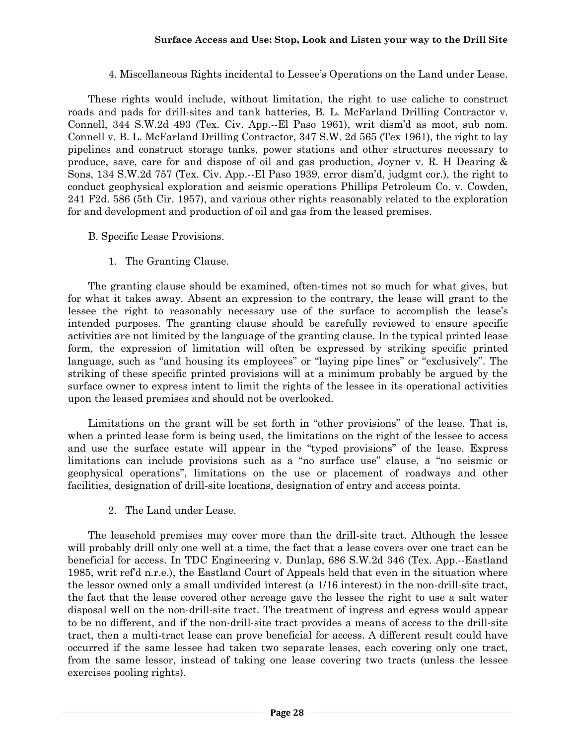4. Miscellaneous Rights incidental to Lessee's Operations on the Land under Lease.

These rights would include, without limitation, the right to use caliche to construct roads and pads for drill-sites and tank batteries, B. L. McFarland Drilling Contractor v. Connell, 344 S.W.2d 493 (Tex. Civ. App.--El Paso 1961), writ dism'd as moot, sub nom. Connell v. B. L. McFarland Drilling Contractor, 347 S.W. 2d 565 (Tex 1961), the right to lay pipelines and construct storage tanks, power stations and other structures necessary to produce, save, care for and dispose of oil and gas production, Joyner v. R. H Dearing & Sons, 134 S.W.2d 757 (Tex. Civ. App.--El Paso 1939, error dism'd, judgmt cor.), the right to conduct geophysical exploration and seismic operations Phillips Petroleum Co. v. Cowden, 241 F2d. 586 (5th Cir. 1957), and various other rights reasonably related to the exploration for and development and production of oil and gas from the leased premises.

B. Specific Lease Provisions.

1. The Granting Clause.

The granting clause should be examined, often-times not so much for what gives, but for what it takes away. Absent an expression to the contrary, the lease will grant to the lessee the right to reasonably necessary use of the surface to accomplish the lease's intended purposes. The granting clause should be carefully reviewed to ensure specific activities are not limited by the language of the granting clause. In the typical printed lease form, the expression of limitation will often be expressed by striking specific printed language, such as "and housing its employees" or "laying pipe lines" or "exclusively". The striking of these specific printed provisions will at a minimum probably be argued by the surface owner to express intent to limit the rights of the lessee in its operational activities upon the leased premises and should not be overlooked.

Limitations on the grant will be set forth in "other provisions" of the lease. That is, when a printed lease form is being used, the limitations on the right of the lessee to access and use the surface estate will appear in the "typed provisions" of the lease. Express limitations can include provisions such as a "no surface use" clause, a "no seismic or geophysical operations", limitations on the use or placement of roadways and other facilities, designation of drill-site locations, designation of entry and access points.

2. The Land under Lease.

The leasehold premises may cover more than the drill-site tract. Although the lessee will probably drill only one well at a time, the fact that a lease covers over one tract can be beneficial for access. In TDC Engineering v. Dunlap, 686 S.W.2d 346 (Tex. App.--Eastland 1985, writ ref'd n.r.e.), the Eastland Court of Appeals held that even in the situation where the lessor owned only a small undivided interest (a 1/16 interest) in the non-drill-site tract, the fact that the lease covered other acreage gave the lessee the right to use a salt water disposal well on the non-drill-site tract. The treatment of ingress and egress would appear to be no different, and if the non-drill-site tract provides a means of access to the drill-site tract, then a multi-tract lease can prove beneficial for access. A different result could have occurred if the same lessee had taken two separate leases, each covering only one tract, from the same lessor, instead of taking one lease covering two tracts (unless the lessee exercises pooling rights).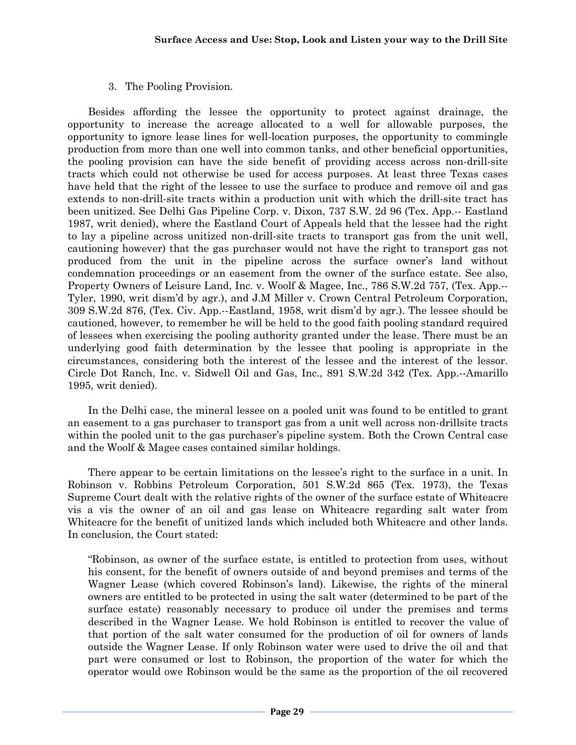3. The Pooling Provision.

Besides affording the lessee the opportunity to protect against drainage, the opportunity to increase the acreage allocated to a well for allowable purposes, the opportunity to ignore lease lines for well-location purposes, the opportunity to commingle production from more than one well into common tanks, and other beneficial opportunities, the pooling provision can have the side benefit of providing access across non-drill-site tracts which could not otherwise be used for access purposes. At least three Texas cases have held that the right of the lessee to use the surface to produce and remove oil and gas extends to non-drill-site tracts within a production unit with which the drill-site tract has been unitized. See Delhi Gas Pipeline Corp. v. Dixon, 737 S.W. 2d 96 (Tex. App.-- Eastland 1987, writ denied), where the Eastland Court of Appeals held that the lessee had the right to lay a pipeline across unitized non-drill-site tracts to transport gas from the unit well, cautioning however) that the gas purchaser would not have the right to transport gas not produced from the unit in the pipeline across the surface owner's land without condemnation proceedings or an easement from the owner of the surface estate. See also, Property Owners of Leisure Land, Inc. v. Woolf & Magee, Inc., 786 S.W.2d 757, (Tex. App.--Tyler, 1990, writ dism'd by agr.), and J.M Miller v. Crown Central Petroleum Corporation, 309 S.W.2d 876, (Tex. Civ. App.--Eastland, 1958, writ dism'd by agr.). The lessee should be cautioned, however, to remember he will be held to the good faith pooling standard required of lessees when exercising the pooling authority granted under the lease. There must be an underlying good faith determination by the lessee that pooling is appropriate in the circumstances, considering both the interest of the lessee and the interest of the lessor. Circle Dot Ranch, Inc. v. Sidwell Oil and Gas, Inc., 891 S.W.2d 342 (Tex. App.--Amarillo 1995, writ denied).

In the Delhi case, the mineral lessee on a pooled unit was found to be entitled to grant an easement to a gas purchaser to transport gas from a unit well across non-drillsite tracts within the pooled unit to the gas purchaser's pipeline system. Both the Crown Central case and the Woolf & Magee cases contained similar holdings.

There appear to be certain limitations on the lessee's right to the surface in a unit. In Robinson v. Robbins Petroleum Corporation, 501 S.W.2d 865 (Tex. 1973), the Texas Supreme Court dealt with the relative rights of the owner of the surface estate of Whiteacre vis a vis the owner of an oil and gas lease on Whiteacre regarding salt water from Whiteacre for the benefit of unitized lands which included both Whiteacre and other lands. In conclusion, the Court stated:

> "Robinson, as owner of the surface estate, is entitled to protection from uses, without his consent, for the benefit of owners outside of and beyond premises and terms of the Wagner Lease (which covered Robinson's land). Likewise, the rights of the mineral owners are entitled to be protected in using the salt water (determined to be part of the surface estate) reasonably necessary to produce oil under the premises and terms described in the Wagner Lease. We hold Robinson is entitled to recover the value of that portion of the salt water consumed for the production of oil for owners of lands outside the Wagner Lease. If only Robinson water were used to drive the oil and that part were consumed or lost to Robinson, the proportion of the water for which the operator would owe Robinson would be the same as the proportion of the oil recovered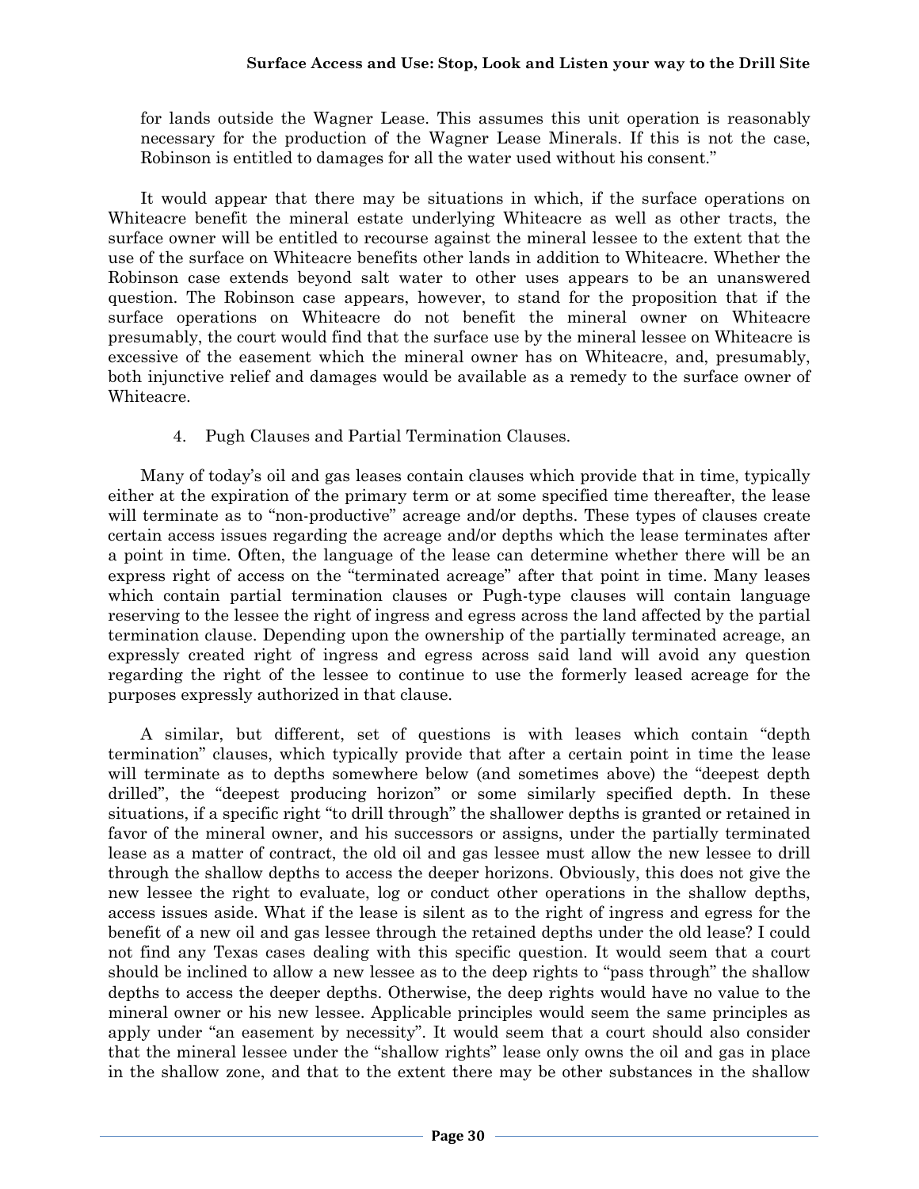for lands outside the Wagner Lease. This assumes this unit operation is reasonably necessary for the production of the Wagner Lease Minerals. If this is not the case, Robinson is entitled to damages for all the water used without his consent."

It would appear that there may be situations in which, if the surface operations on Whiteacre benefit the mineral estate underlying Whiteacre as well as other tracts, the surface owner will be entitled to recourse against the mineral lessee to the extent that the use of the surface on Whiteacre benefits other lands in addition to Whiteacre. Whether the Robinson case extends beyond salt water to other uses appears to be an unanswered question. The Robinson case appears, however, to stand for the proposition that if the surface operations on Whiteacre do not benefit the mineral owner on Whiteacre presumably, the court would find that the surface use by the mineral lessee on Whiteacre is excessive of the easement which the mineral owner has on Whiteacre, and, presumably, both injunctive relief and damages would be available as a remedy to the surface owner of Whiteacre.

4. Pugh Clauses and Partial Termination Clauses.

Many of today's oil and gas leases contain clauses which provide that in time, typically either at the expiration of the primary term or at some specified time thereafter, the lease will terminate as to "non-productive" acreage and/or depths. These types of clauses create certain access issues regarding the acreage and/or depths which the lease terminates after a point in time. Often, the language of the lease can determine whether there will be an express right of access on the "terminated acreage" after that point in time. Many leases which contain partial termination clauses or Pugh-type clauses will contain language reserving to the lessee the right of ingress and egress across the land affected by the partial termination clause. Depending upon the ownership of the partially terminated acreage, an expressly created right of ingress and egress across said land will avoid any question regarding the right of the lessee to continue to use the formerly leased acreage for the purposes expressly authorized in that clause.

A similar, but different, set of questions is with leases which contain "depth termination" clauses, which typically provide that after a certain point in time the lease will terminate as to depths somewhere below (and sometimes above) the "deepest depth drilled", the "deepest producing horizon" or some similarly specified depth. In these situations, if a specific right "to drill through" the shallower depths is granted or retained in favor of the mineral owner, and his successors or assigns, under the partially terminated lease as a matter of contract, the old oil and gas lessee must allow the new lessee to drill through the shallow depths to access the deeper horizons. Obviously, this does not give the new lessee the right to evaluate, log or conduct other operations in the shallow depths, access issues aside. What if the lease is silent as to the right of ingress and egress for the benefit of a new oil and gas lessee through the retained depths under the old lease? I could not find any Texas cases dealing with this specific question. It would seem that a court should be inclined to allow a new lessee as to the deep rights to "pass through" the shallow depths to access the deeper depths. Otherwise, the deep rights would have no value to the mineral owner or his new lessee. Applicable principles would seem the same principles as apply under "an easement by necessity". It would seem that a court should also consider that the mineral lessee under the "shallow rights" lease only owns the oil and gas in place in the shallow zone, and that to the extent there may be other substances in the shallow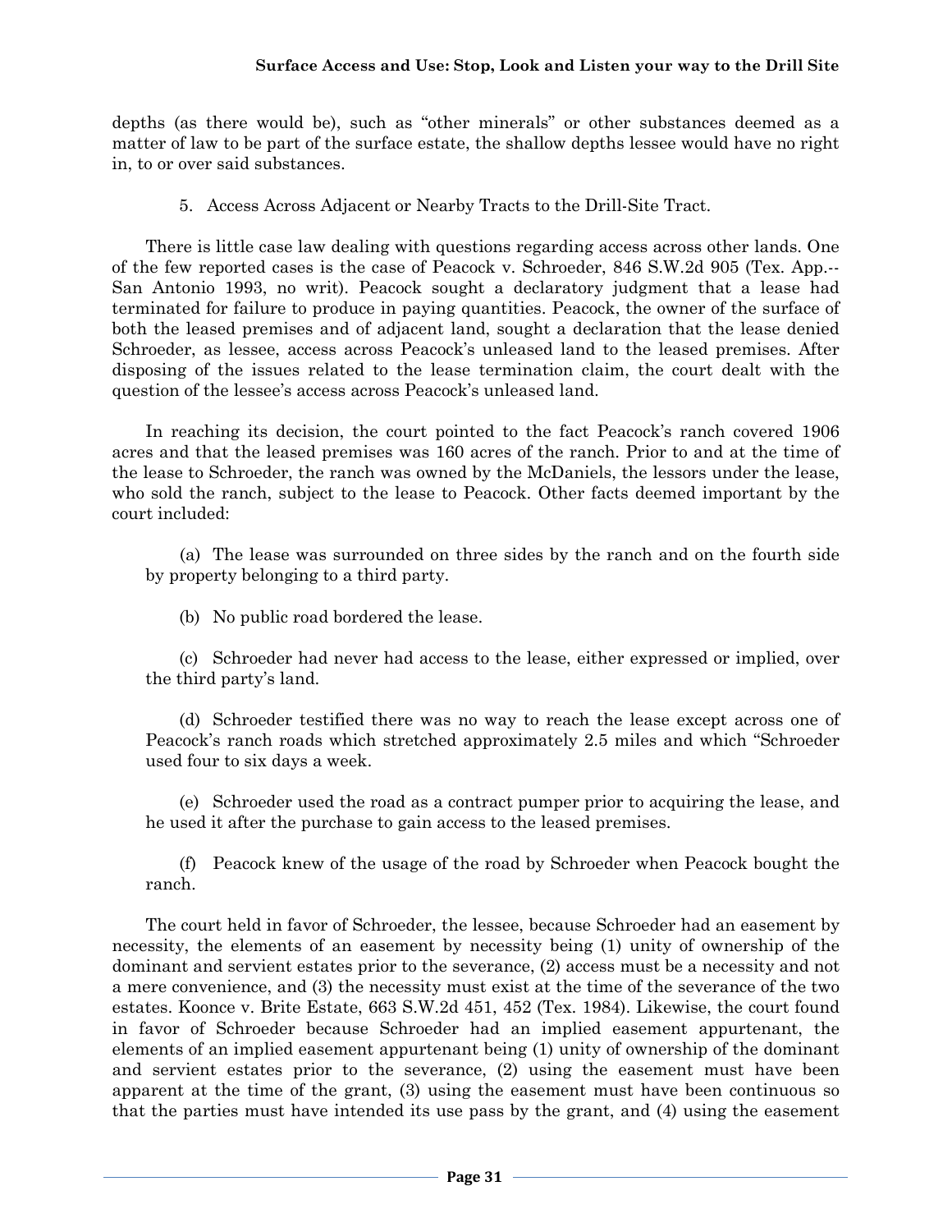depths (as there would be), such as "other minerals" or other substances deemed as a matter of law to be part of the surface estate, the shallow depths lessee would have no right in, to or over said substances.

5. Access Across Adjacent or Nearby Tracts to the Drill-Site Tract.

There is little case law dealing with questions regarding access across other lands. One of the few reported cases is the case of Peacock v. Schroeder, 846 S.W.2d 905 (Tex. App.--San Antonio 1993, no writ). Peacock sought a declaratory judgment that a lease had terminated for failure to produce in paying quantities. Peacock, the owner of the surface of both the leased premises and of adjacent land, sought a declaration that the lease denied Schroeder, as lessee, access across Peacock's unleased land to the leased premises. After disposing of the issues related to the lease termination claim, the court dealt with the question of the lessee's access across Peacock's unleased land.

In reaching its decision, the court pointed to the fact Peacock's ranch covered 1906 acres and that the leased premises was 160 acres of the ranch. Prior to and at the time of the lease to Schroeder, the ranch was owned by the McDaniels, the lessors under the lease, who sold the ranch, subject to the lease to Peacock. Other facts deemed important by the court included:

(a) The lease was surrounded on three sides by the ranch and on the fourth side by property belonging to a third party.

(b) No public road bordered the lease.

(c) Schroeder had never had access to the lease, either expressed or implied, over the third party's land.

(d) Schroeder testified there was no way to reach the lease except across one of Peacock's ranch roads which stretched approximately 2.5 miles and which "Schroeder used four to six days a week.

(e) Schroeder used the road as a contract pumper prior to acquiring the lease, and he used it after the purchase to gain access to the leased premises.

(f) Peacock knew of the usage of the road by Schroeder when Peacock bought the ranch.

The court held in favor of Schroeder, the lessee, because Schroeder had an easement by necessity, the elements of an easement by necessity being (1) unity of ownership of the dominant and servient estates prior to the severance, (2) access must be a necessity and not a mere convenience, and (3) the necessity must exist at the time of the severance of the two estates. Koonce v. Brite Estate, 663 S.W.2d 451, 452 (Tex. 1984). Likewise, the court found in favor of Schroeder because Schroeder had an implied easement appurtenant, the elements of an implied easement appurtenant being (1) unity of ownership of the dominant and servient estates prior to the severance, (2) using the easement must have been apparent at the time of the grant, (3) using the easement must have been continuous so that the parties must have intended its use pass by the grant, and (4) using the easement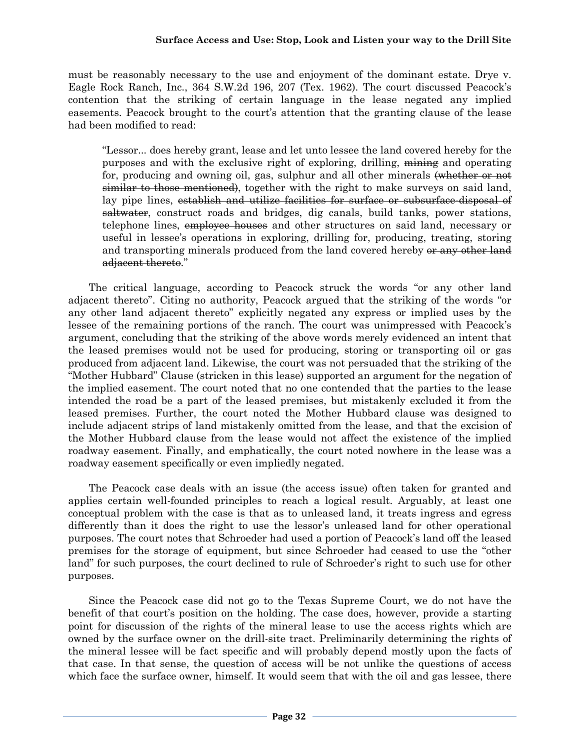must be reasonably necessary to the use and enjoyment of the dominant estate. Drye v. Eagle Rock Ranch, Inc., 364 S.W.2d 196, 207 (Tex. 1962). The court discussed Peacock's contention that the striking of certain language in the lease negated any implied easements. Peacock brought to the court's attention that the granting clause of the lease had been modified to read:

> "Lessor... does hereby grant, lease and let unto lessee the land covered hereby for the purposes and with the exclusive right of exploring, drilling, ~~mining~~ and operating for, producing and owning oil, gas, sulphur and all other minerals ~~(whether or not similar to those mentioned)~~, together with the right to make surveys on said land, lay pipe lines, ~~establish and utilize facilities for surface or subsurface disposal of saltwater~~, construct roads and bridges, dig canals, build tanks, power stations, telephone lines, ~~employee houses~~ and other structures on said land, necessary or useful in lessee's operations in exploring, drilling for, producing, treating, storing and transporting minerals produced from the land covered hereby ~~or any other land adjacent thereto~~."

The critical language, according to Peacock struck the words "or any other land adjacent thereto". Citing no authority, Peacock argued that the striking of the words "or any other land adjacent thereto" explicitly negated any express or implied uses by the lessee of the remaining portions of the ranch. The court was unimpressed with Peacock's argument, concluding that the striking of the above words merely evidenced an intent that the leased premises would not be used for producing, storing or transporting oil or gas produced from adjacent land. Likewise, the court was not persuaded that the striking of the "Mother Hubbard" Clause (stricken in this lease) supported an argument for the negation of the implied easement. The court noted that no one contended that the parties to the lease intended the road be a part of the leased premises, but mistakenly excluded it from the leased premises. Further, the court noted the Mother Hubbard clause was designed to include adjacent strips of land mistakenly omitted from the lease, and that the excision of the Mother Hubbard clause from the lease would not affect the existence of the implied roadway easement. Finally, and emphatically, the court noted nowhere in the lease was a roadway easement specifically or even impliedly negated.

The Peacock case deals with an issue (the access issue) often taken for granted and applies certain well-founded principles to reach a logical result. Arguably, at least one conceptual problem with the case is that as to unleased land, it treats ingress and egress differently than it does the right to use the lessor's unleased land for other operational purposes. The court notes that Schroeder had used a portion of Peacock's land off the leased premises for the storage of equipment, but since Schroeder had ceased to use the "other land" for such purposes, the court declined to rule of Schroeder's right to such use for other purposes.

Since the Peacock case did not go to the Texas Supreme Court, we do not have the benefit of that court's position on the holding. The case does, however, provide a starting point for discussion of the rights of the mineral lease to use the access rights which are owned by the surface owner on the drill-site tract. Preliminarily determining the rights of the mineral lessee will be fact specific and will probably depend mostly upon the facts of that case. In that sense, the question of access will be not unlike the questions of access which face the surface owner, himself. It would seem that with the oil and gas lessee, there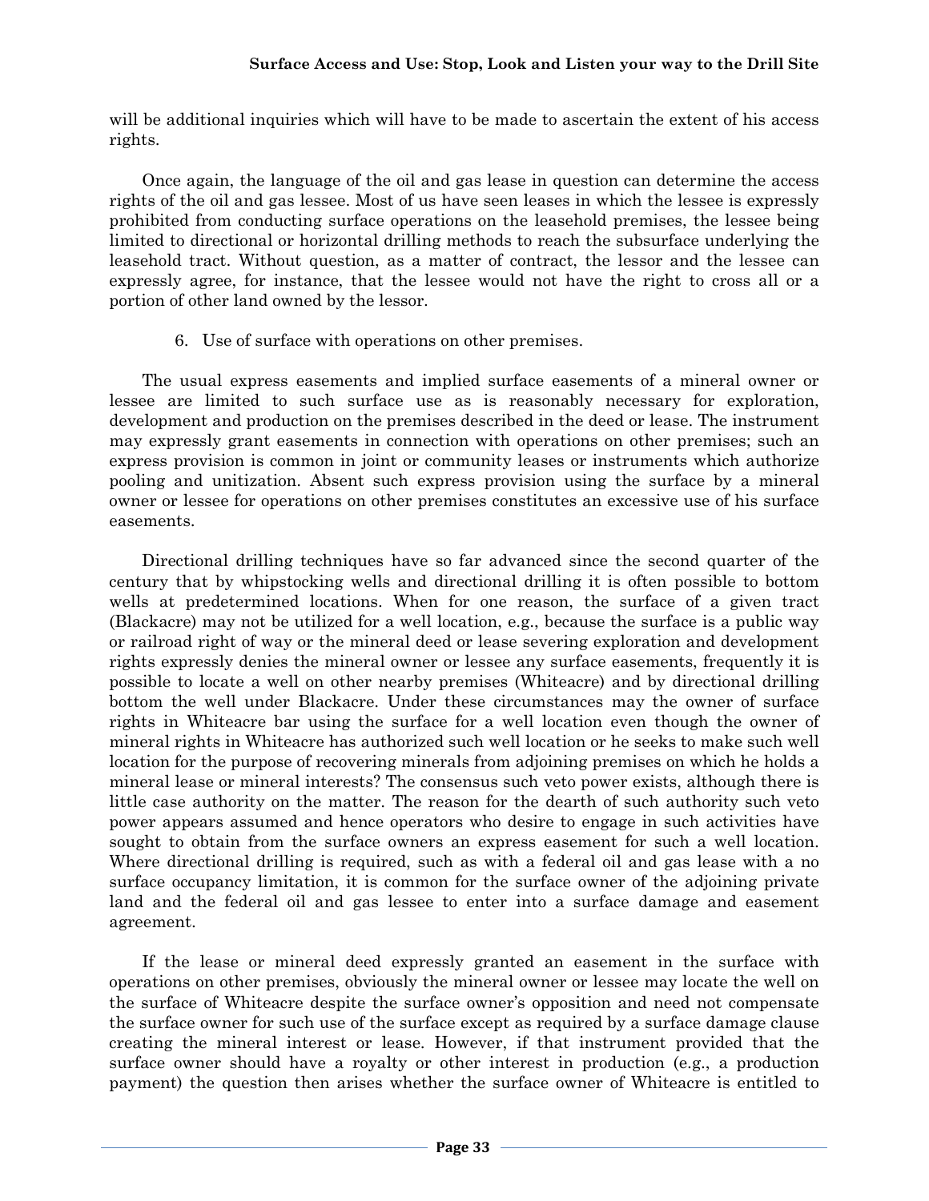will be additional inquiries which will have to be made to ascertain the extent of his access rights.

Once again, the language of the oil and gas lease in question can determine the access rights of the oil and gas lessee. Most of us have seen leases in which the lessee is expressly prohibited from conducting surface operations on the leasehold premises, the lessee being limited to directional or horizontal drilling methods to reach the subsurface underlying the leasehold tract. Without question, as a matter of contract, the lessor and the lessee can expressly agree, for instance, that the lessee would not have the right to cross all or a portion of other land owned by the lessor.

6. Use of surface with operations on other premises.

The usual express easements and implied surface easements of a mineral owner or lessee are limited to such surface use as is reasonably necessary for exploration, development and production on the premises described in the deed or lease. The instrument may expressly grant easements in connection with operations on other premises; such an express provision is common in joint or community leases or instruments which authorize pooling and unitization. Absent such express provision using the surface by a mineral owner or lessee for operations on other premises constitutes an excessive use of his surface easements.

Directional drilling techniques have so far advanced since the second quarter of the century that by whipstocking wells and directional drilling it is often possible to bottom wells at predetermined locations. When for one reason, the surface of a given tract (Blackacre) may not be utilized for a well location, e.g., because the surface is a public way or railroad right of way or the mineral deed or lease severing exploration and development rights expressly denies the mineral owner or lessee any surface easements, frequently it is possible to locate a well on other nearby premises (Whiteacre) and by directional drilling bottom the well under Blackacre. Under these circumstances may the owner of surface rights in Whiteacre bar using the surface for a well location even though the owner of mineral rights in Whiteacre has authorized such well location or he seeks to make such well location for the purpose of recovering minerals from adjoining premises on which he holds a mineral lease or mineral interests? The consensus such veto power exists, although there is little case authority on the matter. The reason for the dearth of such authority such veto power appears assumed and hence operators who desire to engage in such activities have sought to obtain from the surface owners an express easement for such a well location. Where directional drilling is required, such as with a federal oil and gas lease with a no surface occupancy limitation, it is common for the surface owner of the adjoining private land and the federal oil and gas lessee to enter into a surface damage and easement agreement.

If the lease or mineral deed expressly granted an easement in the surface with operations on other premises, obviously the mineral owner or lessee may locate the well on the surface of Whiteacre despite the surface owner's opposition and need not compensate the surface owner for such use of the surface except as required by a surface damage clause creating the mineral interest or lease. However, if that instrument provided that the surface owner should have a royalty or other interest in production (e.g., a production payment) the question then arises whether the surface owner of Whiteacre is entitled to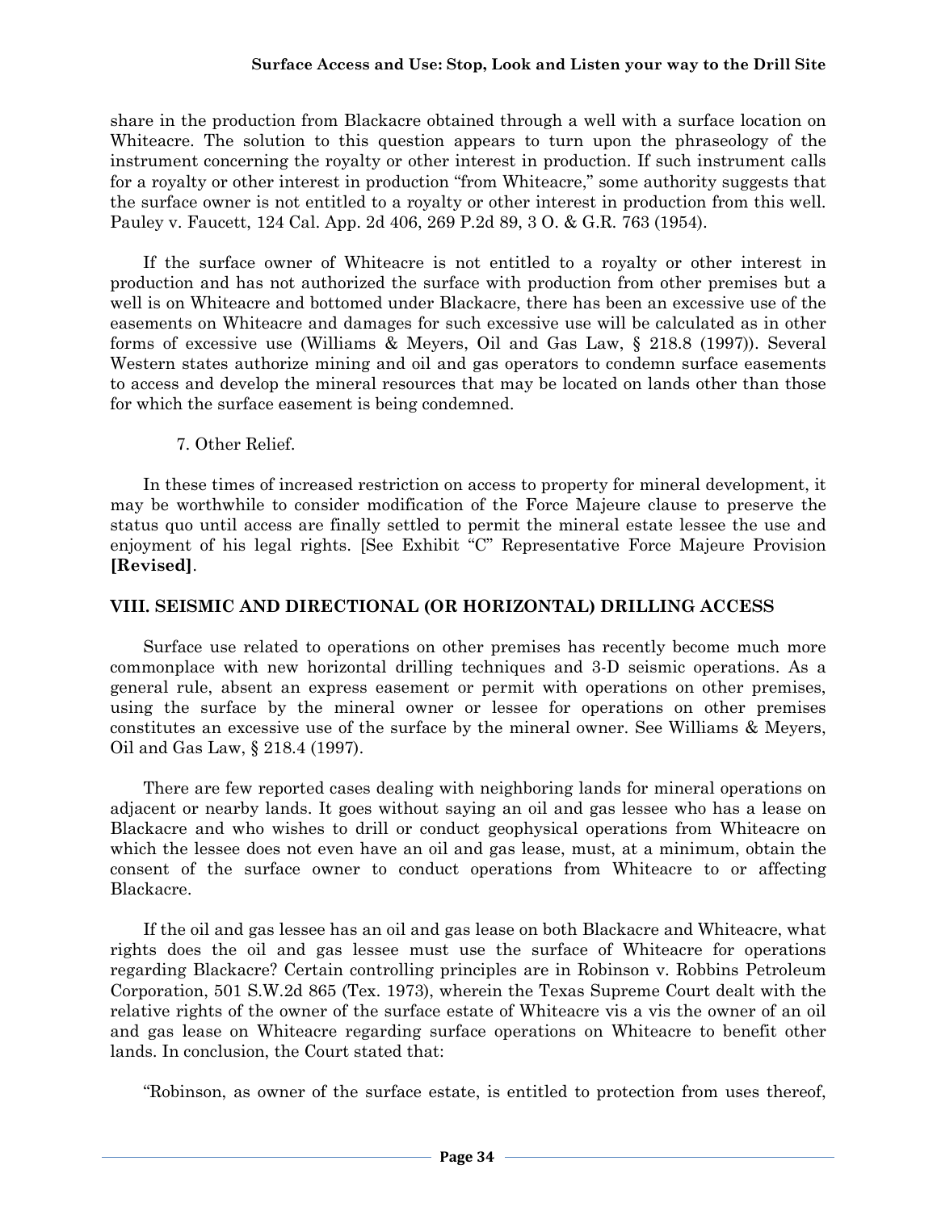share in the production from Blackacre obtained through a well with a surface location on Whiteacre. The solution to this question appears to turn upon the phraseology of the instrument concerning the royalty or other interest in production. If such instrument calls for a royalty or other interest in production "from Whiteacre," some authority suggests that the surface owner is not entitled to a royalty or other interest in production from this well. Pauley v. Faucett, 124 Cal. App. 2d 406, 269 P.2d 89, 3 O. & G.R. 763 (1954).

If the surface owner of Whiteacre is not entitled to a royalty or other interest in production and has not authorized the surface with production from other premises but a well is on Whiteacre and bottomed under Blackacre, there has been an excessive use of the easements on Whiteacre and damages for such excessive use will be calculated as in other forms of excessive use (Williams & Meyers, Oil and Gas Law, § 218.8 (1997)). Several Western states authorize mining and oil and gas operators to condemn surface easements to access and develop the mineral resources that may be located on lands other than those for which the surface easement is being condemned.

7. Other Relief.

In these times of increased restriction on access to property for mineral development, it may be worthwhile to consider modification of the Force Majeure clause to preserve the status quo until access are finally settled to permit the mineral estate lessee the use and enjoyment of his legal rights. [See Exhibit "C" Representative Force Majeure Provision **[Revised]**.

## VIII. SEISMIC AND DIRECTIONAL (OR HORIZONTAL) DRILLING ACCESS

Surface use related to operations on other premises has recently become much more commonplace with new horizontal drilling techniques and 3-D seismic operations. As a general rule, absent an express easement or permit with operations on other premises, using the surface by the mineral owner or lessee for operations on other premises constitutes an excessive use of the surface by the mineral owner. See Williams & Meyers, Oil and Gas Law, § 218.4 (1997).

There are few reported cases dealing with neighboring lands for mineral operations on adjacent or nearby lands. It goes without saying an oil and gas lessee who has a lease on Blackacre and who wishes to drill or conduct geophysical operations from Whiteacre on which the lessee does not even have an oil and gas lease, must, at a minimum, obtain the consent of the surface owner to conduct operations from Whiteacre to or affecting Blackacre.

If the oil and gas lessee has an oil and gas lease on both Blackacre and Whiteacre, what rights does the oil and gas lessee must use the surface of Whiteacre for operations regarding Blackacre? Certain controlling principles are in Robinson v. Robbins Petroleum Corporation, 501 S.W.2d 865 (Tex. 1973), wherein the Texas Supreme Court dealt with the relative rights of the owner of the surface estate of Whiteacre vis a vis the owner of an oil and gas lease on Whiteacre regarding surface operations on Whiteacre to benefit other lands. In conclusion, the Court stated that:

"Robinson, as owner of the surface estate, is entitled to protection from uses thereof,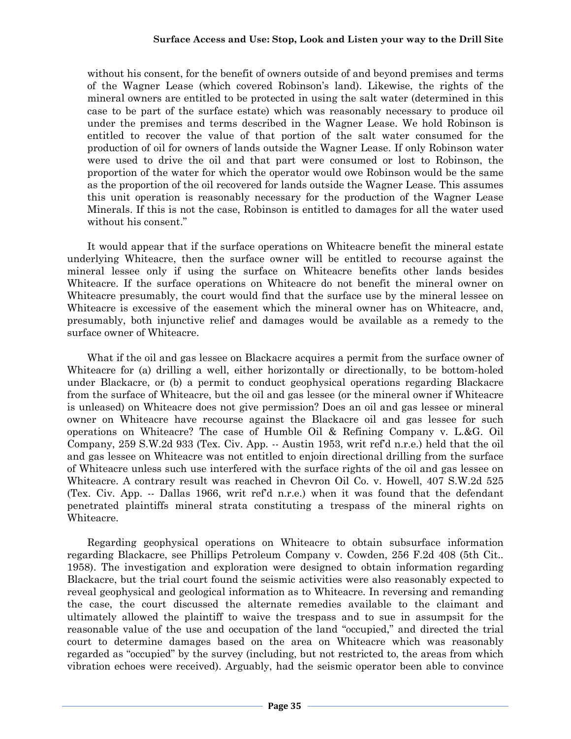without his consent, for the benefit of owners outside of and beyond premises and terms of the Wagner Lease (which covered Robinson's land). Likewise, the rights of the mineral owners are entitled to be protected in using the salt water (determined in this case to be part of the surface estate) which was reasonably necessary to produce oil under the premises and terms described in the Wagner Lease. We hold Robinson is entitled to recover the value of that portion of the salt water consumed for the production of oil for owners of lands outside the Wagner Lease. If only Robinson water were used to drive the oil and that part were consumed or lost to Robinson, the proportion of the water for which the operator would owe Robinson would be the same as the proportion of the oil recovered for lands outside the Wagner Lease. This assumes this unit operation is reasonably necessary for the production of the Wagner Lease Minerals. If this is not the case, Robinson is entitled to damages for all the water used without his consent."

It would appear that if the surface operations on Whiteacre benefit the mineral estate underlying Whiteacre, then the surface owner will be entitled to recourse against the mineral lessee only if using the surface on Whiteacre benefits other lands besides Whiteacre. If the surface operations on Whiteacre do not benefit the mineral owner on Whiteacre presumably, the court would find that the surface use by the mineral lessee on Whiteacre is excessive of the easement which the mineral owner has on Whiteacre, and, presumably, both injunctive relief and damages would be available as a remedy to the surface owner of Whiteacre.

What if the oil and gas lessee on Blackacre acquires a permit from the surface owner of Whiteacre for (a) drilling a well, either horizontally or directionally, to be bottom-holed under Blackacre, or (b) a permit to conduct geophysical operations regarding Blackacre from the surface of Whiteacre, but the oil and gas lessee (or the mineral owner if Whiteacre is unleased) on Whiteacre does not give permission? Does an oil and gas lessee or mineral owner on Whiteacre have recourse against the Blackacre oil and gas lessee for such operations on Whiteacre? The case of Humble Oil & Refining Company v. L.&G. Oil Company, 259 S.W.2d 933 (Tex. Civ. App. -- Austin 1953, writ ref'd n.r.e.) held that the oil and gas lessee on Whiteacre was not entitled to enjoin directional drilling from the surface of Whiteacre unless such use interfered with the surface rights of the oil and gas lessee on Whiteacre. A contrary result was reached in Chevron Oil Co. v. Howell, 407 S.W.2d 525 (Tex. Civ. App. -- Dallas 1966, writ ref'd n.r.e.) when it was found that the defendant penetrated plaintiffs mineral strata constituting a trespass of the mineral rights on Whiteacre.

Regarding geophysical operations on Whiteacre to obtain subsurface information regarding Blackacre, see Phillips Petroleum Company v. Cowden, 256 F.2d 408 (5th Cit.. 1958). The investigation and exploration were designed to obtain information regarding Blackacre, but the trial court found the seismic activities were also reasonably expected to reveal geophysical and geological information as to Whiteacre. In reversing and remanding the case, the court discussed the alternate remedies available to the claimant and ultimately allowed the plaintiff to waive the trespass and to sue in assumpsit for the reasonable value of the use and occupation of the land "occupied," and directed the trial court to determine damages based on the area on Whiteacre which was reasonably regarded as "occupied" by the survey (including, but not restricted to, the areas from which vibration echoes were received). Arguably, had the seismic operator been able to convince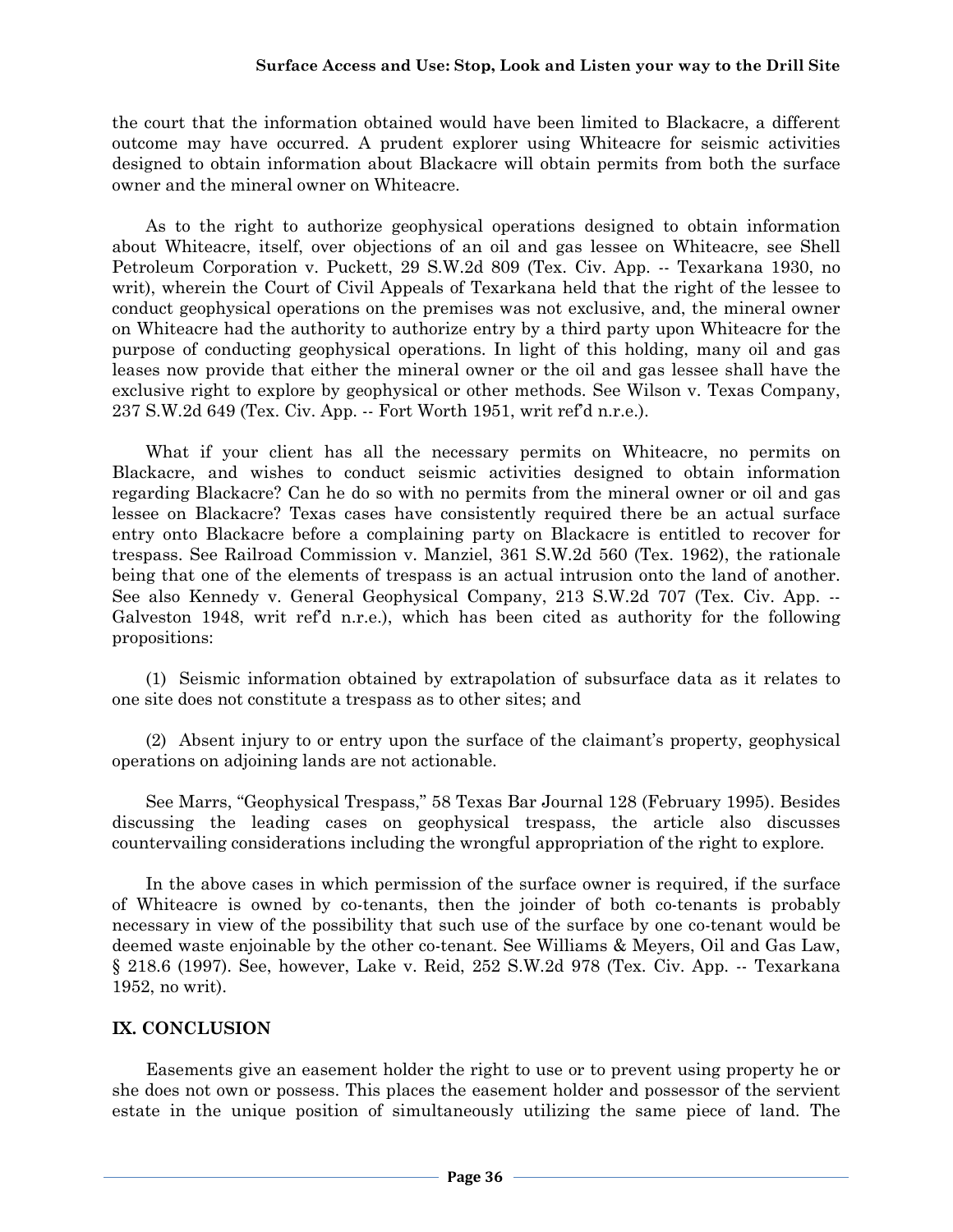the court that the information obtained would have been limited to Blackacre, a different outcome may have occurred. A prudent explorer using Whiteacre for seismic activities designed to obtain information about Blackacre will obtain permits from both the surface owner and the mineral owner on Whiteacre.

As to the right to authorize geophysical operations designed to obtain information about Whiteacre, itself, over objections of an oil and gas lessee on Whiteacre, see Shell Petroleum Corporation v. Puckett, 29 S.W.2d 809 (Tex. Civ. App. -- Texarkana 1930, no writ), wherein the Court of Civil Appeals of Texarkana held that the right of the lessee to conduct geophysical operations on the premises was not exclusive, and, the mineral owner on Whiteacre had the authority to authorize entry by a third party upon Whiteacre for the purpose of conducting geophysical operations. In light of this holding, many oil and gas leases now provide that either the mineral owner or the oil and gas lessee shall have the exclusive right to explore by geophysical or other methods. See Wilson v. Texas Company, 237 S.W.2d 649 (Tex. Civ. App. -- Fort Worth 1951, writ ref'd n.r.e.).

What if your client has all the necessary permits on Whiteacre, no permits on Blackacre, and wishes to conduct seismic activities designed to obtain information regarding Blackacre? Can he do so with no permits from the mineral owner or oil and gas lessee on Blackacre? Texas cases have consistently required there be an actual surface entry onto Blackacre before a complaining party on Blackacre is entitled to recover for trespass. See Railroad Commission v. Manziel, 361 S.W.2d 560 (Tex. 1962), the rationale being that one of the elements of trespass is an actual intrusion onto the land of another. See also Kennedy v. General Geophysical Company, 213 S.W.2d 707 (Tex. Civ. App. -- Galveston 1948, writ ref'd n.r.e.), which has been cited as authority for the following propositions:

(1) Seismic information obtained by extrapolation of subsurface data as it relates to one site does not constitute a trespass as to other sites; and

(2) Absent injury to or entry upon the surface of the claimant's property, geophysical operations on adjoining lands are not actionable.

See Marrs, "Geophysical Trespass," 58 Texas Bar Journal 128 (February 1995). Besides discussing the leading cases on geophysical trespass, the article also discusses countervailing considerations including the wrongful appropriation of the right to explore.

In the above cases in which permission of the surface owner is required, if the surface of Whiteacre is owned by co-tenants, then the joinder of both co-tenants is probably necessary in view of the possibility that such use of the surface by one co-tenant would be deemed waste enjoinable by the other co-tenant. See Williams & Meyers, Oil and Gas Law, § 218.6 (1997). See, however, Lake v. Reid, 252 S.W.2d 978 (Tex. Civ. App. -- Texarkana 1952, no writ).

## IX. CONCLUSION

Easements give an easement holder the right to use or to prevent using property he or she does not own or possess. This places the easement holder and possessor of the servient estate in the unique position of simultaneously utilizing the same piece of land. The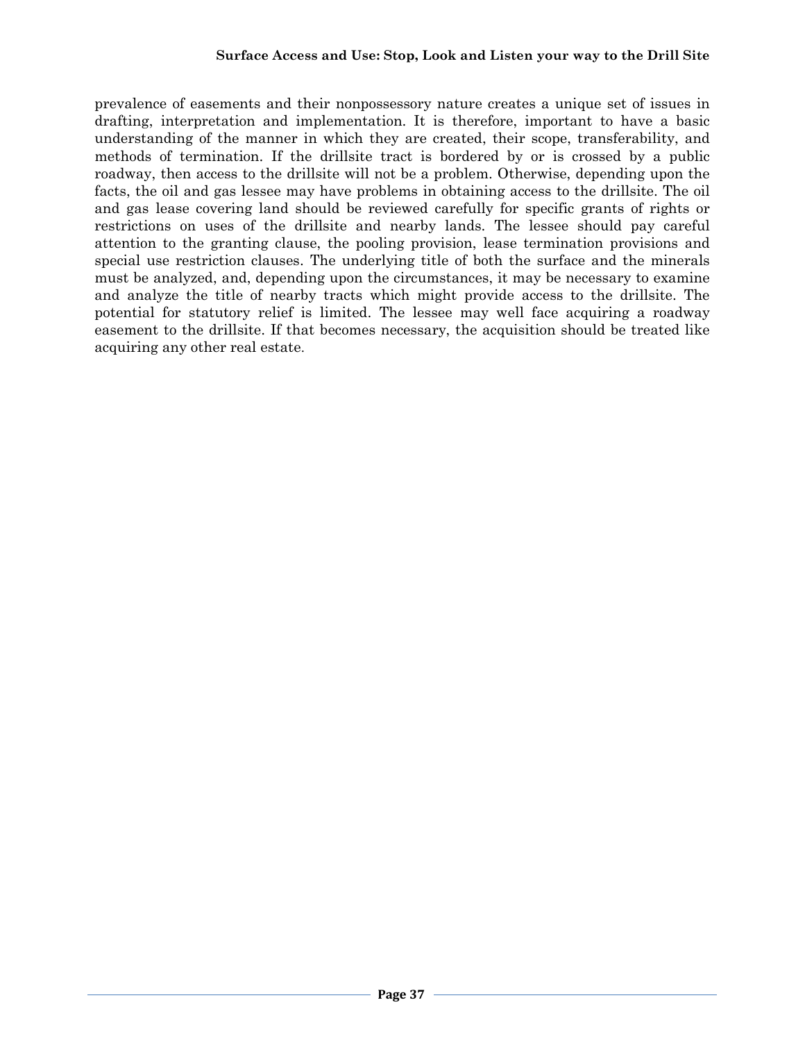prevalence of easements and their nonpossessory nature creates a unique set of issues in drafting, interpretation and implementation. It is therefore, important to have a basic understanding of the manner in which they are created, their scope, transferability, and methods of termination. If the drillsite tract is bordered by or is crossed by a public roadway, then access to the drillsite will not be a problem. Otherwise, depending upon the facts, the oil and gas lessee may have problems in obtaining access to the drillsite. The oil and gas lease covering land should be reviewed carefully for specific grants of rights or restrictions on uses of the drillsite and nearby lands. The lessee should pay careful attention to the granting clause, the pooling provision, lease termination provisions and special use restriction clauses. The underlying title of both the surface and the minerals must be analyzed, and, depending upon the circumstances, it may be necessary to examine and analyze the title of nearby tracts which might provide access to the drillsite. The potential for statutory relief is limited. The lessee may well face acquiring a roadway easement to the drillsite. If that becomes necessary, the acquisition should be treated like acquiring any other real estate.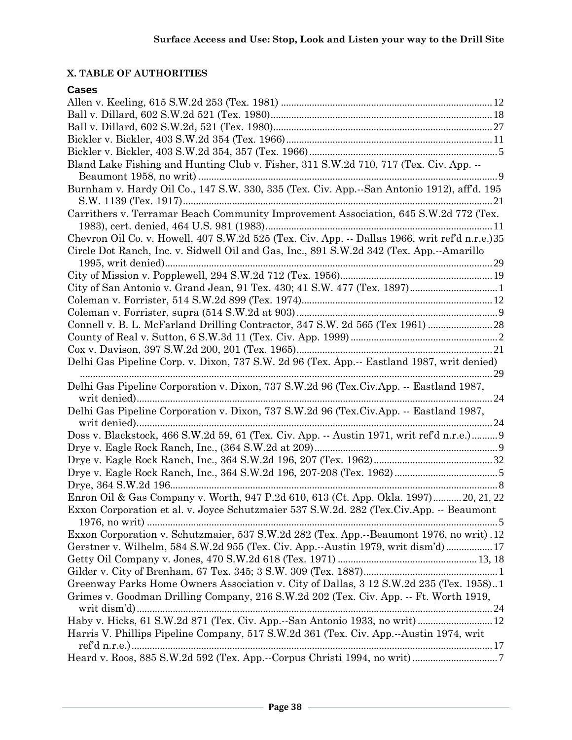## X. TABLE OF AUTHORITIES

### Cases

Allen v. Keeling, 615 S.W.2d 253 (Tex. 1981) ..... 12

Ball v. Dillard, 602 S.W.2d 521 (Tex. 1980) ..... 18

Ball v. Dillard, 602 S.W.2d, 521 (Tex. 1980) ..... 27

Bickler v. Bickler, 403 S.W.2d 354 (Tex. 1966) ..... 11

Bickler v. Bickler, 403 S.W.2d 354, 357 (Tex. 1966) ..... 5

Bland Lake Fishing and Hunting Club v. Fisher, 311 S.W.2d 710, 717 (Tex. Civ. App. -- Beaumont 1958, no writ) ..... 9

Burnham v. Hardy Oil Co., 147 S.W. 330, 335 (Tex. Civ. App.--San Antonio 1912), aff'd. 195 S.W. 1139 (Tex. 1917) ..... 21

Carrithers v. Terramar Beach Community Improvement Association, 645 S.W.2d 772 (Tex. 1983), cert. denied, 464 U.S. 981 (1983) ..... 11

Chevron Oil Co. v. Howell, 407 S.W.2d 525 (Tex. Civ. App. -- Dallas 1966, writ ref'd n.r.e.) 35

Circle Dot Ranch, Inc. v. Sidwell Oil and Gas, Inc., 891 S.W.2d 342 (Tex. App.--Amarillo 1995, writ denied) ..... 29

City of Mission v. Popplewell, 294 S.W.2d 712 (Tex. 1956) ..... 19

City of San Antonio v. Grand Jean, 91 Tex. 430; 41 S.W. 477 (Tex. 1897) ..... 1

Coleman v. Forrister, 514 S.W.2d 899 (Tex. 1974) ..... 12

Coleman v. Forrister, supra (514 S.W.2d at 903) ..... 9

Connell v. B. L. McFarland Drilling Contractor, 347 S.W. 2d 565 (Tex 1961) ..... 28

County of Real v. Sutton, 6 S.W.3d 11 (Tex. Civ. App. 1999) ..... 2

Cox v. Davison, 397 S.W.2d 200, 201 (Tex. 1965) ..... 21

Delhi Gas Pipeline Corp. v. Dixon, 737 S.W. 2d 96 (Tex. App.-- Eastland 1987, writ denied) ..... 29

Delhi Gas Pipeline Corporation v. Dixon, 737 S.W.2d 96 (Tex.Civ.App. -- Eastland 1987, writ denied) ..... 24

Delhi Gas Pipeline Corporation v. Dixon, 737 S.W.2d 96 (Tex.Civ.App. -- Eastland 1987, writ denied) ..... 24

Doss v. Blackstock, 466 S.W.2d 59, 61 (Tex. Civ. App. -- Austin 1971, writ ref'd n.r.e.) ..... 9

Drye v. Eagle Rock Ranch, Inc., (364 S.W.2d at 209) ..... 9

Drye v. Eagle Rock Ranch, Inc., 364 S.W.2d 196, 207 (Tex. 1962) ..... 32

Drye v. Eagle Rock Ranch, Inc., 364 S.W.2d 196, 207-208 (Tex. 1962) ..... 5

Drye, 364 S.W.2d 196 ..... 8

Enron Oil & Gas Company v. Worth, 947 P.2d 610, 613 (Ct. App. Okla. 1997) ..... 20, 21, 22

Exxon Corporation et al. v. Joyce Schutzmaier 537 S.W.2d. 282 (Tex.Civ.App. -- Beaumont 1976, no writ) ..... 5

Exxon Corporation v. Schutzmaier, 537 S.W.2d 282 (Tex. App.--Beaumont 1976, no writ) . 12

Gerstner v. Wilhelm, 584 S.W.2d 955 (Tex. Civ. App.--Austin 1979, writ dism'd) ..... 17

Getty Oil Company v. Jones, 470 S.W.2d 618 (Tex. 1971) ..... 13, 18

Gilder v. City of Brenham, 67 Tex. 345; 3 S.W. 309 (Tex. 1887) ..... 1

Greenway Parks Home Owners Association v. City of Dallas, 3 12 S.W.2d 235 (Tex. 1958) .. 1

Grimes v. Goodman Drilling Company, 216 S.W.2d 202 (Tex. Civ. App. -- Ft. Worth 1919, writ dism'd) ..... 24

Haby v. Hicks, 61 S.W.2d 871 (Tex. Civ. App.--San Antonio 1933, no writ) ..... 12

Harris V. Phillips Pipeline Company, 517 S.W.2d 361 (Tex. Civ. App.--Austin 1974, writ ref'd n.r.e.) ..... 17

Heard v. Roos, 885 S.W.2d 592 (Tex. App.--Corpus Christi 1994, no writ) ..... 7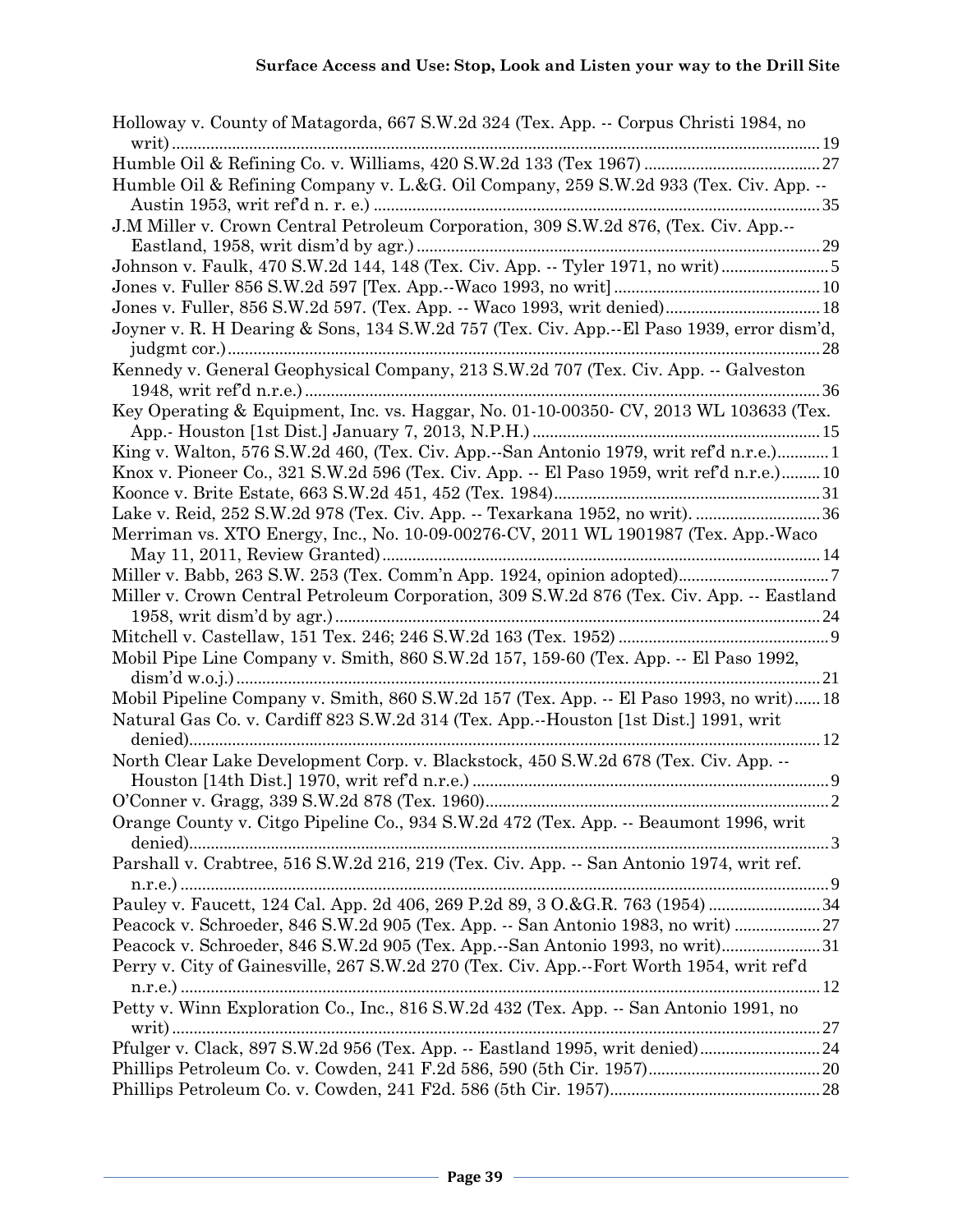Holloway v. County of Matagorda, 667 S.W.2d 324 (Tex. App. -- Corpus Christi 1984, no writ) ..... 19

Humble Oil & Refining Co. v. Williams, 420 S.W.2d 133 (Tex 1967) ..... 27

Humble Oil & Refining Company v. L.&G. Oil Company, 259 S.W.2d 933 (Tex. Civ. App. -- Austin 1953, writ ref'd n. r. e.) ..... 35

J.M Miller v. Crown Central Petroleum Corporation, 309 S.W.2d 876, (Tex. Civ. App.-- Eastland, 1958, writ dism'd by agr.) ..... 29

Johnson v. Faulk, 470 S.W.2d 144, 148 (Tex. Civ. App. -- Tyler 1971, no writ) ..... 5

Jones v. Fuller 856 S.W.2d 597 [Tex. App.--Waco 1993, no writ] ..... 10

Jones v. Fuller, 856 S.W.2d 597. (Tex. App. -- Waco 1993, writ denied) ..... 18

Joyner v. R. H Dearing & Sons, 134 S.W.2d 757 (Tex. Civ. App.--El Paso 1939, error dism'd, judgmt cor.) ..... 28

Kennedy v. General Geophysical Company, 213 S.W.2d 707 (Tex. Civ. App. -- Galveston 1948, writ ref'd n.r.e.) ..... 36

Key Operating & Equipment, Inc. vs. Haggar, No. 01-10-00350- CV, 2013 WL 103633 (Tex. App.- Houston [1st Dist.] January 7, 2013, N.P.H.) ..... 15

King v. Walton, 576 S.W.2d 460, (Tex. Civ. App.--San Antonio 1979, writ ref'd n.r.e.) ..... 1

Knox v. Pioneer Co., 321 S.W.2d 596 (Tex. Civ. App. -- El Paso 1959, writ ref'd n.r.e.) ..... 10

Koonce v. Brite Estate, 663 S.W.2d 451, 452 (Tex. 1984) ..... 31

Lake v. Reid, 252 S.W.2d 978 (Tex. Civ. App. -- Texarkana 1952, no writ). ..... 36

Merriman vs. XTO Energy, Inc., No. 10-09-00276-CV, 2011 WL 1901987 (Tex. App.-Waco May 11, 2011, Review Granted) ..... 14

Miller v. Babb, 263 S.W. 253 (Tex. Comm'n App. 1924, opinion adopted) ..... 7

Miller v. Crown Central Petroleum Corporation, 309 S.W.2d 876 (Tex. Civ. App. -- Eastland 1958, writ dism'd by agr.) ..... 24

Mitchell v. Castellaw, 151 Tex. 246; 246 S.W.2d 163 (Tex. 1952) ..... 9

Mobil Pipe Line Company v. Smith, 860 S.W.2d 157, 159-60 (Tex. App. -- El Paso 1992, dism'd w.o.j.) ..... 21

Mobil Pipeline Company v. Smith, 860 S.W.2d 157 (Tex. App. -- El Paso 1993, no writ) ..... 18

Natural Gas Co. v. Cardiff 823 S.W.2d 314 (Tex. App.--Houston [1st Dist.] 1991, writ denied) ..... 12

North Clear Lake Development Corp. v. Blackstock, 450 S.W.2d 678 (Tex. Civ. App. -- Houston [14th Dist.] 1970, writ ref'd n.r.e.) ..... 9

O'Conner v. Gragg, 339 S.W.2d 878 (Tex. 1960) ..... 2

Orange County v. Citgo Pipeline Co., 934 S.W.2d 472 (Tex. App. -- Beaumont 1996, writ denied) ..... 3

Parshall v. Crabtree, 516 S.W.2d 216, 219 (Tex. Civ. App. -- San Antonio 1974, writ ref. n.r.e.) ..... 9

Pauley v. Faucett, 124 Cal. App. 2d 406, 269 P.2d 89, 3 O.&G.R. 763 (1954) ..... 34

Peacock v. Schroeder, 846 S.W.2d 905 (Tex. App. -- San Antonio 1983, no writ) ..... 27

Peacock v. Schroeder, 846 S.W.2d 905 (Tex. App.--San Antonio 1993, no writ) ..... 31

Perry v. City of Gainesville, 267 S.W.2d 270 (Tex. Civ. App.--Fort Worth 1954, writ ref'd n.r.e.) ..... 12

Petty v. Winn Exploration Co., Inc., 816 S.W.2d 432 (Tex. App. -- San Antonio 1991, no writ) ..... 27

Pfulger v. Clack, 897 S.W.2d 956 (Tex. App. -- Eastland 1995, writ denied) ..... 24

Phillips Petroleum Co. v. Cowden, 241 F.2d 586, 590 (5th Cir. 1957) ..... 20

Phillips Petroleum Co. v. Cowden, 241 F2d. 586 (5th Cir. 1957) ..... 28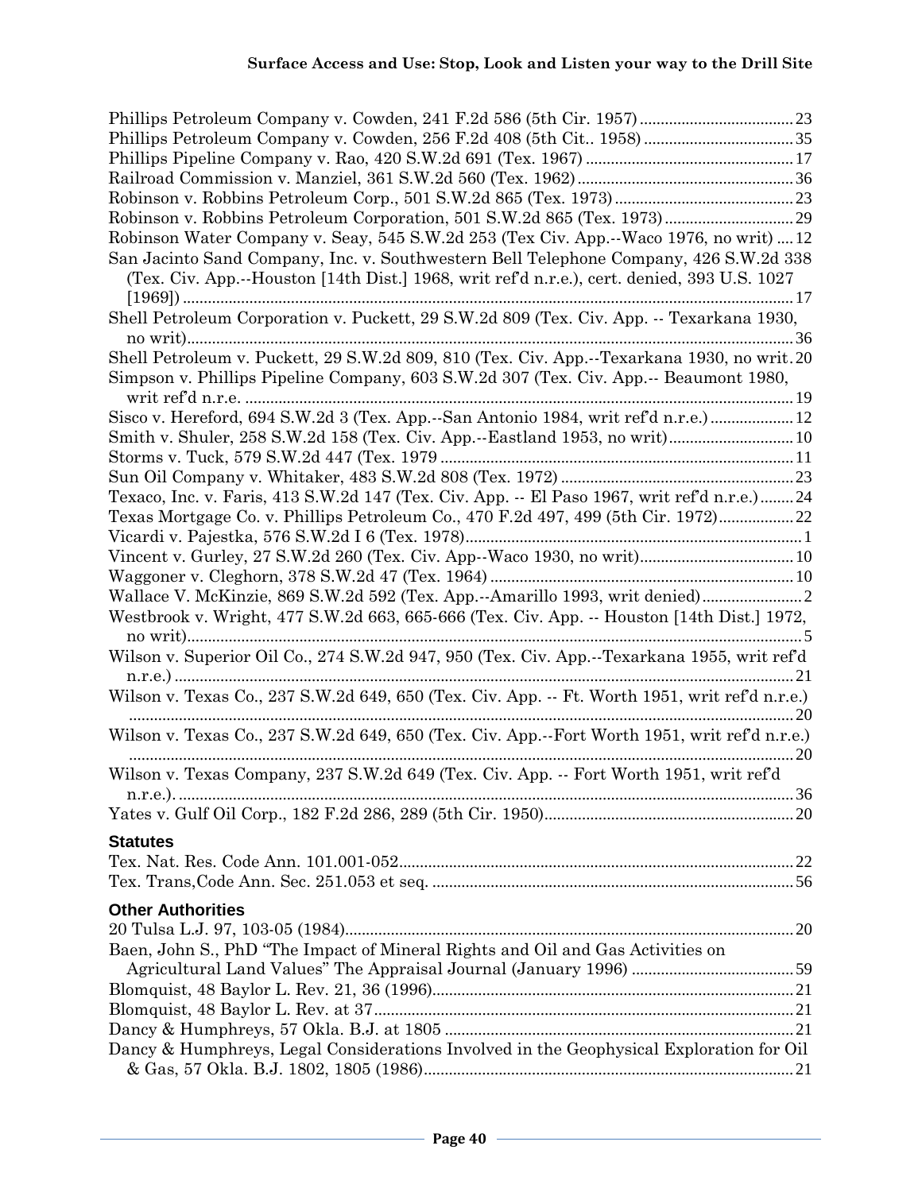Phillips Petroleum Company v. Cowden, 241 F.2d 586 (5th Cir. 1957) ..................................... 23
Phillips Petroleum Company v. Cowden, 256 F.2d 408 (5th Cit.. 1958) .................................... 35
Phillips Pipeline Company v. Rao, 420 S.W.2d 691 (Tex. 1967) .................................................. 17
Railroad Commission v. Manziel, 361 S.W.2d 560 (Tex. 1962) .................................................... 36
Robinson v. Robbins Petroleum Corp., 501 S.W.2d 865 (Tex. 1973) ........................................... 23
Robinson v. Robbins Petroleum Corporation, 501 S.W.2d 865 (Tex. 1973) ............................... 29
Robinson Water Company v. Seay, 545 S.W.2d 253 (Tex Civ. App.--Waco 1976, no writ) .... 12
San Jacinto Sand Company, Inc. v. Southwestern Bell Telephone Company, 426 S.W.2d 338 (Tex. Civ. App.--Houston [14th Dist.] 1968, writ ref'd n.r.e.), cert. denied, 393 U.S. 1027 [1969]) ................................................................................................................................. 17
Shell Petroleum Corporation v. Puckett, 29 S.W.2d 809 (Tex. Civ. App. -- Texarkana 1930, no writ) ................................................................................................................................. 36
Shell Petroleum v. Puckett, 29 S.W.2d 809, 810 (Tex. Civ. App.--Texarkana 1930, no writ . 20
Simpson v. Phillips Pipeline Company, 603 S.W.2d 307 (Tex. Civ. App.-- Beaumont 1980, writ ref'd n.r.e. .................................................................................................................. 19
Sisco v. Hereford, 694 S.W.2d 3 (Tex. App.--San Antonio 1984, writ ref'd n.r.e.) .................... 12
Smith v. Shuler, 258 S.W.2d 158 (Tex. Civ. App.--Eastland 1953, no writ) .............................. 10
Storms v. Tuck, 579 S.W.2d 447 (Tex. 1979 .................................................................................... 11
Sun Oil Company v. Whitaker, 483 S.W.2d 808 (Tex. 1972) ........................................................ 23
Texaco, Inc. v. Faris, 413 S.W.2d 147 (Tex. Civ. App. -- El Paso 1967, writ ref'd n.r.e.) ........ 24
Texas Mortgage Co. v. Phillips Petroleum Co., 470 F.2d 497, 499 (5th Cir. 1972) .................. 22
Vicardi v. Pajestka, 576 S.W.2d I 6 (Tex. 1978) ................................................................................ 1
Vincent v. Gurley, 27 S.W.2d 260 (Tex. Civ. App--Waco 1930, no writ) ..................................... 10
Waggoner v. Cleghorn, 378 S.W.2d 47 (Tex. 1964) ........................................................................ 10
Wallace V. McKinzie, 869 S.W.2d 592 (Tex. App.--Amarillo 1993, writ denied) ........................ 2
Westbrook v. Wright, 477 S.W.2d 663, 665-666 (Tex. Civ. App. -- Houston [14th Dist.] 1972, no writ) .................................................................................................................................. 5
Wilson v. Superior Oil Co., 274 S.W.2d 947, 950 (Tex. Civ. App.--Texarkana 1955, writ ref'd n.r.e.) ................................................................................................................................... 21
Wilson v. Texas Co., 237 S.W.2d 649, 650 (Tex. Civ. App. -- Ft. Worth 1951, writ ref'd n.r.e.) ............................................................................................................................................ 20
Wilson v. Texas Co., 237 S.W.2d 649, 650 (Tex. Civ. App.--Fort Worth 1951, writ ref'd n.r.e.) ............................................................................................................................................ 20
Wilson v. Texas Company, 237 S.W.2d 649 (Tex. Civ. App. -- Fort Worth 1951, writ ref'd n.r.e.). .................................................................................................................................. 36
Yates v. Gulf Oil Corp., 182 F.2d 286, 289 (5th Cir. 1950) ............................................................ 20

## Statutes

Tex. Nat. Res. Code Ann. 101.001-052 ............................................................................................. 22
Tex. Trans,Code Ann. Sec. 251.053 et seq. ....................................................................................... 56

## Other Authorities

20 Tulsa L.J. 97, 103-05 (1984) ........................................................................................................... 20
Baen, John S., PhD "The Impact of Mineral Rights and Oil and Gas Activities on Agricultural Land Values" The Appraisal Journal (January 1996) ....................................... 59
Blomquist, 48 Baylor L. Rev. 21, 36 (1996) ...................................................................................... 21
Blomquist, 48 Baylor L. Rev. at 37 .................................................................................................... 21
Dancy & Humphreys, 57 Okla. B.J. at 1805 ..................................................................................... 21
Dancy & Humphreys, Legal Considerations Involved in the Geophysical Exploration for Oil & Gas, 57 Okla. B.J. 1802, 1805 (1986) ......................................................................................... 21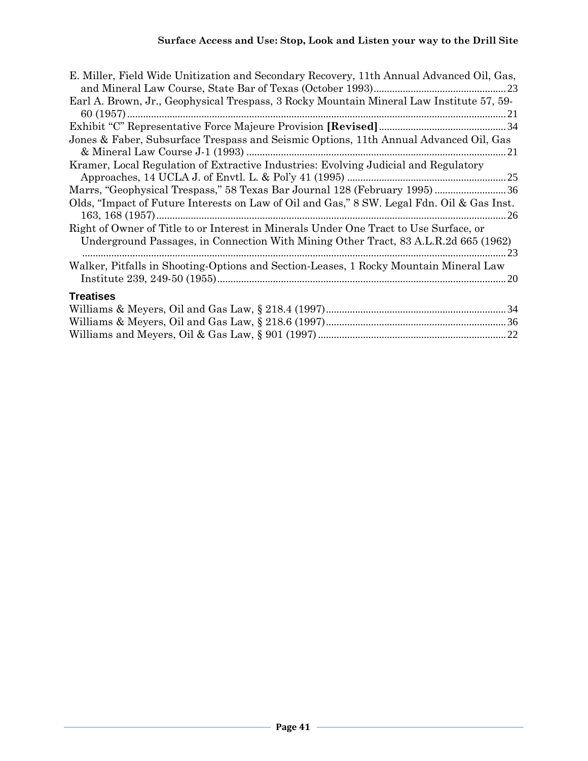E. Miller, Field Wide Unitization and Secondary Recovery, 11th Annual Advanced Oil, Gas, and Mineral Law Course, State Bar of Texas (October 1993).................................................23

Earl A. Brown, Jr., Geophysical Trespass, 3 Rocky Mountain Mineral Law Institute 57, 59-60 (1957).............................................................................................................................21

Exhibit "C" Representative Force Majeure Provision **[Revised]**...............................................34

Jones & Faber, Subsurface Trespass and Seismic Options, 11th Annual Advanced Oil, Gas & Mineral Law Course J-1 (1993) ................................................................................................21

Kramer, Local Regulation of Extractive Industries: Evolving Judicial and Regulatory Approaches, 14 UCLA J. of Envtl. L. & Pol'y 41 (1995) ...........................................................25

Marrs, "Geophysical Trespass," 58 Texas Bar Journal 128 (February 1995)...........................36

Olds, "Impact of Future Interests on Law of Oil and Gas," 8 SW. Legal Fdn. Oil & Gas Inst. 163, 168 (1957)...................................................................................................................................26

Right of Owner of Title to or Interest in Minerals Under One Tract to Use Surface, or Underground Passages, in Connection With Mining Other Tract, 83 A.L.R.2d 665 (1962) ..............................................................................................................................................23

Walker, Pitfalls in Shooting-Options and Section-Leases, 1 Rocky Mountain Mineral Law Institute 239, 249-50 (1955)............................................................................................................20

### Treatises

Williams & Meyers, Oil and Gas Law, § 218.4 (1997)....................................................................34

Williams & Meyers, Oil and Gas Law, § 218.6 (1997)....................................................................36

Williams and Meyers, Oil & Gas Law, § 901 (1997).......................................................................22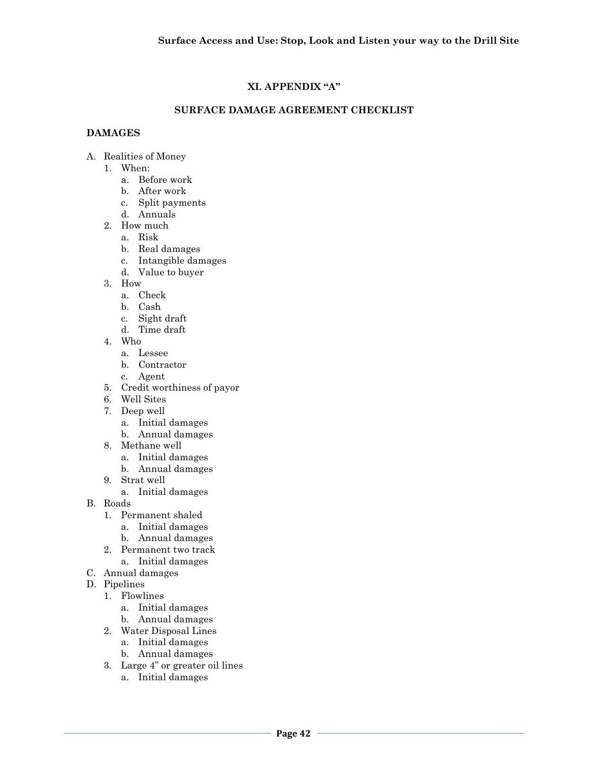## XI. APPENDIX "A"

### SURFACE DAMAGE AGREEMENT CHECKLIST

**DAMAGES**

A. Realities of Money
   1. When:
      a. Before work
      b. After work
      c. Split payments
      d. Annuals
   2. How much
      a. Risk
      b. Real damages
      c. Intangible damages
      d. Value to buyer
   3. How
      a. Check
      b. Cash
      c. Sight draft
      d. Time draft
   4. Who
      a. Lessee
      b. Contractor
      c. Agent
   5. Credit worthiness of payor
   6. Well Sites
   7. Deep well
      a. Initial damages
      b. Annual damages
   8. Methane well
      a. Initial damages
      b. Annual damages
   9. Strat well
      a. Initial damages
B. Roads
   1. Permanent shaled
      a. Initial damages
      b. Annual damages
   2. Permanent two track
      a. Initial damages
C. Annual damages
D. Pipelines
   1. Flowlines
      a. Initial damages
      b. Annual damages
   2. Water Disposal Lines
      a. Initial damages
      b. Annual damages
   3. Large 4" or greater oil lines
      a. Initial damages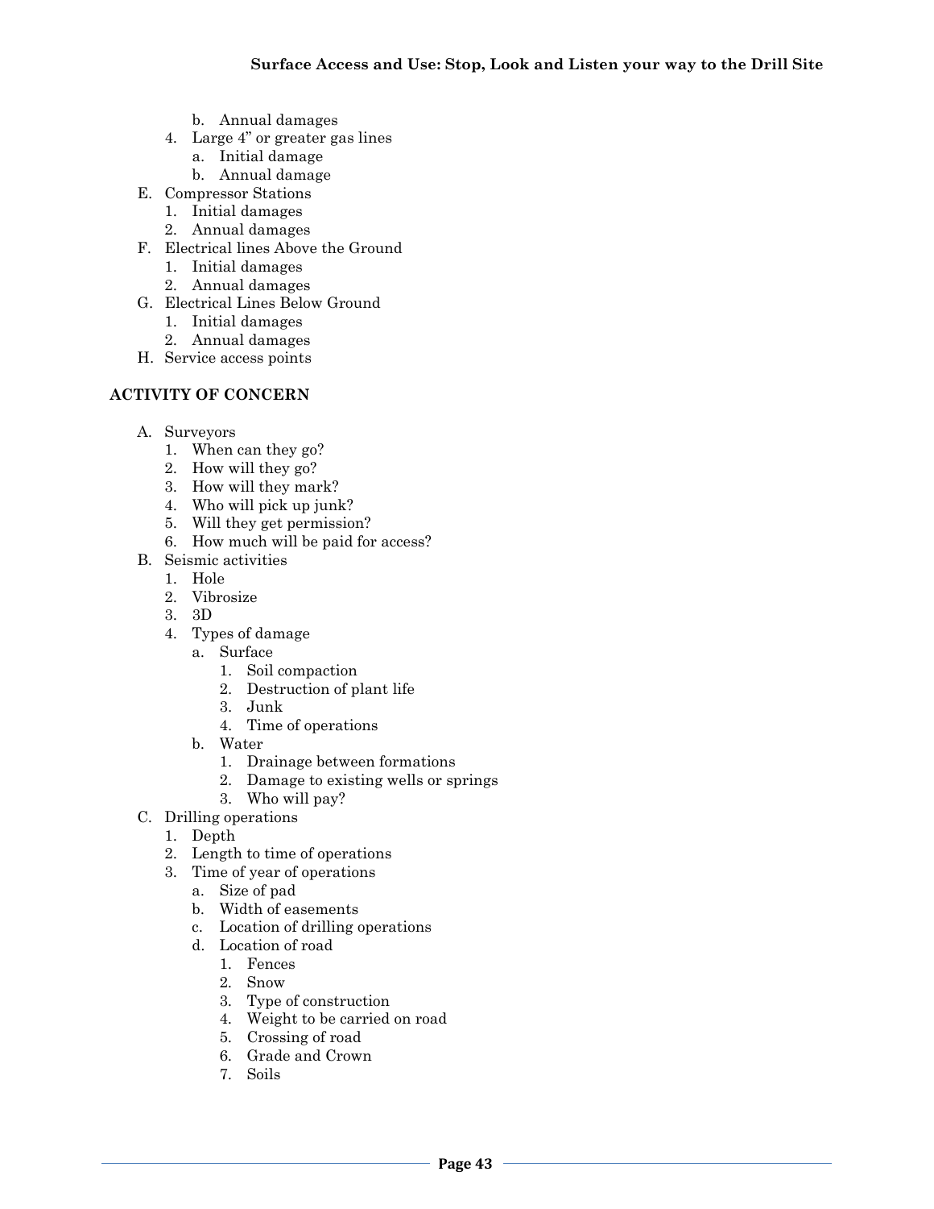b. Annual damages
   4. Large 4" or greater gas lines
      a. Initial damage
      b. Annual damage
E. Compressor Stations
   1. Initial damages
   2. Annual damages
F. Electrical lines Above the Ground
   1. Initial damages
   2. Annual damages
G. Electrical Lines Below Ground
   1. Initial damages
   2. Annual damages
H. Service access points

**ACTIVITY OF CONCERN**

A. Surveyors
   1. When can they go?
   2. How will they go?
   3. How will they mark?
   4. Who will pick up junk?
   5. Will they get permission?
   6. How much will be paid for access?
B. Seismic activities
   1. Hole
   2. Vibrosize
   3. 3D
   4. Types of damage
      a. Surface
         1. Soil compaction
         2. Destruction of plant life
         3. Junk
         4. Time of operations
      b. Water
         1. Drainage between formations
         2. Damage to existing wells or springs
         3. Who will pay?
C. Drilling operations
   1. Depth
   2. Length to time of operations
   3. Time of year of operations
      a. Size of pad
      b. Width of easements
      c. Location of drilling operations
      d. Location of road
         1. Fences
         2. Snow
         3. Type of construction
         4. Weight to be carried on road
         5. Crossing of road
         6. Grade and Crown
         7. Soils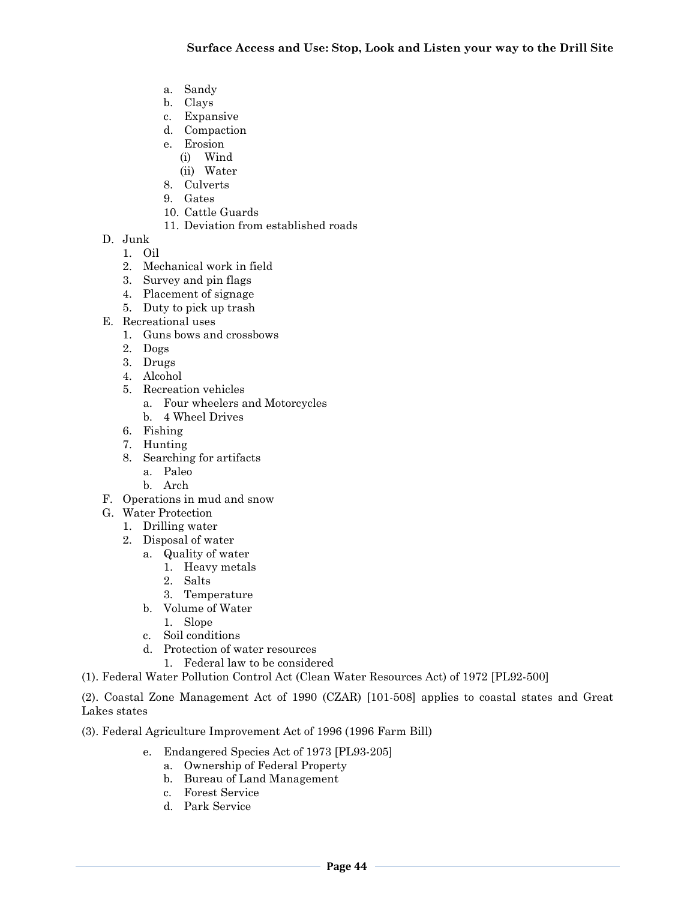- a. Sandy
- b. Clays
- c. Expansive
- d. Compaction
- e. Erosion
  - (i) Wind
  - (ii) Water
- 8. Culverts
- 9. Gates
- 10. Cattle Guards
- 11. Deviation from established roads

D. Junk
  1. Oil
  2. Mechanical work in field
  3. Survey and pin flags
  4. Placement of signage
  5. Duty to pick up trash

E. Recreational uses
  1. Guns bows and crossbows
  2. Dogs
  3. Drugs
  4. Alcohol
  5. Recreation vehicles
     - a. Four wheelers and Motorcycles
     - b. 4 Wheel Drives
  6. Fishing
  7. Hunting
  8. Searching for artifacts
     - a. Paleo
     - b. Arch

F. Operations in mud and snow

G. Water Protection
  1. Drilling water
  2. Disposal of water
     - a. Quality of water
       1. Heavy metals
       2. Salts
       3. Temperature
     - b. Volume of Water
       1. Slope
     - c. Soil conditions
     - d. Protection of water resources
       1. Federal law to be considered

(1). Federal Water Pollution Control Act (Clean Water Resources Act) of 1972 [PL92-500]

(2). Coastal Zone Management Act of 1990 (CZAR) [101-508] applies to coastal states and Great Lakes states

(3). Federal Agriculture Improvement Act of 1996 (1996 Farm Bill)

- e. Endangered Species Act of 1973 [PL93-205]
  - a. Ownership of Federal Property
  - b. Bureau of Land Management
  - c. Forest Service
  - d. Park Service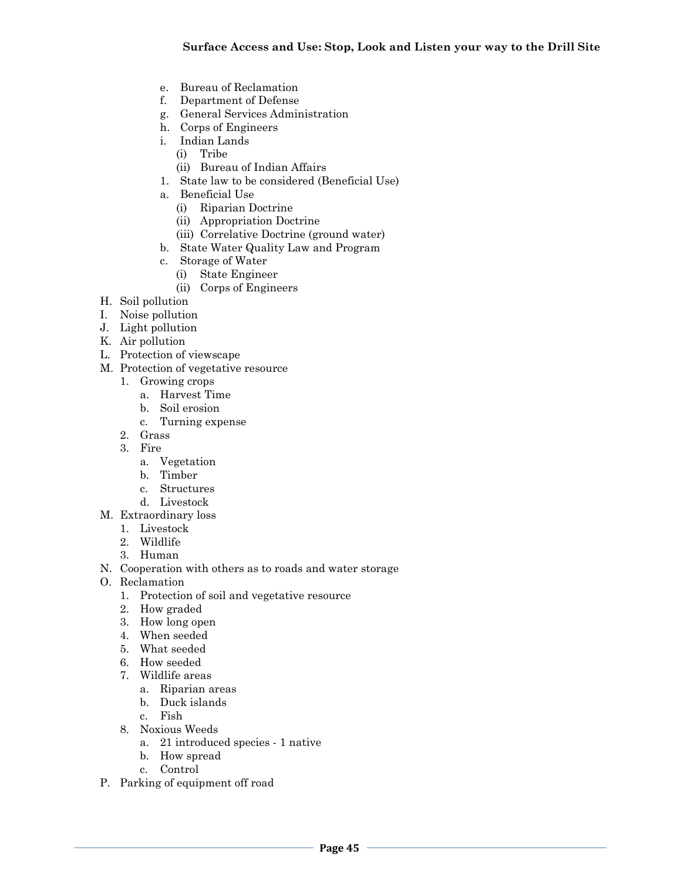- e. Bureau of Reclamation
- f. Department of Defense
- g. General Services Administration
- h. Corps of Engineers
- i. Indian Lands
  - (i) Tribe
  - (ii) Bureau of Indian Affairs
- 1. State law to be considered (Beneficial Use)
- a. Beneficial Use
  - (i) Riparian Doctrine
  - (ii) Appropriation Doctrine
  - (iii) Correlative Doctrine (ground water)
- b. State Water Quality Law and Program
- c. Storage of Water
  - (i) State Engineer
  - (ii) Corps of Engineers

H. Soil pollution

I. Noise pollution

J. Light pollution

K. Air pollution

L. Protection of viewscape

M. Protection of vegetative resource
  1. Growing crops
     - a. Harvest Time
     - b. Soil erosion
     - c. Turning expense
  2. Grass
  3. Fire
     - a. Vegetation
     - b. Timber
     - c. Structures
     - d. Livestock

M. Extraordinary loss
  1. Livestock
  2. Wildlife
  3. Human

N. Cooperation with others as to roads and water storage

O. Reclamation
  1. Protection of soil and vegetative resource
  2. How graded
  3. How long open
  4. When seeded
  5. What seeded
  6. How seeded
  7. Wildlife areas
     - a. Riparian areas
     - b. Duck islands
     - c. Fish
  8. Noxious Weeds
     - a. 21 introduced species - 1 native
     - b. How spread
     - c. Control

P. Parking of equipment off road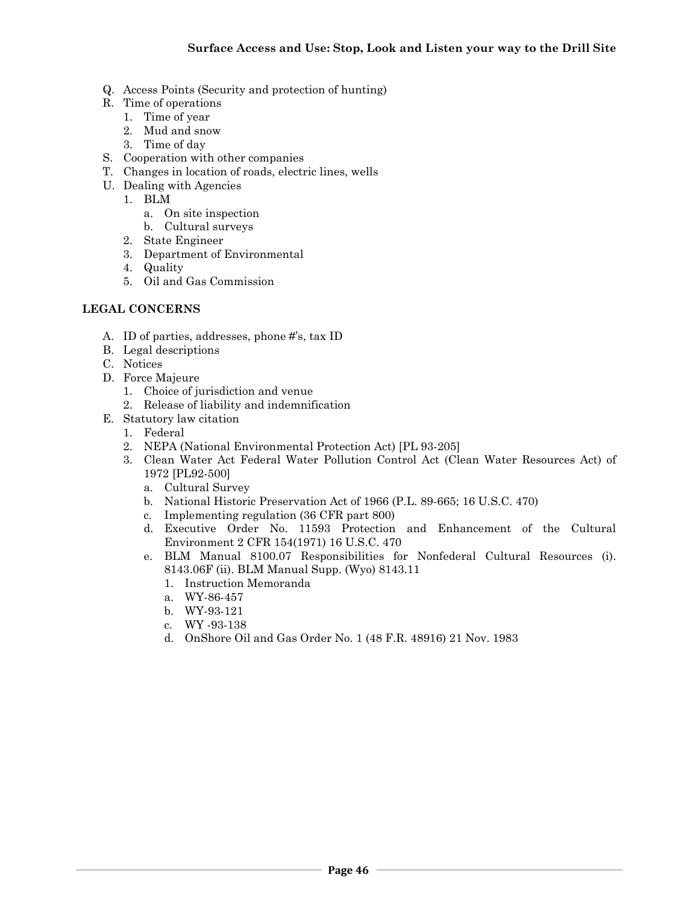Q. Access Points (Security and protection of hunting)
R. Time of operations
   1. Time of year
   2. Mud and snow
   3. Time of day
S. Cooperation with other companies
T. Changes in location of roads, electric lines, wells
U. Dealing with Agencies
   1. BLM
      a. On site inspection
      b. Cultural surveys
   2. State Engineer
   3. Department of Environmental
   4. Quality
   5. Oil and Gas Commission

## LEGAL CONCERNS

A. ID of parties, addresses, phone #'s, tax ID
B. Legal descriptions
C. Notices
D. Force Majeure
   1. Choice of jurisdiction and venue
   2. Release of liability and indemnification
E. Statutory law citation
   1. Federal
   2. NEPA (National Environmental Protection Act) [PL 93-205]
   3. Clean Water Act Federal Water Pollution Control Act (Clean Water Resources Act) of 1972 [PL92-500]
      a. Cultural Survey
      b. National Historic Preservation Act of 1966 (P.L. 89-665; 16 U.S.C. 470)
      c. Implementing regulation (36 CFR part 800)
      d. Executive Order No. 11593 Protection and Enhancement of the Cultural Environment 2 CFR 154(1971) 16 U.S.C. 470
      e. BLM Manual 8100.07 Responsibilities for Nonfederal Cultural Resources (i). 8143.06F (ii). BLM Manual Supp. (Wyo) 8143.11
         1. Instruction Memoranda
         a. WY-86-457
         b. WY-93-121
         c. WY -93-138
         d. OnShore Oil and Gas Order No. 1 (48 F.R. 48916) 21 Nov. 1983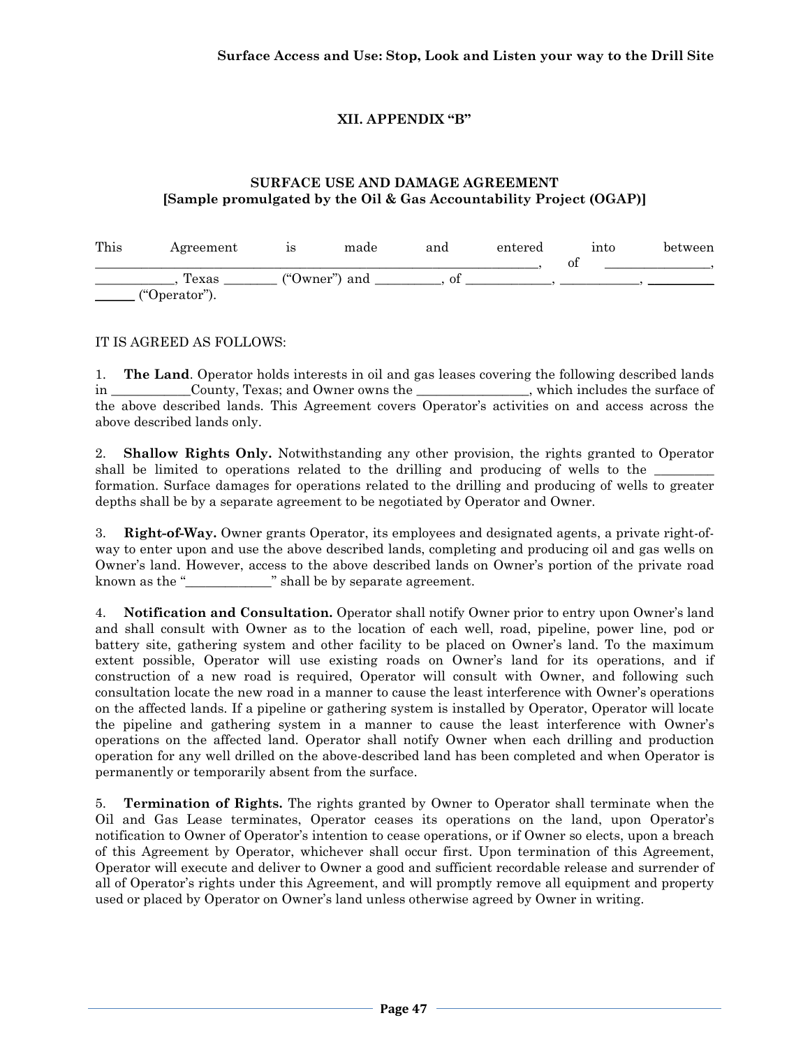## XII. APPENDIX "B"

### SURFACE USE AND DAMAGE AGREEMENT
### [Sample promulgated by the Oil & Gas Accountability Project (OGAP)]

This Agreement is made and entered into between ____________________________________________________________, of _______________, ___________, Texas ________ ("Owner") and _________, of _____________, ____________, ________________ ("Operator").

IT IS AGREED AS FOLLOWS:

1. **The Land**. Operator holds interests in oil and gas leases covering the following described lands in ___________County, Texas; and Owner owns the ________________, which includes the surface of the above described lands. This Agreement covers Operator's activities on and access across the above described lands only.

2. **Shallow Rights Only.** Notwithstanding any other provision, the rights granted to Operator shall be limited to operations related to the drilling and producing of wells to the _________ formation. Surface damages for operations related to the drilling and producing of wells to greater depths shall be by a separate agreement to be negotiated by Operator and Owner.

3. **Right-of-Way.** Owner grants Operator, its employees and designated agents, a private right-of-way to enter upon and use the above described lands, completing and producing oil and gas wells on Owner's land. However, access to the above described lands on Owner's portion of the private road known as the "_____________" shall be by separate agreement.

4. **Notification and Consultation.** Operator shall notify Owner prior to entry upon Owner's land and shall consult with Owner as to the location of each well, road, pipeline, power line, pod or battery site, gathering system and other facility to be placed on Owner's land. To the maximum extent possible, Operator will use existing roads on Owner's land for its operations, and if construction of a new road is required, Operator will consult with Owner, and following such consultation locate the new road in a manner to cause the least interference with Owner's operations on the affected lands. If a pipeline or gathering system is installed by Operator, Operator will locate the pipeline and gathering system in a manner to cause the least interference with Owner's operations on the affected land. Operator shall notify Owner when each drilling and production operation for any well drilled on the above-described land has been completed and when Operator is permanently or temporarily absent from the surface.

5. **Termination of Rights.** The rights granted by Owner to Operator shall terminate when the Oil and Gas Lease terminates, Operator ceases its operations on the land, upon Operator's notification to Owner of Operator's intention to cease operations, or if Owner so elects, upon a breach of this Agreement by Operator, whichever shall occur first. Upon termination of this Agreement, Operator will execute and deliver to Owner a good and sufficient recordable release and surrender of all of Operator's rights under this Agreement, and will promptly remove all equipment and property used or placed by Operator on Owner's land unless otherwise agreed by Owner in writing.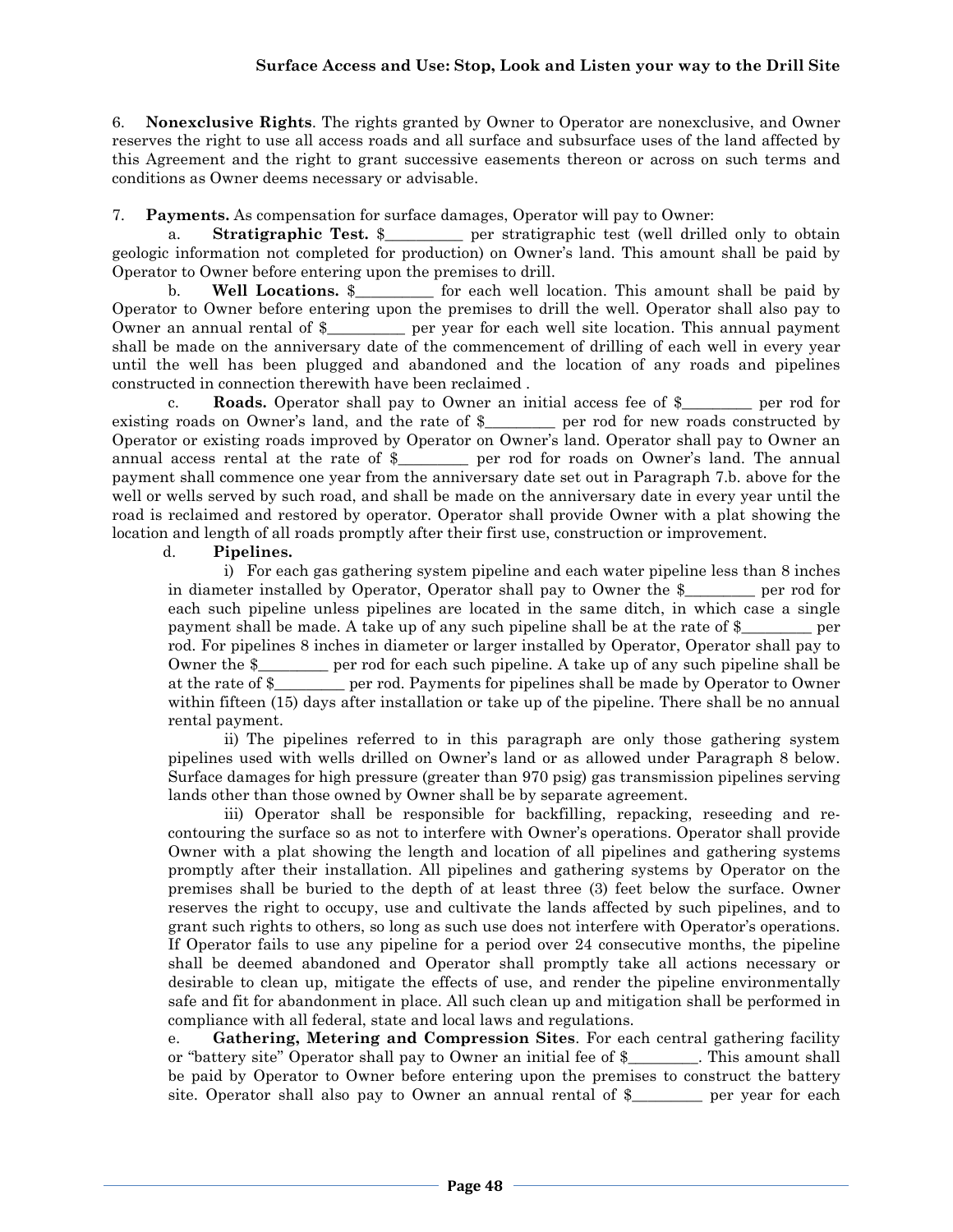6. **Nonexclusive Rights**. The rights granted by Owner to Operator are nonexclusive, and Owner reserves the right to use all access roads and all surface and subsurface uses of the land affected by this Agreement and the right to grant successive easements thereon or across on such terms and conditions as Owner deems necessary or advisable.

7. **Payments.** As compensation for surface damages, Operator will pay to Owner:

a. **Stratigraphic Test.** $__________ per stratigraphic test (well drilled only to obtain geologic information not completed for production) on Owner's land. This amount shall be paid by Operator to Owner before entering upon the premises to drill.

b. **Well Locations.** $__________ for each well location. This amount shall be paid by Operator to Owner before entering upon the premises to drill the well. Operator shall also pay to Owner an annual rental of $__________ per year for each well site location. This annual payment shall be made on the anniversary date of the commencement of drilling of each well in every year until the well has been plugged and abandoned and the location of any roads and pipelines constructed in connection therewith have been reclaimed .

c. **Roads.** Operator shall pay to Owner an initial access fee of $_________ per rod for existing roads on Owner's land, and the rate of $_________ per rod for new roads constructed by Operator or existing roads improved by Operator on Owner's land. Operator shall pay to Owner an annual access rental at the rate of $_________ per rod for roads on Owner's land. The annual payment shall commence one year from the anniversary date set out in Paragraph 7.b. above for the well or wells served by such road, and shall be made on the anniversary date in every year until the road is reclaimed and restored by operator. Operator shall provide Owner with a plat showing the location and length of all roads promptly after their first use, construction or improvement.

d. **Pipelines.**

i) For each gas gathering system pipeline and each water pipeline less than 8 inches in diameter installed by Operator, Operator shall pay to Owner the $_________ per rod for each such pipeline unless pipelines are located in the same ditch, in which case a single payment shall be made. A take up of any such pipeline shall be at the rate of $_________ per rod. For pipelines 8 inches in diameter or larger installed by Operator, Operator shall pay to Owner the $_________ per rod for each such pipeline. A take up of any such pipeline shall be at the rate of $_________ per rod. Payments for pipelines shall be made by Operator to Owner within fifteen (15) days after installation or take up of the pipeline. There shall be no annual rental payment.

ii) The pipelines referred to in this paragraph are only those gathering system pipelines used with wells drilled on Owner's land or as allowed under Paragraph 8 below. Surface damages for high pressure (greater than 970 psig) gas transmission pipelines serving lands other than those owned by Owner shall be by separate agreement.

iii) Operator shall be responsible for backfilling, repacking, reseeding and re-contouring the surface so as not to interfere with Owner's operations. Operator shall provide Owner with a plat showing the length and location of all pipelines and gathering systems promptly after their installation. All pipelines and gathering systems by Operator on the premises shall be buried to the depth of at least three (3) feet below the surface. Owner reserves the right to occupy, use and cultivate the lands affected by such pipelines, and to grant such rights to others, so long as such use does not interfere with Operator's operations. If Operator fails to use any pipeline for a period over 24 consecutive months, the pipeline shall be deemed abandoned and Operator shall promptly take all actions necessary or desirable to clean up, mitigate the effects of use, and render the pipeline environmentally safe and fit for abandonment in place. All such clean up and mitigation shall be performed in compliance with all federal, state and local laws and regulations.

e. **Gathering, Metering and Compression Sites**. For each central gathering facility or "battery site" Operator shall pay to Owner an initial fee of $_________. This amount shall be paid by Operator to Owner before entering upon the premises to construct the battery site. Operator shall also pay to Owner an annual rental of $_________ per year for each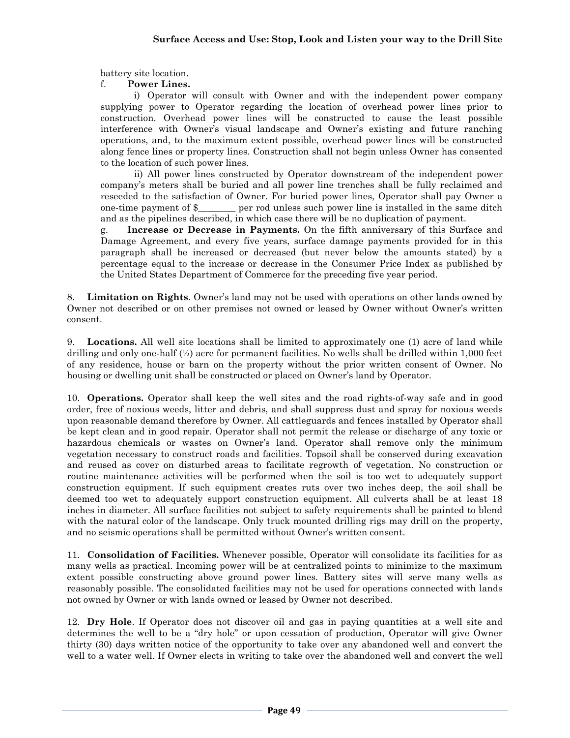battery site location.

f. **Power Lines.**

i) Operator will consult with Owner and with the independent power company supplying power to Operator regarding the location of overhead power lines prior to construction. Overhead power lines will be constructed to cause the least possible interference with Owner's visual landscape and Owner's existing and future ranching operations, and, to the maximum extent possible, overhead power lines will be constructed along fence lines or property lines. Construction shall not begin unless Owner has consented to the location of such power lines.

ii) All power lines constructed by Operator downstream of the independent power company's meters shall be buried and all power line trenches shall be fully reclaimed and reseeded to the satisfaction of Owner. For buried power lines, Operator shall pay Owner a one-time payment of $________ per rod unless such power line is installed in the same ditch and as the pipelines described, in which case there will be no duplication of payment.

g. **Increase or Decrease in Payments.** On the fifth anniversary of this Surface and Damage Agreement, and every five years, surface damage payments provided for in this paragraph shall be increased or decreased (but never below the amounts stated) by a percentage equal to the increase or decrease in the Consumer Price Index as published by the United States Department of Commerce for the preceding five year period.

8. **Limitation on Rights**. Owner's land may not be used with operations on other lands owned by Owner not described or on other premises not owned or leased by Owner without Owner's written consent.

9. **Locations.** All well site locations shall be limited to approximately one (1) acre of land while drilling and only one-half (½) acre for permanent facilities. No wells shall be drilled within 1,000 feet of any residence, house or barn on the property without the prior written consent of Owner. No housing or dwelling unit shall be constructed or placed on Owner's land by Operator.

10. **Operations.** Operator shall keep the well sites and the road rights-of-way safe and in good order, free of noxious weeds, litter and debris, and shall suppress dust and spray for noxious weeds upon reasonable demand therefore by Owner. All cattleguards and fences installed by Operator shall be kept clean and in good repair. Operator shall not permit the release or discharge of any toxic or hazardous chemicals or wastes on Owner's land. Operator shall remove only the minimum vegetation necessary to construct roads and facilities. Topsoil shall be conserved during excavation and reused as cover on disturbed areas to facilitate regrowth of vegetation. No construction or routine maintenance activities will be performed when the soil is too wet to adequately support construction equipment. If such equipment creates ruts over two inches deep, the soil shall be deemed too wet to adequately support construction equipment. All culverts shall be at least 18 inches in diameter. All surface facilities not subject to safety requirements shall be painted to blend with the natural color of the landscape. Only truck mounted drilling rigs may drill on the property, and no seismic operations shall be permitted without Owner's written consent.

11. **Consolidation of Facilities.** Whenever possible, Operator will consolidate its facilities for as many wells as practical. Incoming power will be at centralized points to minimize to the maximum extent possible constructing above ground power lines. Battery sites will serve many wells as reasonably possible. The consolidated facilities may not be used for operations connected with lands not owned by Owner or with lands owned or leased by Owner not described.

12. **Dry Hole**. If Operator does not discover oil and gas in paying quantities at a well site and determines the well to be a "dry hole" or upon cessation of production, Operator will give Owner thirty (30) days written notice of the opportunity to take over any abandoned well and convert the well to a water well. If Owner elects in writing to take over the abandoned well and convert the well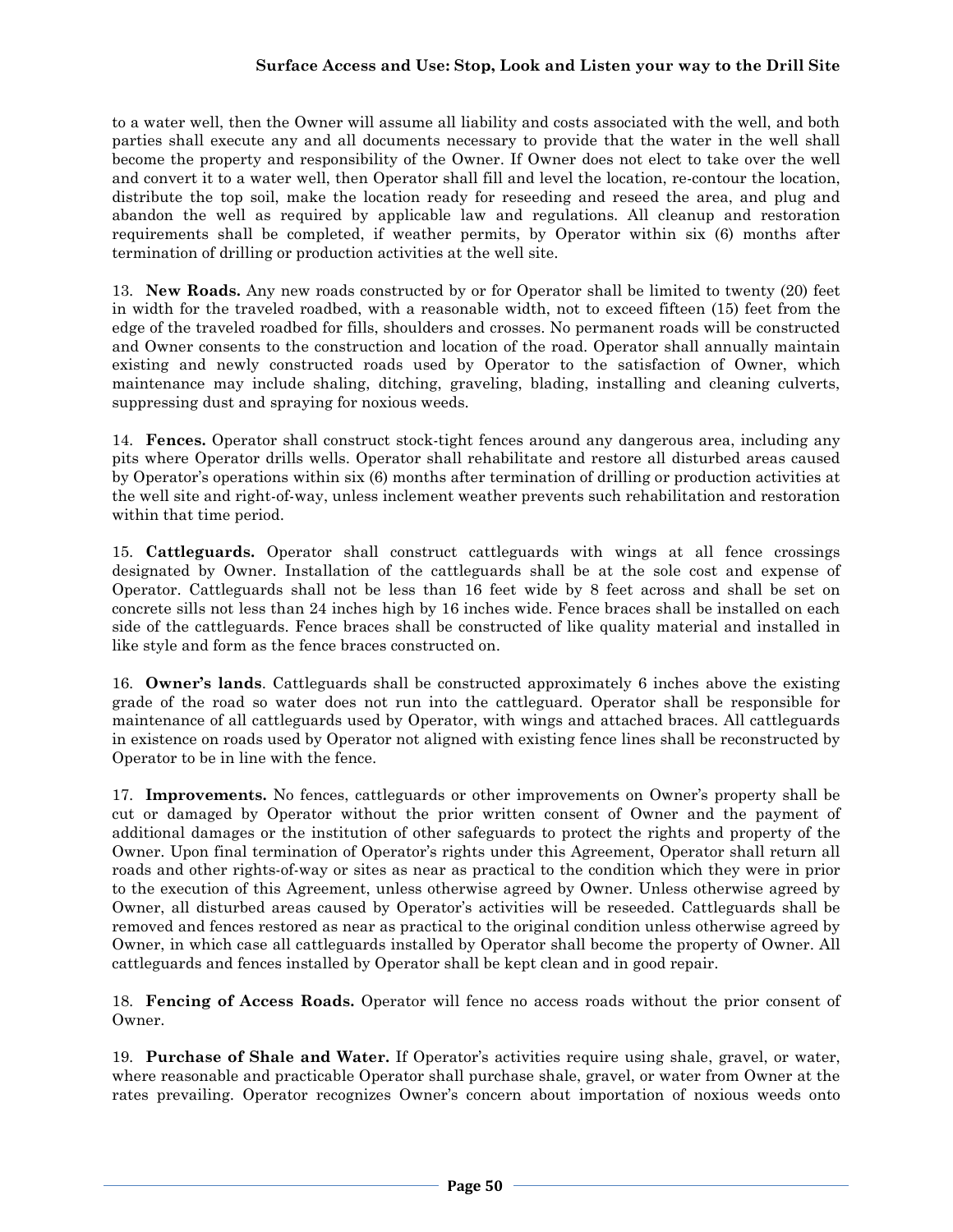to a water well, then the Owner will assume all liability and costs associated with the well, and both parties shall execute any and all documents necessary to provide that the water in the well shall become the property and responsibility of the Owner. If Owner does not elect to take over the well and convert it to a water well, then Operator shall fill and level the location, re-contour the location, distribute the top soil, make the location ready for reseeding and reseed the area, and plug and abandon the well as required by applicable law and regulations. All cleanup and restoration requirements shall be completed, if weather permits, by Operator within six (6) months after termination of drilling or production activities at the well site.

13. **New Roads.** Any new roads constructed by or for Operator shall be limited to twenty (20) feet in width for the traveled roadbed, with a reasonable width, not to exceed fifteen (15) feet from the edge of the traveled roadbed for fills, shoulders and crosses. No permanent roads will be constructed and Owner consents to the construction and location of the road. Operator shall annually maintain existing and newly constructed roads used by Operator to the satisfaction of Owner, which maintenance may include shaling, ditching, graveling, blading, installing and cleaning culverts, suppressing dust and spraying for noxious weeds.

14. **Fences.** Operator shall construct stock-tight fences around any dangerous area, including any pits where Operator drills wells. Operator shall rehabilitate and restore all disturbed areas caused by Operator's operations within six (6) months after termination of drilling or production activities at the well site and right-of-way, unless inclement weather prevents such rehabilitation and restoration within that time period.

15. **Cattleguards.** Operator shall construct cattleguards with wings at all fence crossings designated by Owner. Installation of the cattleguards shall be at the sole cost and expense of Operator. Cattleguards shall not be less than 16 feet wide by 8 feet across and shall be set on concrete sills not less than 24 inches high by 16 inches wide. Fence braces shall be installed on each side of the cattleguards. Fence braces shall be constructed of like quality material and installed in like style and form as the fence braces constructed on.

16. **Owner's lands**. Cattleguards shall be constructed approximately 6 inches above the existing grade of the road so water does not run into the cattleguard. Operator shall be responsible for maintenance of all cattleguards used by Operator, with wings and attached braces. All cattleguards in existence on roads used by Operator not aligned with existing fence lines shall be reconstructed by Operator to be in line with the fence.

17. **Improvements.** No fences, cattleguards or other improvements on Owner's property shall be cut or damaged by Operator without the prior written consent of Owner and the payment of additional damages or the institution of other safeguards to protect the rights and property of the Owner. Upon final termination of Operator's rights under this Agreement, Operator shall return all roads and other rights-of-ways or sites as near as practical to the condition which they were in prior to the execution of this Agreement, unless otherwise agreed by Owner. Unless otherwise agreed by Owner, all disturbed areas caused by Operator's activities will be reseeded. Cattleguards shall be removed and fences restored as near as practical to the original condition unless otherwise agreed by Owner, in which case all cattleguards installed by Operator shall become the property of Owner. All cattleguards and fences installed by Operator shall be kept clean and in good repair.

18. **Fencing of Access Roads.** Operator will fence no access roads without the prior consent of Owner.

19. **Purchase of Shale and Water.** If Operator's activities require using shale, gravel, or water, where reasonable and practicable Operator shall purchase shale, gravel, or water from Owner at the rates prevailing. Operator recognizes Owner's concern about importation of noxious weeds onto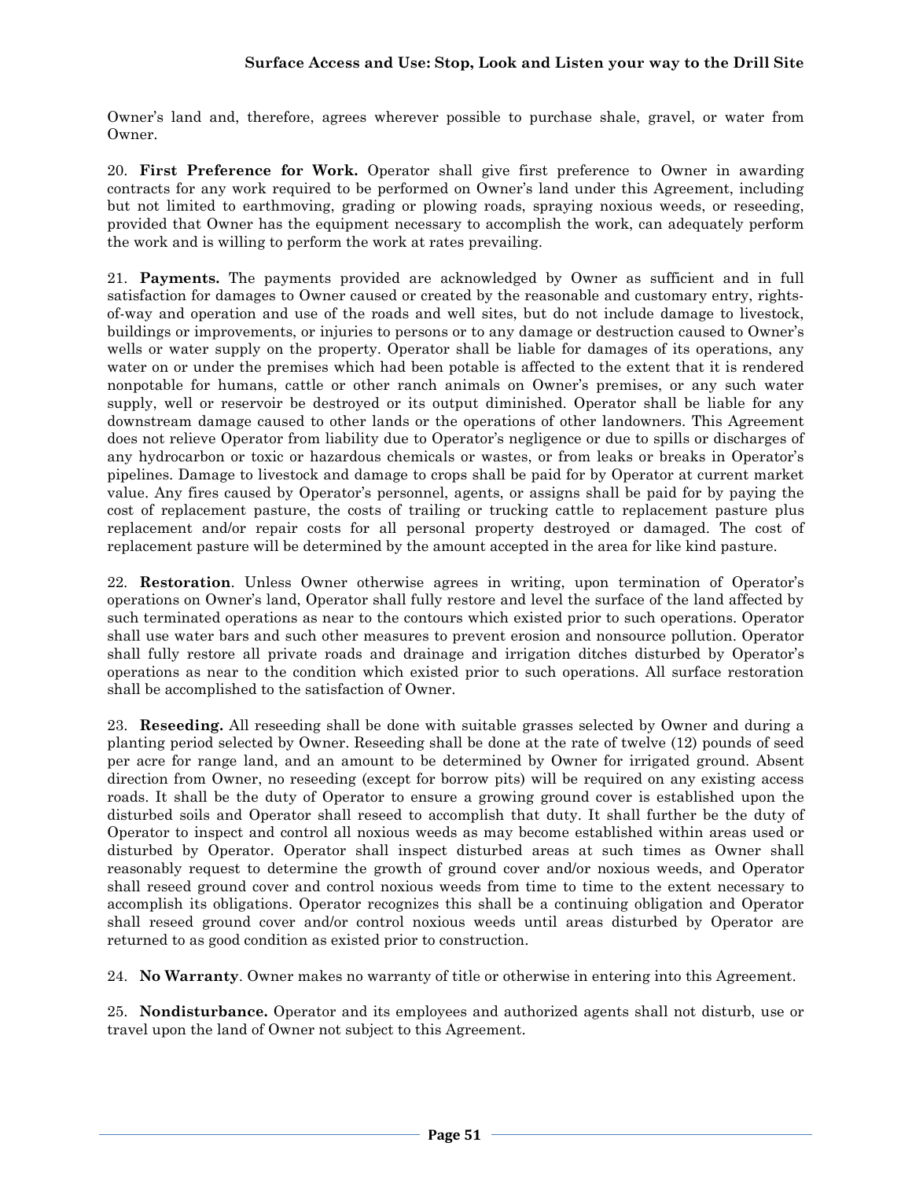Owner's land and, therefore, agrees wherever possible to purchase shale, gravel, or water from Owner.

20. **First Preference for Work.** Operator shall give first preference to Owner in awarding contracts for any work required to be performed on Owner's land under this Agreement, including but not limited to earthmoving, grading or plowing roads, spraying noxious weeds, or reseeding, provided that Owner has the equipment necessary to accomplish the work, can adequately perform the work and is willing to perform the work at rates prevailing.

21. **Payments.** The payments provided are acknowledged by Owner as sufficient and in full satisfaction for damages to Owner caused or created by the reasonable and customary entry, rights-of-way and operation and use of the roads and well sites, but do not include damage to livestock, buildings or improvements, or injuries to persons or to any damage or destruction caused to Owner's wells or water supply on the property. Operator shall be liable for damages of its operations, any water on or under the premises which had been potable is affected to the extent that it is rendered nonpotable for humans, cattle or other ranch animals on Owner's premises, or any such water supply, well or reservoir be destroyed or its output diminished. Operator shall be liable for any downstream damage caused to other lands or the operations of other landowners. This Agreement does not relieve Operator from liability due to Operator's negligence or due to spills or discharges of any hydrocarbon or toxic or hazardous chemicals or wastes, or from leaks or breaks in Operator's pipelines. Damage to livestock and damage to crops shall be paid for by Operator at current market value. Any fires caused by Operator's personnel, agents, or assigns shall be paid for by paying the cost of replacement pasture, the costs of trailing or trucking cattle to replacement pasture plus replacement and/or repair costs for all personal property destroyed or damaged. The cost of replacement pasture will be determined by the amount accepted in the area for like kind pasture.

22. **Restoration**. Unless Owner otherwise agrees in writing, upon termination of Operator's operations on Owner's land, Operator shall fully restore and level the surface of the land affected by such terminated operations as near to the contours which existed prior to such operations. Operator shall use water bars and such other measures to prevent erosion and nonsource pollution. Operator shall fully restore all private roads and drainage and irrigation ditches disturbed by Operator's operations as near to the condition which existed prior to such operations. All surface restoration shall be accomplished to the satisfaction of Owner.

23. **Reseeding.** All reseeding shall be done with suitable grasses selected by Owner and during a planting period selected by Owner. Reseeding shall be done at the rate of twelve (12) pounds of seed per acre for range land, and an amount to be determined by Owner for irrigated ground. Absent direction from Owner, no reseeding (except for borrow pits) will be required on any existing access roads. It shall be the duty of Operator to ensure a growing ground cover is established upon the disturbed soils and Operator shall reseed to accomplish that duty. It shall further be the duty of Operator to inspect and control all noxious weeds as may become established within areas used or disturbed by Operator. Operator shall inspect disturbed areas at such times as Owner shall reasonably request to determine the growth of ground cover and/or noxious weeds, and Operator shall reseed ground cover and control noxious weeds from time to time to the extent necessary to accomplish its obligations. Operator recognizes this shall be a continuing obligation and Operator shall reseed ground cover and/or control noxious weeds until areas disturbed by Operator are returned to as good condition as existed prior to construction.

24. **No Warranty**. Owner makes no warranty of title or otherwise in entering into this Agreement.

25. **Nondisturbance.** Operator and its employees and authorized agents shall not disturb, use or travel upon the land of Owner not subject to this Agreement.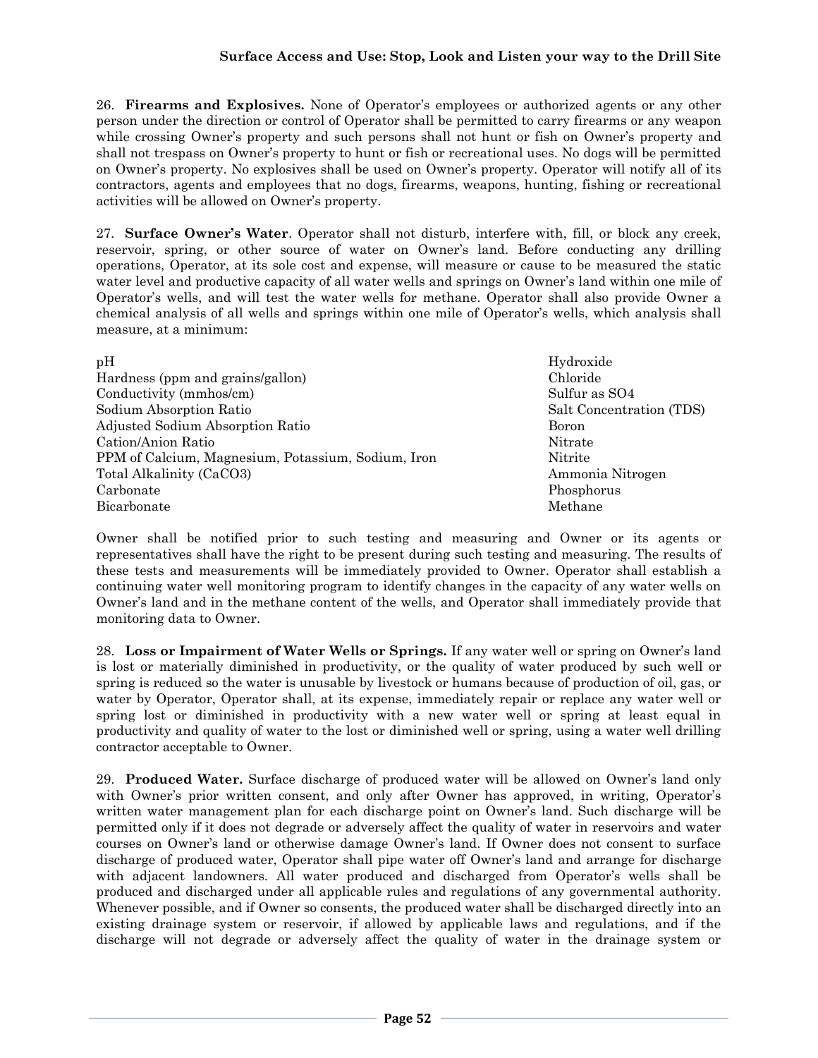26. **Firearms and Explosives.** None of Operator's employees or authorized agents or any other person under the direction or control of Operator shall be permitted to carry firearms or any weapon while crossing Owner's property and such persons shall not hunt or fish on Owner's property and shall not trespass on Owner's property to hunt or fish or recreational uses. No dogs will be permitted on Owner's property. No explosives shall be used on Owner's property. Operator will notify all of its contractors, agents and employees that no dogs, firearms, weapons, hunting, fishing or recreational activities will be allowed on Owner's property.

27. **Surface Owner's Water**. Operator shall not disturb, interfere with, fill, or block any creek, reservoir, spring, or other source of water on Owner's land. Before conducting any drilling operations, Operator, at its sole cost and expense, will measure or cause to be measured the static water level and productive capacity of all water wells and springs on Owner's land within one mile of Operator's wells, and will test the water wells for methane. Operator shall also provide Owner a chemical analysis of all wells and springs within one mile of Operator's wells, which analysis shall measure, at a minimum:

- pH
- Hardness (ppm and grains/gallon)
- Conductivity (mmhos/cm)
- Sodium Absorption Ratio
- Adjusted Sodium Absorption Ratio
- Cation/Anion Ratio
- PPM of Calcium, Magnesium, Potassium, Sodium, Iron
- Total Alkalinity ($CaCO_3$)
- Carbonate
- Bicarbonate
- Hydroxide
- Chloride
- Sulfur as $SO_4$
- Salt Concentration (TDS)
- Boron
- Nitrate
- Nitrite
- Ammonia Nitrogen
- Phosphorus
- Methane

Owner shall be notified prior to such testing and measuring and Owner or its agents or representatives shall have the right to be present during such testing and measuring. The results of these tests and measurements will be immediately provided to Owner. Operator shall establish a continuing water well monitoring program to identify changes in the capacity of any water wells on Owner's land and in the methane content of the wells, and Operator shall immediately provide that monitoring data to Owner.

28. **Loss or Impairment of Water Wells or Springs.** If any water well or spring on Owner's land is lost or materially diminished in productivity, or the quality of water produced by such well or spring is reduced so the water is unusable by livestock or humans because of production of oil, gas, or water by Operator, Operator shall, at its expense, immediately repair or replace any water well or spring lost or diminished in productivity with a new water well or spring at least equal in productivity and quality of water to the lost or diminished well or spring, using a water well drilling contractor acceptable to Owner.

29. **Produced Water.** Surface discharge of produced water will be allowed on Owner's land only with Owner's prior written consent, and only after Owner has approved, in writing, Operator's written water management plan for each discharge point on Owner's land. Such discharge will be permitted only if it does not degrade or adversely affect the quality of water in reservoirs and water courses on Owner's land or otherwise damage Owner's land. If Owner does not consent to surface discharge of produced water, Operator shall pipe water off Owner's land and arrange for discharge with adjacent landowners. All water produced and discharged from Operator's wells shall be produced and discharged under all applicable rules and regulations of any governmental authority. Whenever possible, and if Owner so consents, the produced water shall be discharged directly into an existing drainage system or reservoir, if allowed by applicable laws and regulations, and if the discharge will not degrade or adversely affect the quality of water in the drainage system or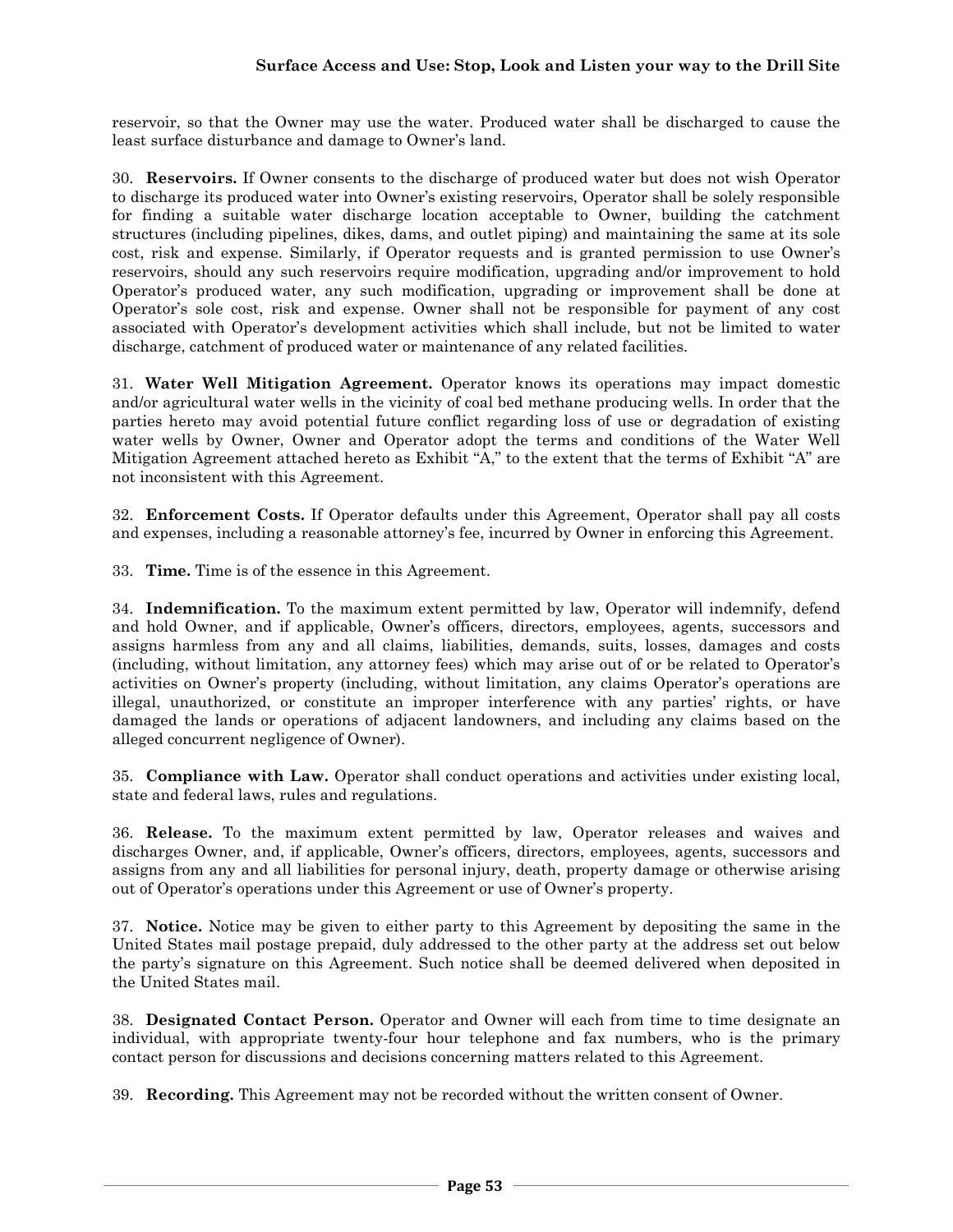reservoir, so that the Owner may use the water. Produced water shall be discharged to cause the least surface disturbance and damage to Owner's land.

30. **Reservoirs.** If Owner consents to the discharge of produced water but does not wish Operator to discharge its produced water into Owner's existing reservoirs, Operator shall be solely responsible for finding a suitable water discharge location acceptable to Owner, building the catchment structures (including pipelines, dikes, dams, and outlet piping) and maintaining the same at its sole cost, risk and expense. Similarly, if Operator requests and is granted permission to use Owner's reservoirs, should any such reservoirs require modification, upgrading and/or improvement to hold Operator's produced water, any such modification, upgrading or improvement shall be done at Operator's sole cost, risk and expense. Owner shall not be responsible for payment of any cost associated with Operator's development activities which shall include, but not be limited to water discharge, catchment of produced water or maintenance of any related facilities.

31. **Water Well Mitigation Agreement.** Operator knows its operations may impact domestic and/or agricultural water wells in the vicinity of coal bed methane producing wells. In order that the parties hereto may avoid potential future conflict regarding loss of use or degradation of existing water wells by Owner, Owner and Operator adopt the terms and conditions of the Water Well Mitigation Agreement attached hereto as Exhibit "A," to the extent that the terms of Exhibit "A" are not inconsistent with this Agreement.

32. **Enforcement Costs.** If Operator defaults under this Agreement, Operator shall pay all costs and expenses, including a reasonable attorney's fee, incurred by Owner in enforcing this Agreement.

33. **Time.** Time is of the essence in this Agreement.

34. **Indemnification.** To the maximum extent permitted by law, Operator will indemnify, defend and hold Owner, and if applicable, Owner's officers, directors, employees, agents, successors and assigns harmless from any and all claims, liabilities, demands, suits, losses, damages and costs (including, without limitation, any attorney fees) which may arise out of or be related to Operator's activities on Owner's property (including, without limitation, any claims Operator's operations are illegal, unauthorized, or constitute an improper interference with any parties' rights, or have damaged the lands or operations of adjacent landowners, and including any claims based on the alleged concurrent negligence of Owner).

35. **Compliance with Law.** Operator shall conduct operations and activities under existing local, state and federal laws, rules and regulations.

36. **Release.** To the maximum extent permitted by law, Operator releases and waives and discharges Owner, and, if applicable, Owner's officers, directors, employees, agents, successors and assigns from any and all liabilities for personal injury, death, property damage or otherwise arising out of Operator's operations under this Agreement or use of Owner's property.

37. **Notice.** Notice may be given to either party to this Agreement by depositing the same in the United States mail postage prepaid, duly addressed to the other party at the address set out below the party's signature on this Agreement. Such notice shall be deemed delivered when deposited in the United States mail.

38. **Designated Contact Person.** Operator and Owner will each from time to time designate an individual, with appropriate twenty-four hour telephone and fax numbers, who is the primary contact person for discussions and decisions concerning matters related to this Agreement.

39. **Recording.** This Agreement may not be recorded without the written consent of Owner.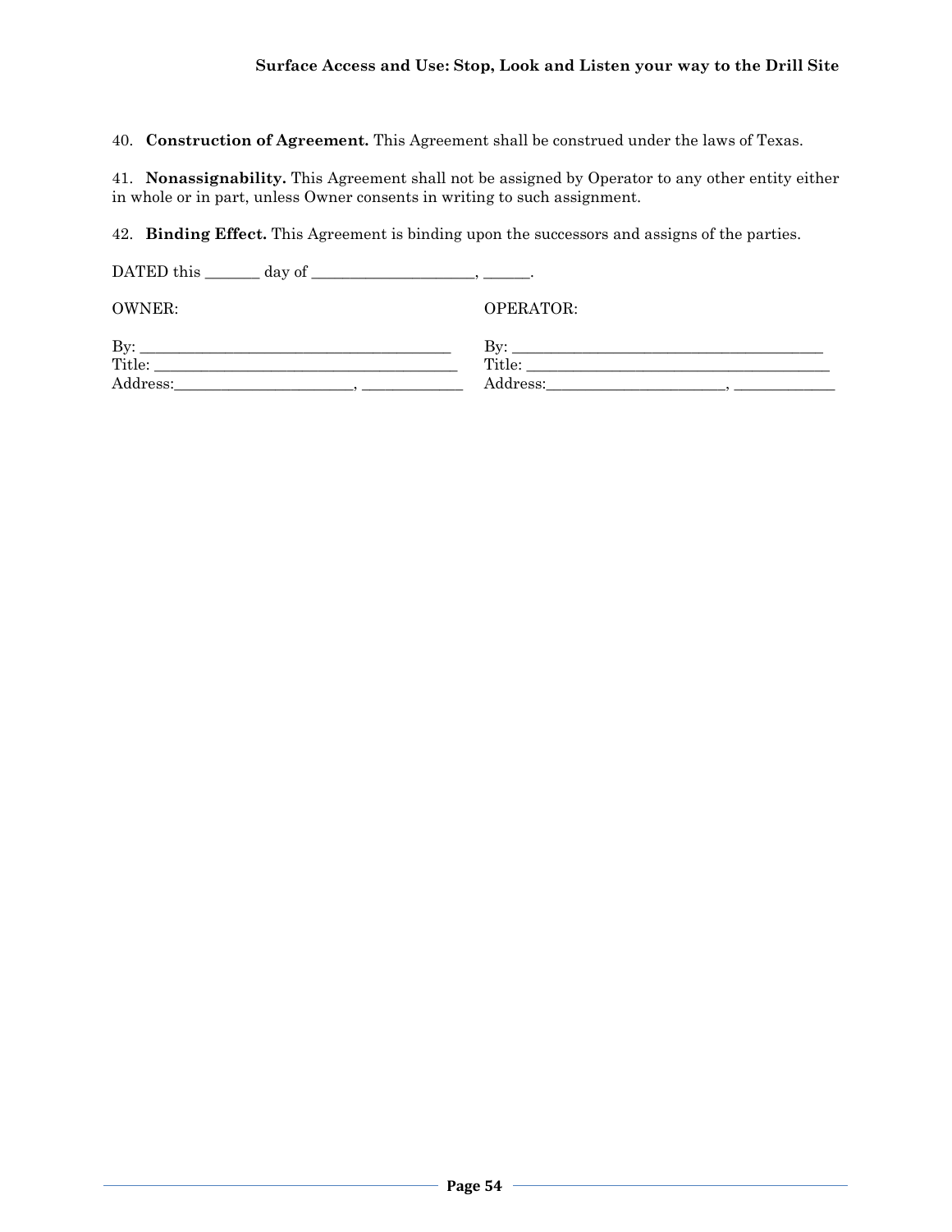40. **Construction of Agreement.** This Agreement shall be construed under the laws of Texas.

41. **Nonassignability.** This Agreement shall not be assigned by Operator to any other entity either in whole or in part, unless Owner consents in writing to such assignment.

42. **Binding Effect.** This Agreement is binding upon the successors and assigns of the parties.

DATED this _______ day of _____________________, ______.

| OWNER: | OPERATOR: |
|---|---|
| By: ________________________________________ | By: ________________________________________ |
| Title: ______________________________________ | Title: ______________________________________ |
| Address:________________________, _____________ | Address:________________________, _____________ |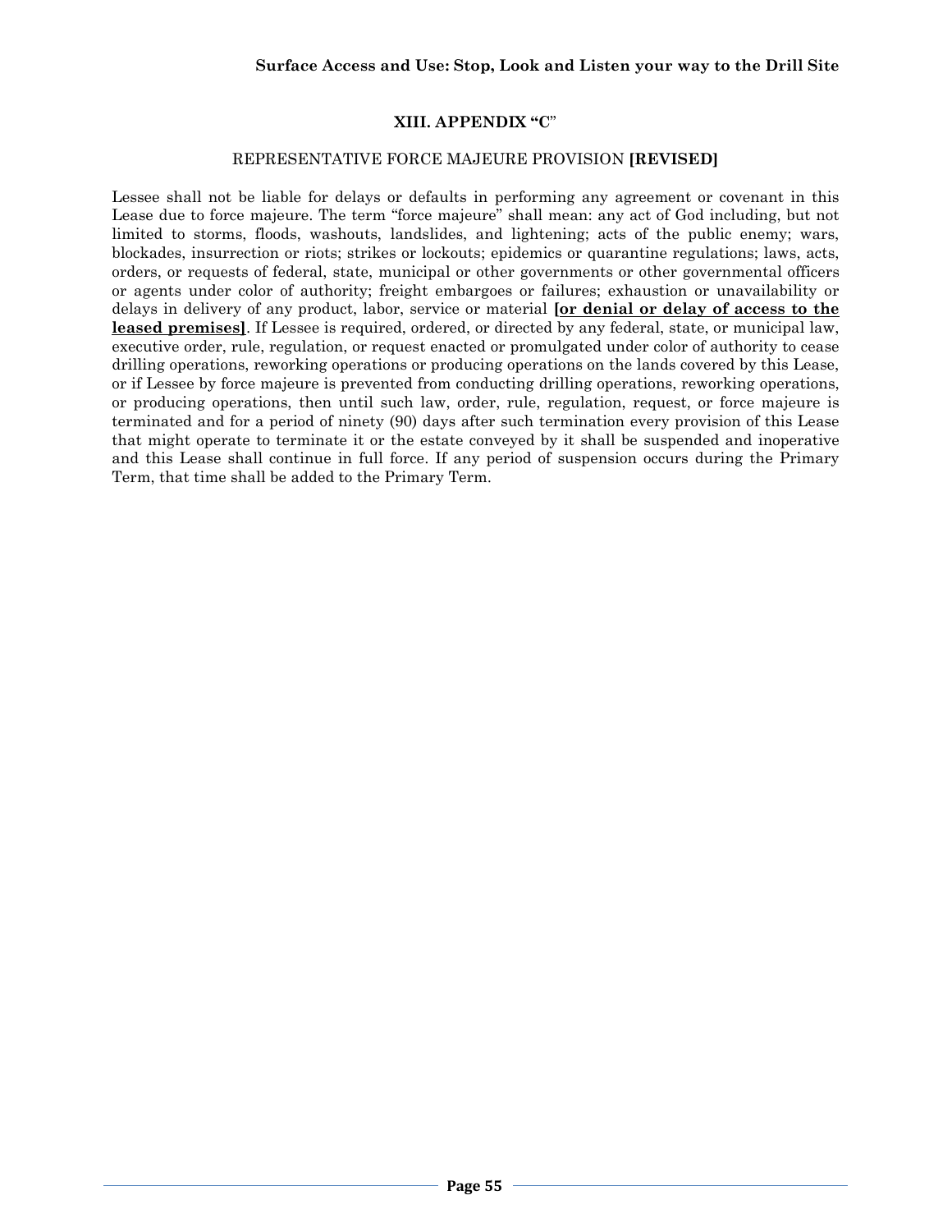## XIII. APPENDIX "C"

REPRESENTATIVE FORCE MAJEURE PROVISION **[REVISED]**

Lessee shall not be liable for delays or defaults in performing any agreement or covenant in this Lease due to force majeure. The term "force majeure" shall mean: any act of God including, but not limited to storms, floods, washouts, landslides, and lightening; acts of the public enemy; wars, blockades, insurrection or riots; strikes or lockouts; epidemics or quarantine regulations; laws, acts, orders, or requests of federal, state, municipal or other governments or other governmental officers or agents under color of authority; freight embargoes or failures; exhaustion or unavailability or delays in delivery of any product, labor, service or material **<u>[or denial or delay of access to the leased premises]</u>**. If Lessee is required, ordered, or directed by any federal, state, or municipal law, executive order, rule, regulation, or request enacted or promulgated under color of authority to cease drilling operations, reworking operations or producing operations on the lands covered by this Lease, or if Lessee by force majeure is prevented from conducting drilling operations, reworking operations, or producing operations, then until such law, order, rule, regulation, request, or force majeure is terminated and for a period of ninety (90) days after such termination every provision of this Lease that might operate to terminate it or the estate conveyed by it shall be suspended and inoperative and this Lease shall continue in full force. If any period of suspension occurs during the Primary Term, that time shall be added to the Primary Term.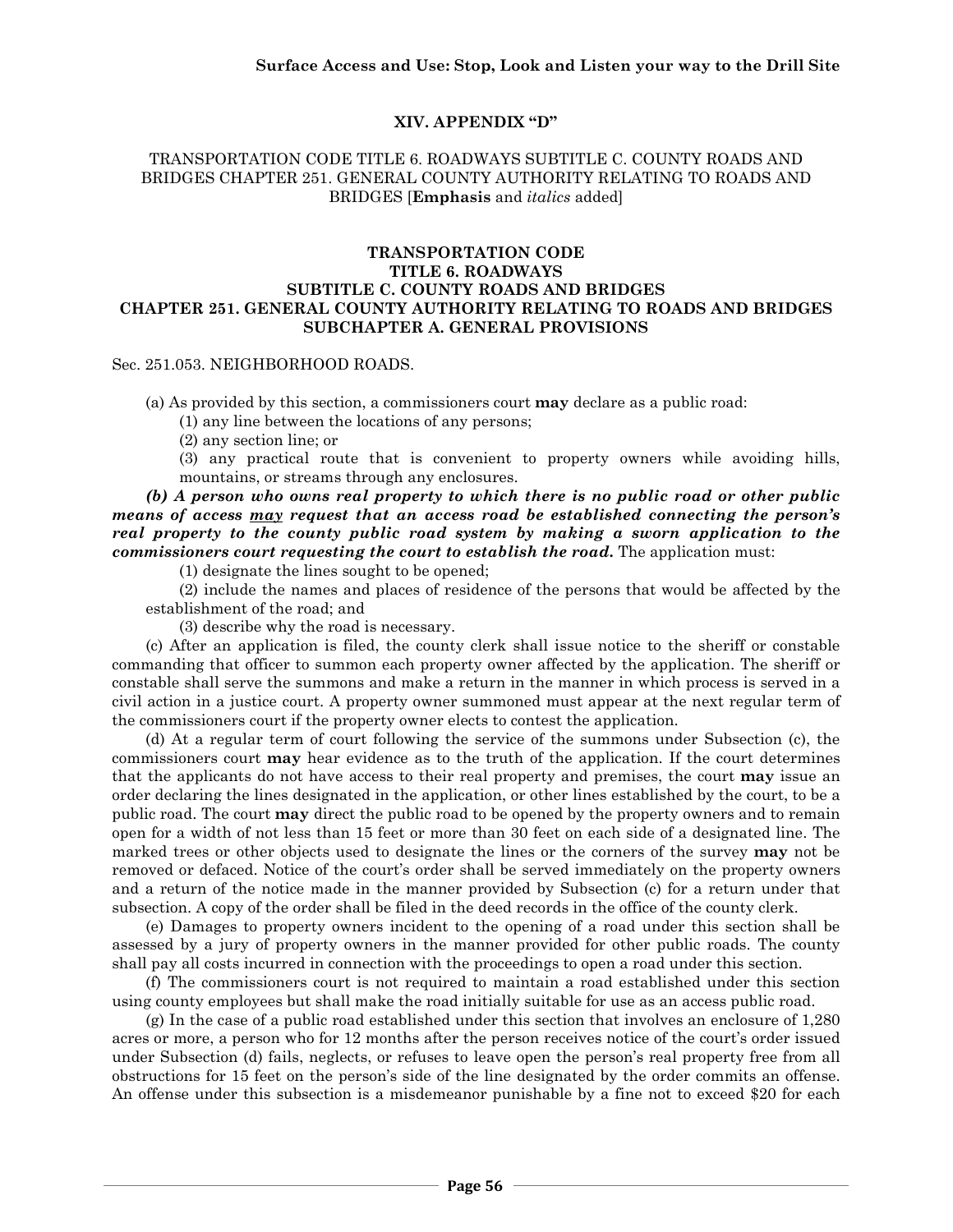# XIV. APPENDIX "D"

TRANSPORTATION CODE TITLE 6. ROADWAYS SUBTITLE C. COUNTY ROADS AND BRIDGES CHAPTER 251. GENERAL COUNTY AUTHORITY RELATING TO ROADS AND BRIDGES [**Emphasis** and *italics* added]

## TRANSPORTATION CODE
## TITLE 6. ROADWAYS
## SUBTITLE C. COUNTY ROADS AND BRIDGES
## CHAPTER 251. GENERAL COUNTY AUTHORITY RELATING TO ROADS AND BRIDGES
## SUBCHAPTER A. GENERAL PROVISIONS

Sec. 251.053. NEIGHBORHOOD ROADS.

(a) As provided by this section, a commissioners court **may** declare as a public road:

(1) any line between the locations of any persons;

(2) any section line; or

(3) any practical route that is convenient to property owners while avoiding hills, mountains, or streams through any enclosures.

***(b) A person who owns real property to which there is no public road or other public means of access <u>may</u> request that an access road be established connecting the person's real property to the county public road system by making a sworn application to the commissioners court requesting the court to establish the road.*** The application must:

(1) designate the lines sought to be opened;

(2) include the names and places of residence of the persons that would be affected by the establishment of the road; and

(3) describe why the road is necessary.

(c) After an application is filed, the county clerk shall issue notice to the sheriff or constable commanding that officer to summon each property owner affected by the application. The sheriff or constable shall serve the summons and make a return in the manner in which process is served in a civil action in a justice court. A property owner summoned must appear at the next regular term of the commissioners court if the property owner elects to contest the application.

(d) At a regular term of court following the service of the summons under Subsection (c), the commissioners court **may** hear evidence as to the truth of the application. If the court determines that the applicants do not have access to their real property and premises, the court **may** issue an order declaring the lines designated in the application, or other lines established by the court, to be a public road. The court **may** direct the public road to be opened by the property owners and to remain open for a width of not less than 15 feet or more than 30 feet on each side of a designated line. The marked trees or other objects used to designate the lines or the corners of the survey **may** not be removed or defaced. Notice of the court's order shall be served immediately on the property owners and a return of the notice made in the manner provided by Subsection (c) for a return under that subsection. A copy of the order shall be filed in the deed records in the office of the county clerk.

(e) Damages to property owners incident to the opening of a road under this section shall be assessed by a jury of property owners in the manner provided for other public roads. The county shall pay all costs incurred in connection with the proceedings to open a road under this section.

(f) The commissioners court is not required to maintain a road established under this section using county employees but shall make the road initially suitable for use as an access public road.

(g) In the case of a public road established under this section that involves an enclosure of 1,280 acres or more, a person who for 12 months after the person receives notice of the court's order issued under Subsection (d) fails, neglects, or refuses to leave open the person's real property free from all obstructions for 15 feet on the person's side of the line designated by the order commits an offense. An offense under this subsection is a misdemeanor punishable by a fine not to exceed $20 for each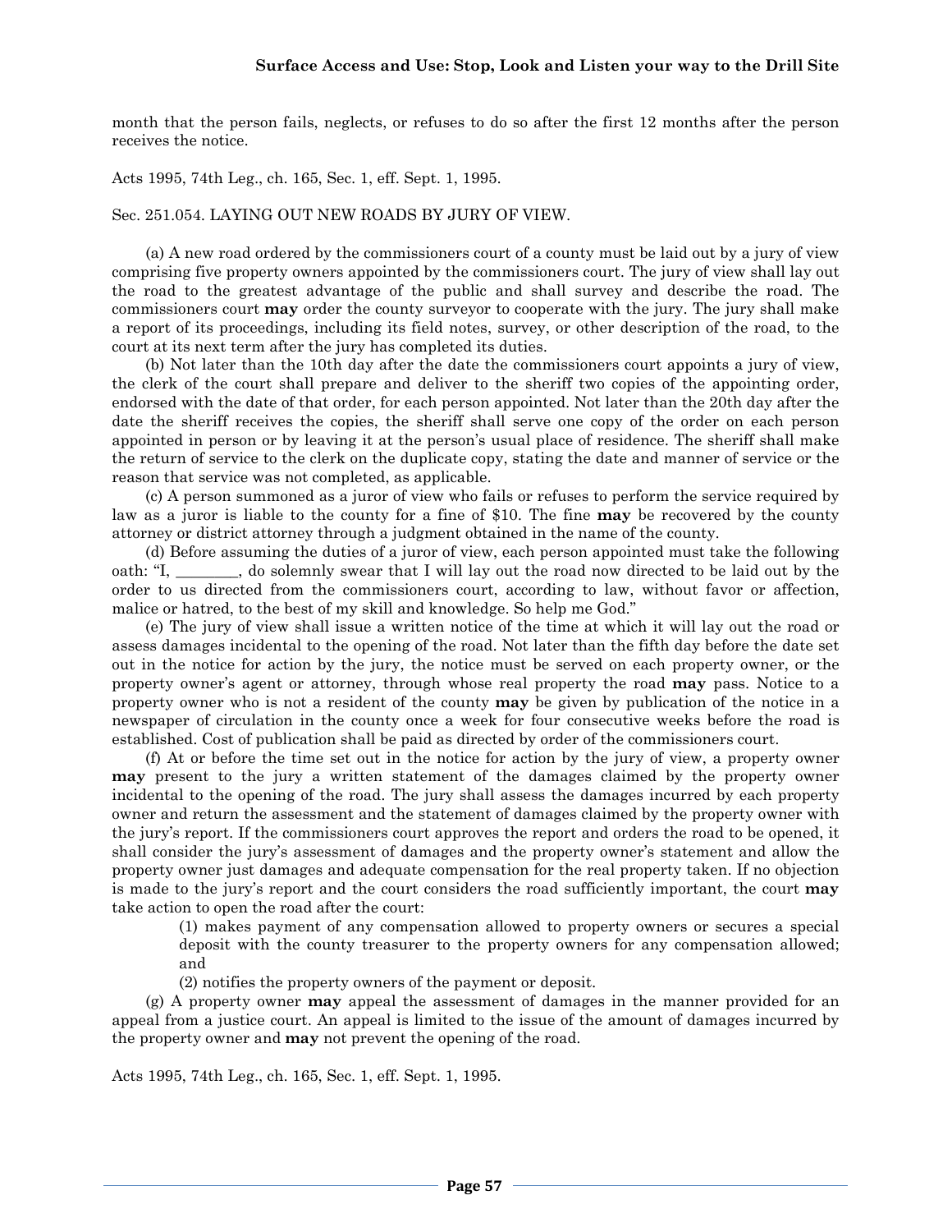month that the person fails, neglects, or refuses to do so after the first 12 months after the person receives the notice.

Acts 1995, 74th Leg., ch. 165, Sec. 1, eff. Sept. 1, 1995.

Sec. 251.054. LAYING OUT NEW ROADS BY JURY OF VIEW.

(a) A new road ordered by the commissioners court of a county must be laid out by a jury of view comprising five property owners appointed by the commissioners court. The jury of view shall lay out the road to the greatest advantage of the public and shall survey and describe the road. The commissioners court **may** order the county surveyor to cooperate with the jury. The jury shall make a report of its proceedings, including its field notes, survey, or other description of the road, to the court at its next term after the jury has completed its duties.

(b) Not later than the 10th day after the date the commissioners court appoints a jury of view, the clerk of the court shall prepare and deliver to the sheriff two copies of the appointing order, endorsed with the date of that order, for each person appointed. Not later than the 20th day after the date the sheriff receives the copies, the sheriff shall serve one copy of the order on each person appointed in person or by leaving it at the person's usual place of residence. The sheriff shall make the return of service to the clerk on the duplicate copy, stating the date and manner of service or the reason that service was not completed, as applicable.

(c) A person summoned as a juror of view who fails or refuses to perform the service required by law as a juror is liable to the county for a fine of $10. The fine **may** be recovered by the county attorney or district attorney through a judgment obtained in the name of the county.

(d) Before assuming the duties of a juror of view, each person appointed must take the following oath: "I, ________, do solemnly swear that I will lay out the road now directed to be laid out by the order to us directed from the commissioners court, according to law, without favor or affection, malice or hatred, to the best of my skill and knowledge. So help me God."

(e) The jury of view shall issue a written notice of the time at which it will lay out the road or assess damages incidental to the opening of the road. Not later than the fifth day before the date set out in the notice for action by the jury, the notice must be served on each property owner, or the property owner's agent or attorney, through whose real property the road **may** pass. Notice to a property owner who is not a resident of the county **may** be given by publication of the notice in a newspaper of circulation in the county once a week for four consecutive weeks before the road is established. Cost of publication shall be paid as directed by order of the commissioners court.

(f) At or before the time set out in the notice for action by the jury of view, a property owner **may** present to the jury a written statement of the damages claimed by the property owner incidental to the opening of the road. The jury shall assess the damages incurred by each property owner and return the assessment and the statement of damages claimed by the property owner with the jury's report. If the commissioners court approves the report and orders the road to be opened, it shall consider the jury's assessment of damages and the property owner's statement and allow the property owner just damages and adequate compensation for the real property taken. If no objection is made to the jury's report and the court considers the road sufficiently important, the court **may** take action to open the road after the court:

(1) makes payment of any compensation allowed to property owners or secures a special deposit with the county treasurer to the property owners for any compensation allowed; and

(2) notifies the property owners of the payment or deposit.

(g) A property owner **may** appeal the assessment of damages in the manner provided for an appeal from a justice court. An appeal is limited to the issue of the amount of damages incurred by the property owner and **may** not prevent the opening of the road.

Acts 1995, 74th Leg., ch. 165, Sec. 1, eff. Sept. 1, 1995.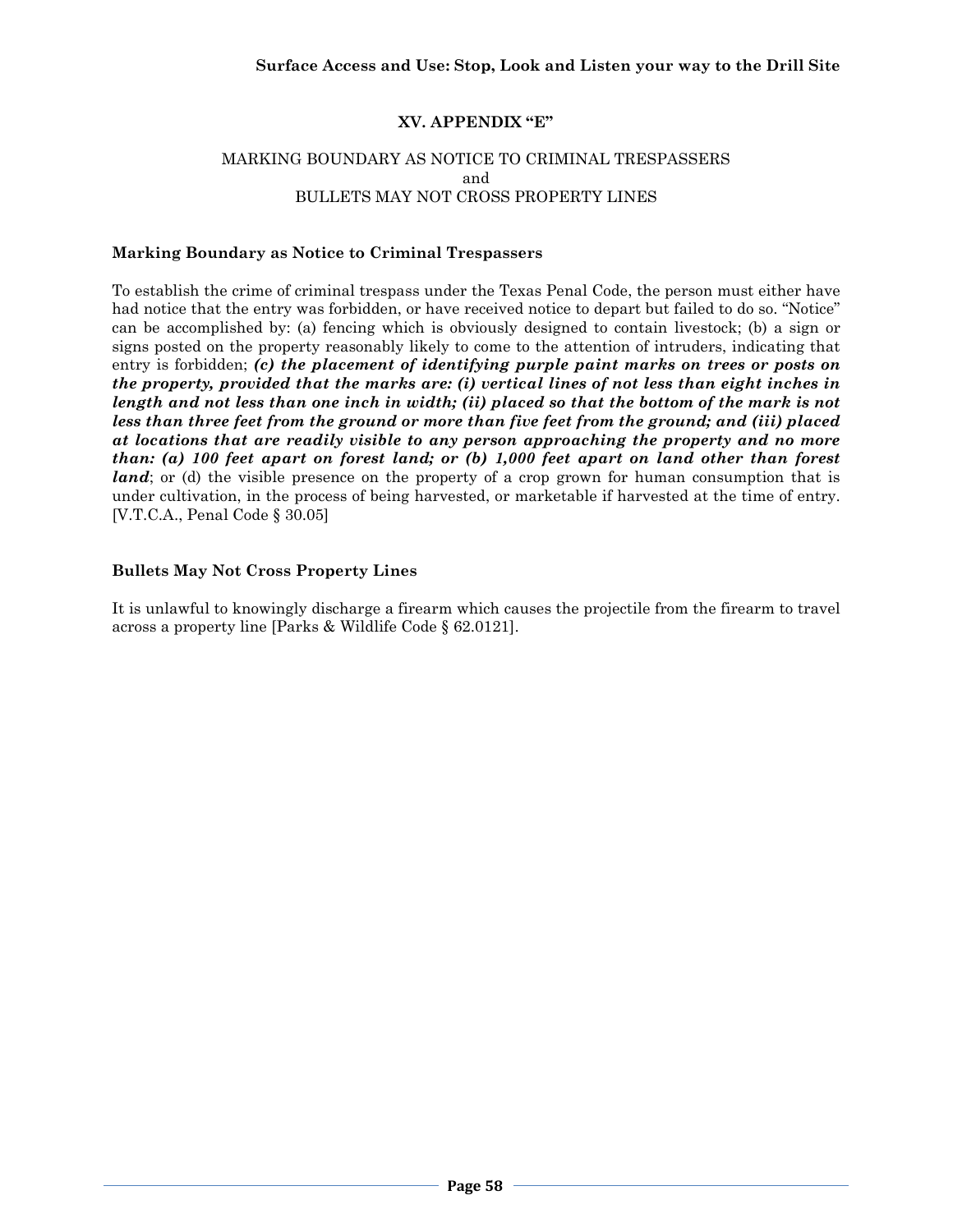## XV. APPENDIX "E"

MARKING BOUNDARY AS NOTICE TO CRIMINAL TRESPASSERS
and
BULLETS MAY NOT CROSS PROPERTY LINES

### Marking Boundary as Notice to Criminal Trespassers

To establish the crime of criminal trespass under the Texas Penal Code, the person must either have had notice that the entry was forbidden, or have received notice to depart but failed to do so. "Notice" can be accomplished by: (a) fencing which is obviously designed to contain livestock; (b) a sign or signs posted on the property reasonably likely to come to the attention of intruders, indicating that entry is forbidden; ***(c) the placement of identifying purple paint marks on trees or posts on the property, provided that the marks are: (i) vertical lines of not less than eight inches in length and not less than one inch in width; (ii) placed so that the bottom of the mark is not less than three feet from the ground or more than five feet from the ground; and (iii) placed at locations that are readily visible to any person approaching the property and no more than: (a) 100 feet apart on forest land; or (b) 1,000 feet apart on land other than forest land***; or (d) the visible presence on the property of a crop grown for human consumption that is under cultivation, in the process of being harvested, or marketable if harvested at the time of entry. [V.T.C.A., Penal Code § 30.05]

### Bullets May Not Cross Property Lines

It is unlawful to knowingly discharge a firearm which causes the projectile from the firearm to travel across a property line [Parks & Wildlife Code § 62.0121].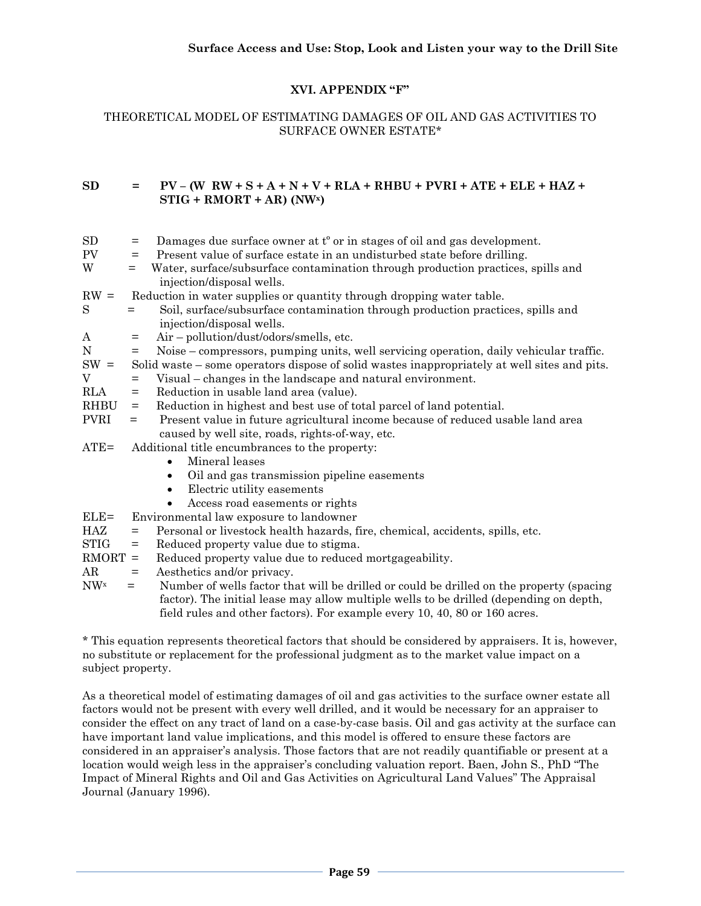## XVI. APPENDIX "F"

THEORETICAL MODEL OF ESTIMATING DAMAGES OF OIL AND GAS ACTIVITIES TO SURFACE OWNER ESTATE*

$$\mathbf{SD = PV - (W\ RW + S + A + N + V + RLA + RHBU + PVRI + ATE + ELE + HAZ + STIG + RMORT + AR)\ (NW^{x})}$$

SD = Damages due surface owner at t° or in stages of oil and gas development.
PV = Present value of surface estate in an undisturbed state before drilling.
W = Water, surface/subsurface contamination through production practices, spills and injection/disposal wells.
RW = Reduction in water supplies or quantity through dropping water table.
S = Soil, surface/subsurface contamination through production practices, spills and injection/disposal wells.
A = Air – pollution/dust/odors/smells, etc.
N = Noise – compressors, pumping units, well servicing operation, daily vehicular traffic.
SW = Solid waste – some operators dispose of solid wastes inappropriately at well sites and pits.
V = Visual – changes in the landscape and natural environment.
RLA = Reduction in usable land area (value).
RHBU = Reduction in highest and best use of total parcel of land potential.
PVRI = Present value in future agricultural income because of reduced usable land area caused by well site, roads, rights-of-way, etc.
ATE= Additional title encumbrances to the property:

- Mineral leases
- Oil and gas transmission pipeline easements
- Electric utility easements
- Access road easements or rights

ELE= Environmental law exposure to landowner
HAZ = Personal or livestock health hazards, fire, chemical, accidents, spills, etc.
STIG = Reduced property value due to stigma.
RMORT = Reduced property value due to reduced mortgageability.
AR = Aesthetics and/or privacy.
$NW^{x}$ = Number of wells factor that will be drilled or could be drilled on the property (spacing factor). The initial lease may allow multiple wells to be drilled (depending on depth, field rules and other factors). For example every 10, 40, 80 or 160 acres.

\* This equation represents theoretical factors that should be considered by appraisers. It is, however, no substitute or replacement for the professional judgment as to the market value impact on a subject property.

As a theoretical model of estimating damages of oil and gas activities to the surface owner estate all factors would not be present with every well drilled, and it would be necessary for an appraiser to consider the effect on any tract of land on a case-by-case basis. Oil and gas activity at the surface can have important land value implications, and this model is offered to ensure these factors are considered in an appraiser's analysis. Those factors that are not readily quantifiable or present at a location would weigh less in the appraiser's concluding valuation report. Baen, John S., PhD "The Impact of Mineral Rights and Oil and Gas Activities on Agricultural Land Values" The Appraisal Journal (January 1996).